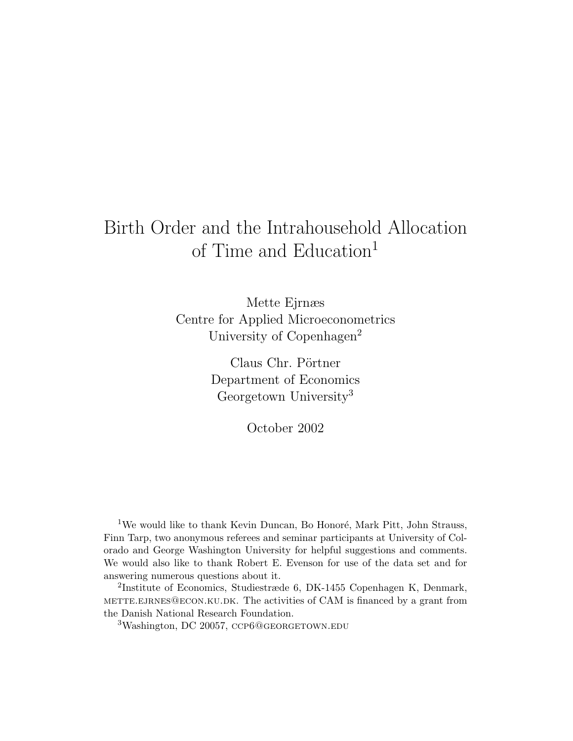# Birth Order and the Intrahousehold Allocation of Time and Education[1]

Mette Ejrnæs
Centre for Applied Microeconometrics
University of Copenhagen[2]

Claus Chr. Pörtner
Department of Economics
Georgetown University[3]

October 2002

[1] We would like to thank Kevin Duncan, Bo Honoré, Mark Pitt, John Strauss, Finn Tarp, two anonymous referees and seminar participants at University of Colorado and George Washington University for helpful suggestions and comments. We would also like to thank Robert E. Evenson for use of the data set and for answering numerous questions about it.

[2] Institute of Economics, Studiestræde 6, DK-1455 Copenhagen K, Denmark, mette.ejrnes@econ.ku.dk. The activities of CAM is financed by a grant from the Danish National Research Foundation.

[3] Washington, DC 20057, ccp6@georgetown.edu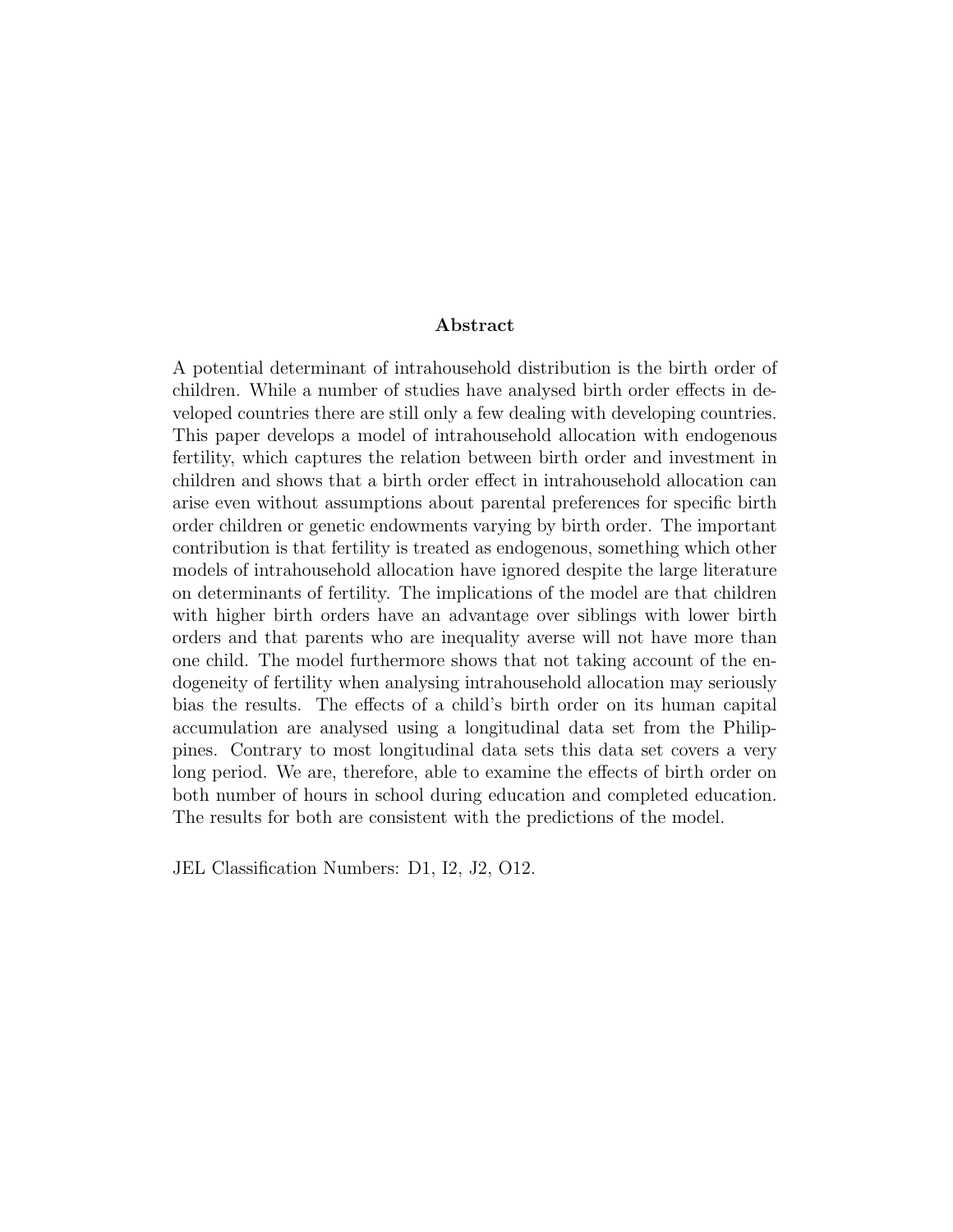**Abstract**

A potential determinant of intrahousehold distribution is the birth order of children. While a number of studies have analysed birth order effects in developed countries there are still only a few dealing with developing countries. This paper develops a model of intrahousehold allocation with endogenous fertility, which captures the relation between birth order and investment in children and shows that a birth order effect in intrahousehold allocation can arise even without assumptions about parental preferences for specific birth order children or genetic endowments varying by birth order. The important contribution is that fertility is treated as endogenous, something which other models of intrahousehold allocation have ignored despite the large literature on determinants of fertility. The implications of the model are that children with higher birth orders have an advantage over siblings with lower birth orders and that parents who are inequality averse will not have more than one child. The model furthermore shows that not taking account of the endogeneity of fertility when analysing intrahousehold allocation may seriously bias the results. The effects of a child's birth order on its human capital accumulation are analysed using a longitudinal data set from the Philippines. Contrary to most longitudinal data sets this data set covers a very long period. We are, therefore, able to examine the effects of birth order on both number of hours in school during education and completed education. The results for both are consistent with the predictions of the model.

JEL Classification Numbers: D1, I2, J2, O12.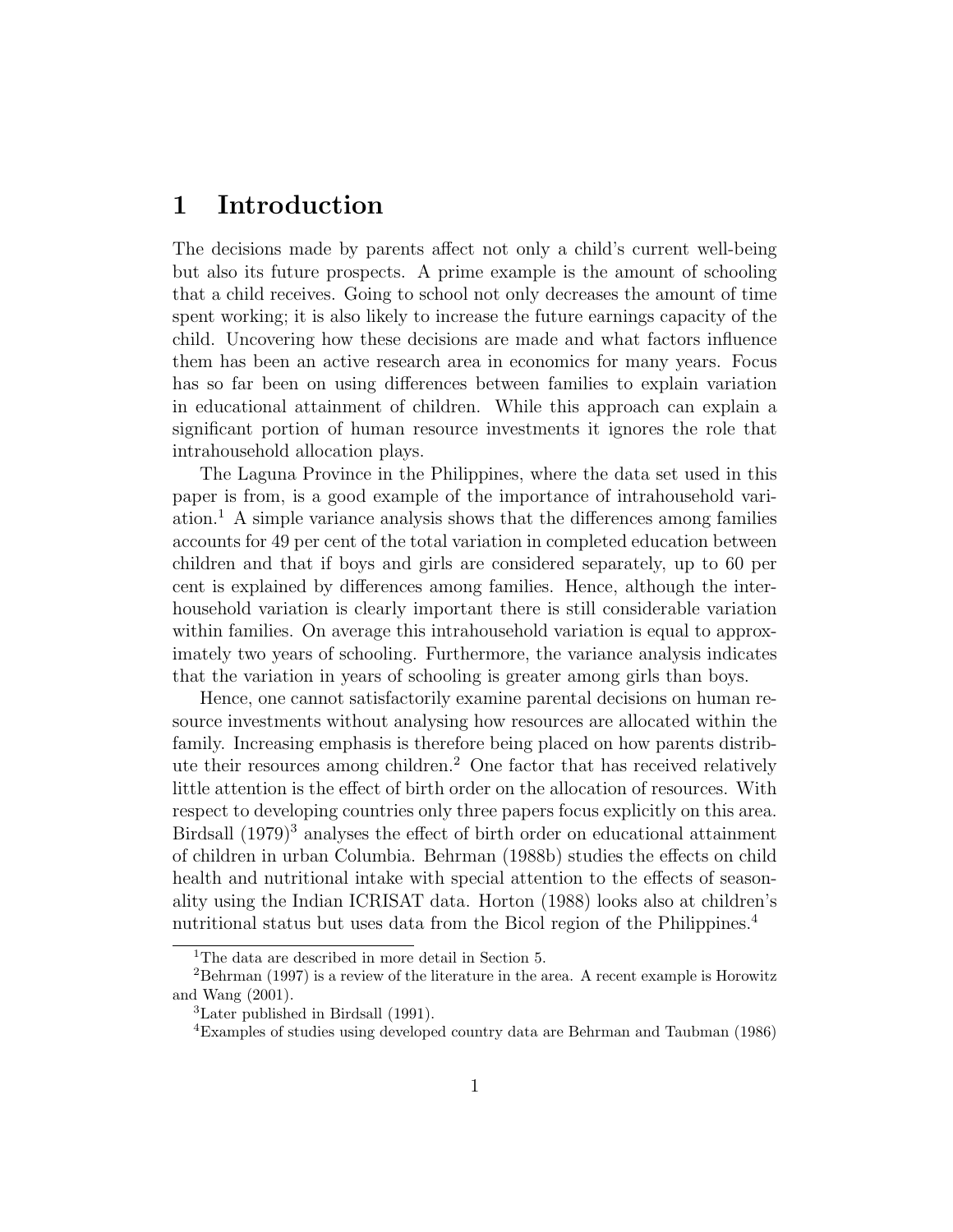# 1 Introduction

The decisions made by parents affect not only a child's current well-being but also its future prospects. A prime example is the amount of schooling that a child receives. Going to school not only decreases the amount of time spent working; it is also likely to increase the future earnings capacity of the child. Uncovering how these decisions are made and what factors influence them has been an active research area in economics for many years. Focus has so far been on using differences between families to explain variation in educational attainment of children. While this approach can explain a significant portion of human resource investments it ignores the role that intrahousehold allocation plays.

The Laguna Province in the Philippines, where the data set used in this paper is from, is a good example of the importance of intrahousehold variation.[1] A simple variance analysis shows that the differences among families accounts for 49 per cent of the total variation in completed education between children and that if boys and girls are considered separately, up to 60 per cent is explained by differences among families. Hence, although the interhousehold variation is clearly important there is still considerable variation within families. On average this intrahousehold variation is equal to approximately two years of schooling. Furthermore, the variance analysis indicates that the variation in years of schooling is greater among girls than boys.

Hence, one cannot satisfactorily examine parental decisions on human resource investments without analysing how resources are allocated within the family. Increasing emphasis is therefore being placed on how parents distribute their resources among children.[2] One factor that has received relatively little attention is the effect of birth order on the allocation of resources. With respect to developing countries only three papers focus explicitly on this area. Birdsall (1979)[3] analyses the effect of birth order on educational attainment of children in urban Columbia. Behrman (1988b) studies the effects on child health and nutritional intake with special attention to the effects of seasonality using the Indian ICRISAT data. Horton (1988) looks also at children's nutritional status but uses data from the Bicol region of the Philippines.[4]

---

[1] The data are described in more detail in Section 5.

[2] Behrman (1997) is a review of the literature in the area. A recent example is Horowitz and Wang (2001).

[3] Later published in Birdsall (1991).

[4] Examples of studies using developed country data are Behrman and Taubman (1986)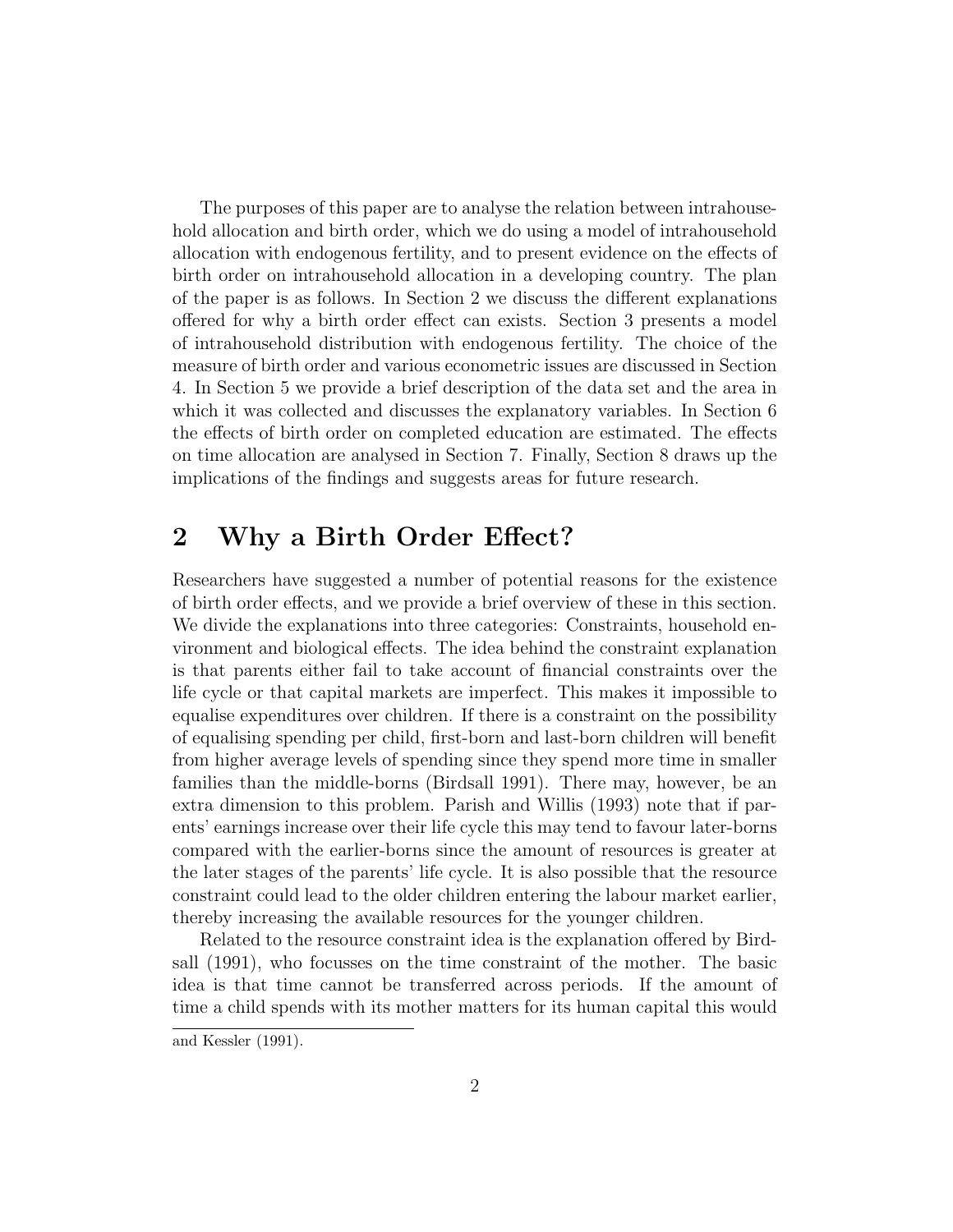The purposes of this paper are to analyse the relation between intrahousehold allocation and birth order, which we do using a model of intrahousehold allocation with endogenous fertility, and to present evidence on the effects of birth order on intrahousehold allocation in a developing country. The plan of the paper is as follows. In Section 2 we discuss the different explanations offered for why a birth order effect can exists. Section 3 presents a model of intrahousehold distribution with endogenous fertility. The choice of the measure of birth order and various econometric issues are discussed in Section 4. In Section 5 we provide a brief description of the data set and the area in which it was collected and discusses the explanatory variables. In Section 6 the effects of birth order on completed education are estimated. The effects on time allocation are analysed in Section 7. Finally, Section 8 draws up the implications of the findings and suggests areas for future research.

## 2 Why a Birth Order Effect?

Researchers have suggested a number of potential reasons for the existence of birth order effects, and we provide a brief overview of these in this section. We divide the explanations into three categories: Constraints, household environment and biological effects. The idea behind the constraint explanation is that parents either fail to take account of financial constraints over the life cycle or that capital markets are imperfect. This makes it impossible to equalise expenditures over children. If there is a constraint on the possibility of equalising spending per child, first-born and last-born children will benefit from higher average levels of spending since they spend more time in smaller families than the middle-borns (Birdsall 1991). There may, however, be an extra dimension to this problem. Parish and Willis (1993) note that if parents' earnings increase over their life cycle this may tend to favour later-borns compared with the earlier-borns since the amount of resources is greater at the later stages of the parents' life cycle. It is also possible that the resource constraint could lead to the older children entering the labour market earlier, thereby increasing the available resources for the younger children.

Related to the resource constraint idea is the explanation offered by Birdsall (1991), who focusses on the time constraint of the mother. The basic idea is that time cannot be transferred across periods. If the amount of time a child spends with its mother matters for its human capital this would

and Kessler (1991).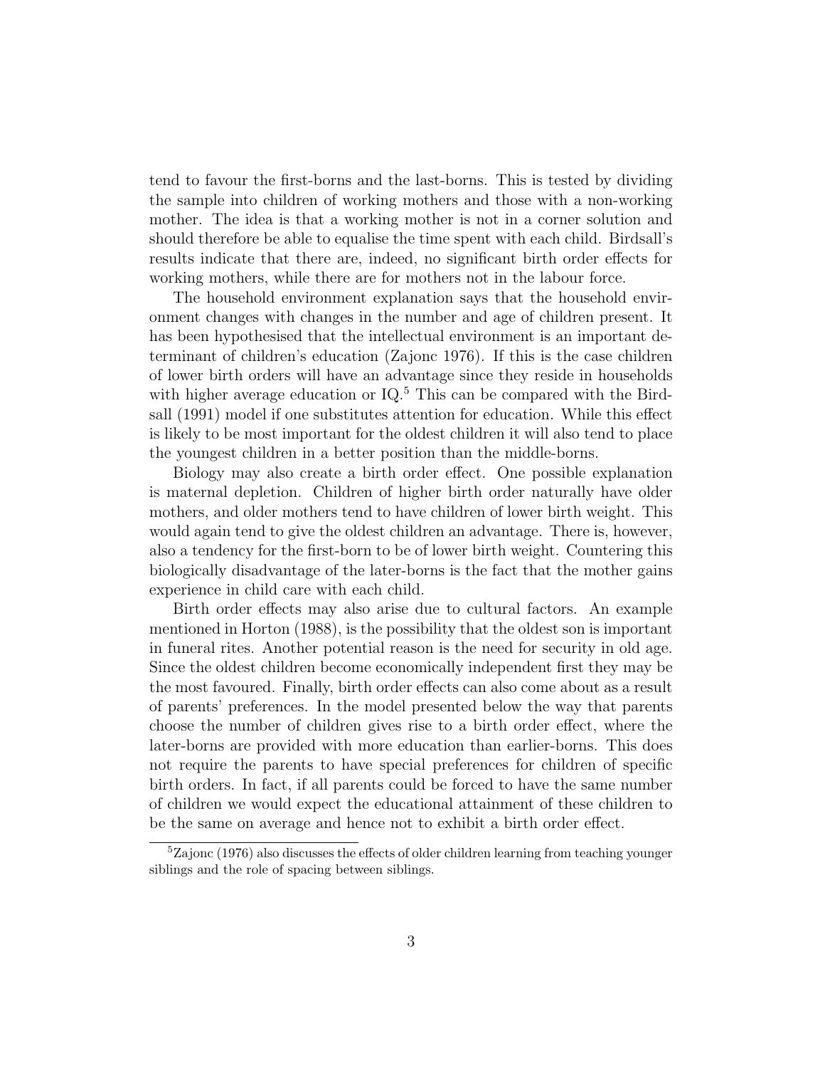tend to favour the first-borns and the last-borns. This is tested by dividing the sample into children of working mothers and those with a non-working mother. The idea is that a working mother is not in a corner solution and should therefore be able to equalise the time spent with each child. Birdsall's results indicate that there are, indeed, no significant birth order effects for working mothers, while there are for mothers not in the labour force.

The household environment explanation says that the household environment changes with changes in the number and age of children present. It has been hypothesised that the intellectual environment is an important determinant of children's education (Zajonc 1976). If this is the case children of lower birth orders will have an advantage since they reside in households with higher average education or IQ.[5] This can be compared with the Birdsall (1991) model if one substitutes attention for education. While this effect is likely to be most important for the oldest children it will also tend to place the youngest children in a better position than the middle-borns.

Biology may also create a birth order effect. One possible explanation is maternal depletion. Children of higher birth order naturally have older mothers, and older mothers tend to have children of lower birth weight. This would again tend to give the oldest children an advantage. There is, however, also a tendency for the first-born to be of lower birth weight. Countering this biologically disadvantage of the later-borns is the fact that the mother gains experience in child care with each child.

Birth order effects may also arise due to cultural factors. An example mentioned in Horton (1988), is the possibility that the oldest son is important in funeral rites. Another potential reason is the need for security in old age. Since the oldest children become economically independent first they may be the most favoured. Finally, birth order effects can also come about as a result of parents' preferences. In the model presented below the way that parents choose the number of children gives rise to a birth order effect, where the later-borns are provided with more education than earlier-borns. This does not require the parents to have special preferences for children of specific birth orders. In fact, if all parents could be forced to have the same number of children we would expect the educational attainment of these children to be the same on average and hence not to exhibit a birth order effect.

[5] Zajonc (1976) also discusses the effects of older children learning from teaching younger siblings and the role of spacing between siblings.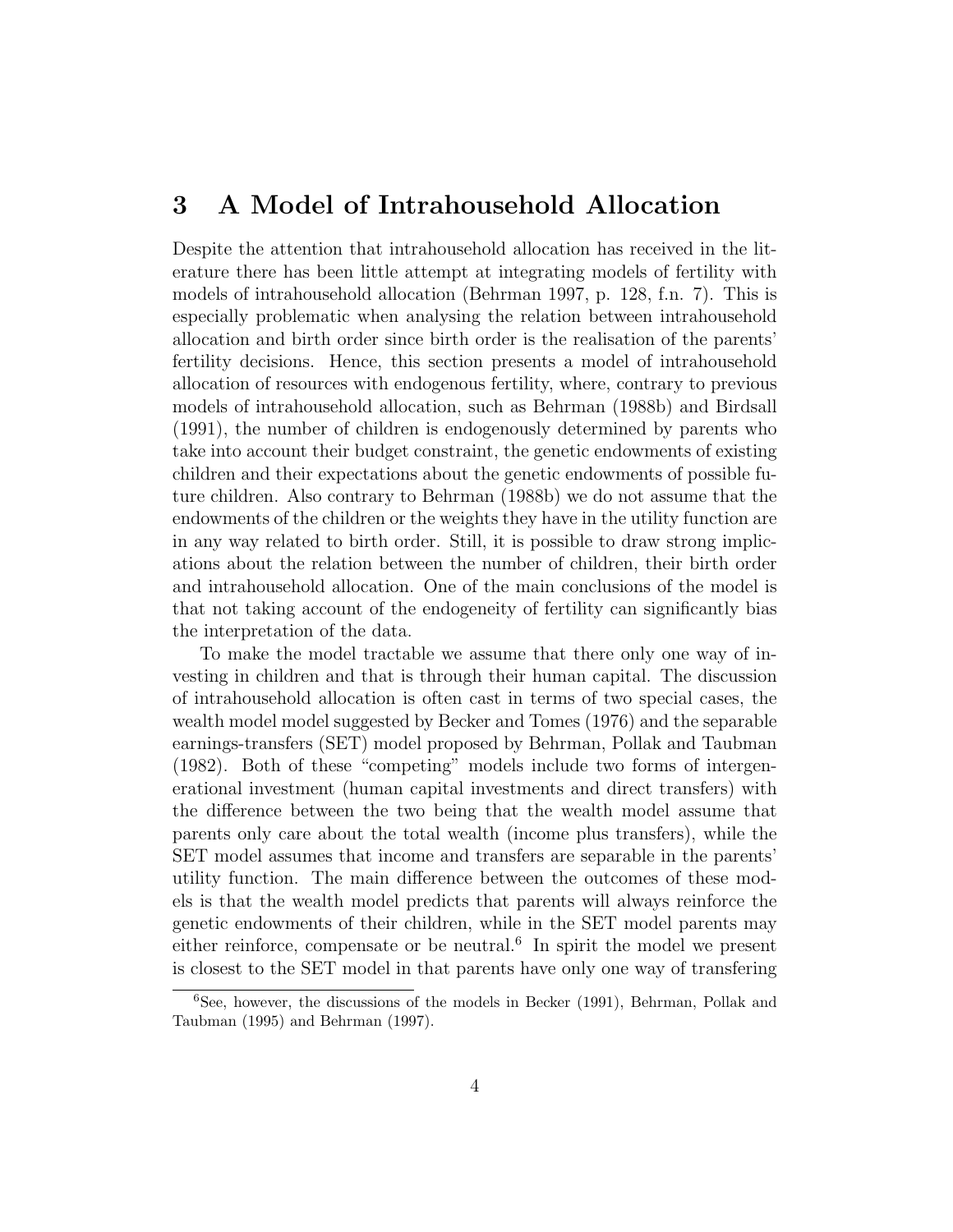## 3 A Model of Intrahousehold Allocation

Despite the attention that intrahousehold allocation has received in the literature there has been little attempt at integrating models of fertility with models of intrahousehold allocation (Behrman 1997, p. 128, f.n. 7). This is especially problematic when analysing the relation between intrahousehold allocation and birth order since birth order is the realisation of the parents' fertility decisions. Hence, this section presents a model of intrahousehold allocation of resources with endogenous fertility, where, contrary to previous models of intrahousehold allocation, such as Behrman (1988b) and Birdsall (1991), the number of children is endogenously determined by parents who take into account their budget constraint, the genetic endowments of existing children and their expectations about the genetic endowments of possible future children. Also contrary to Behrman (1988b) we do not assume that the endowments of the children or the weights they have in the utility function are in any way related to birth order. Still, it is possible to draw strong implications about the relation between the number of children, their birth order and intrahousehold allocation. One of the main conclusions of the model is that not taking account of the endogeneity of fertility can significantly bias the interpretation of the data.

To make the model tractable we assume that there only one way of investing in children and that is through their human capital. The discussion of intrahousehold allocation is often cast in terms of two special cases, the wealth model model suggested by Becker and Tomes (1976) and the separable earnings-transfers (SET) model proposed by Behrman, Pollak and Taubman (1982). Both of these "competing" models include two forms of intergenerational investment (human capital investments and direct transfers) with the difference between the two being that the wealth model assume that parents only care about the total wealth (income plus transfers), while the SET model assumes that income and transfers are separable in the parents' utility function. The main difference between the outcomes of these models is that the wealth model predicts that parents will always reinforce the genetic endowments of their children, while in the SET model parents may either reinforce, compensate or be neutral.[6] In spirit the model we present is closest to the SET model in that parents have only one way of transfering

[6] See, however, the discussions of the models in Becker (1991), Behrman, Pollak and Taubman (1995) and Behrman (1997).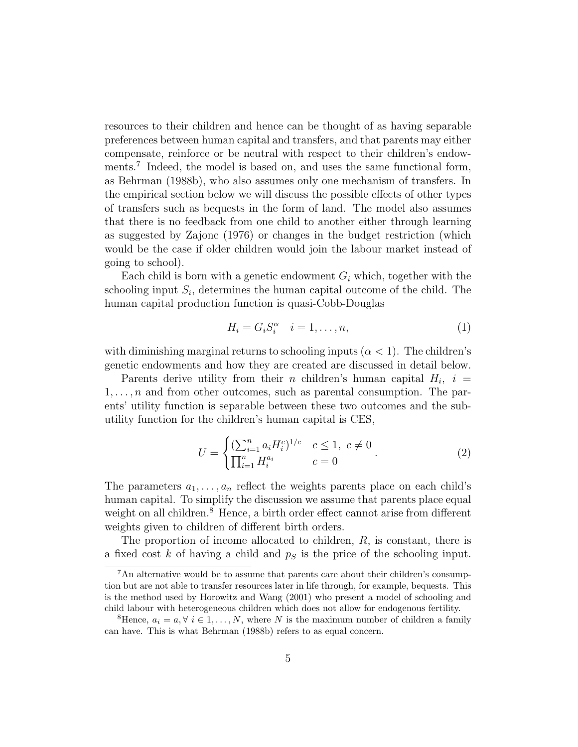resources to their children and hence can be thought of as having separable preferences between human capital and transfers, and that parents may either compensate, reinforce or be neutral with respect to their children's endowments.[7] Indeed, the model is based on, and uses the same functional form, as Behrman (1988b), who also assumes only one mechanism of transfers. In the empirical section below we will discuss the possible effects of other types of transfers such as bequests in the form of land. The model also assumes that there is no feedback from one child to another either through learning as suggested by Zajonc (1976) or changes in the budget restriction (which would be the case if older children would join the labour market instead of going to school).

Each child is born with a genetic endowment $G_i$ which, together with the schooling input $S_i$, determines the human capital outcome of the child. The human capital production function is quasi-Cobb-Douglas

$$H_i = G_i S_i^{\alpha} \quad i = 1, \ldots, n, \tag{1}$$

with diminishing marginal returns to schooling inputs ($\alpha < 1$). The children's genetic endowments and how they are created are discussed in detail below.

Parents derive utility from their $n$ children's human capital $H_i$, $i = 1, \ldots, n$ and from other outcomes, such as parental consumption. The parents' utility function is separable between these two outcomes and the sub-utility function for the children's human capital is CES,

$$U = \begin{cases} (\sum_{i=1}^{n} a_i H_i^c)^{1/c} & c \leq 1, \ c \neq 0 \\ \prod_{i=1}^{n} H_i^{a_i} & c = 0 \end{cases}. \tag{2}$$

The parameters $a_1, \ldots, a_n$ reflect the weights parents place on each child's human capital. To simplify the discussion we assume that parents place equal weight on all children.[8] Hence, a birth order effect cannot arise from different weights given to children of different birth orders.

The proportion of income allocated to children, $R$, is constant, there is a fixed cost $k$ of having a child and $p_S$ is the price of the schooling input.

[7] An alternative would be to assume that parents care about their children's consumption but are not able to transfer resources later in life through, for example, bequests. This is the method used by Horowitz and Wang (2001) who present a model of schooling and child labour with heterogeneous children which does not allow for endogenous fertility.

[8] Hence, $a_i = a, \forall \ i \in 1, \ldots, N$, where $N$ is the maximum number of children a family can have. This is what Behrman (1988b) refers to as equal concern.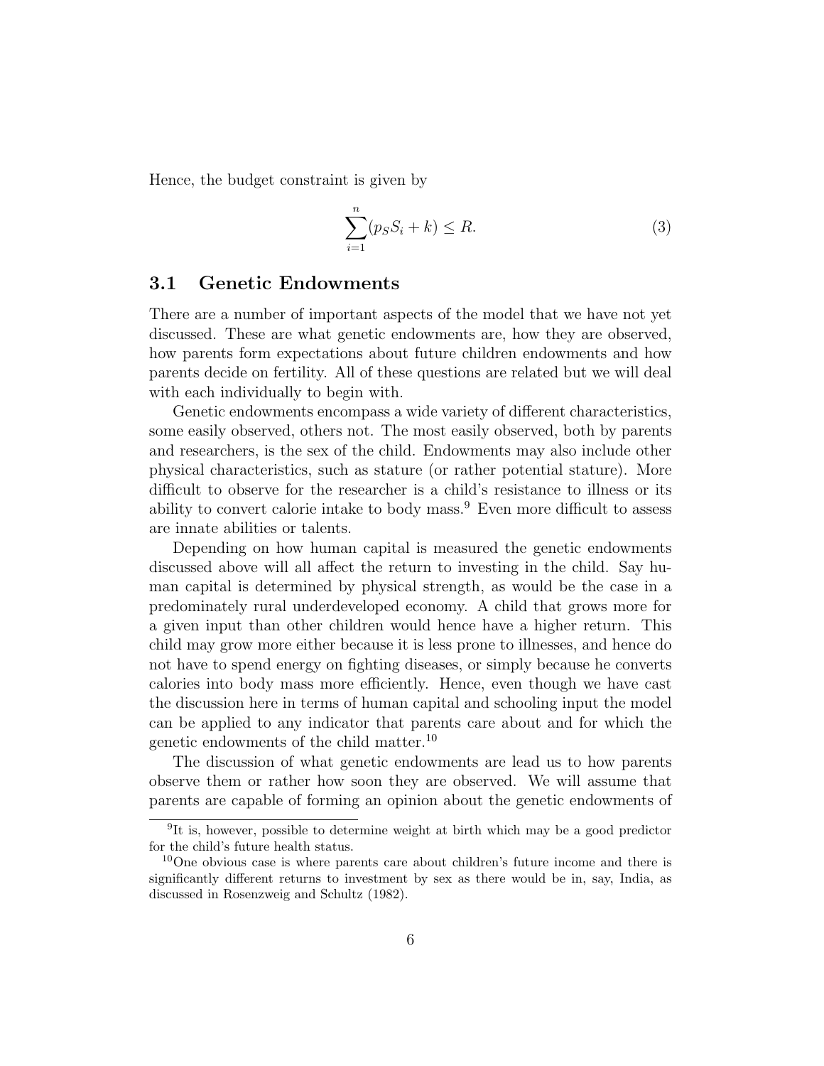Hence, the budget constraint is given by

$$\sum_{i=1}^{n}(p_S S_i + k) \leq R. \tag{3}$$

## 3.1 Genetic Endowments

There are a number of important aspects of the model that we have not yet discussed. These are what genetic endowments are, how they are observed, how parents form expectations about future children endowments and how parents decide on fertility. All of these questions are related but we will deal with each individually to begin with.

Genetic endowments encompass a wide variety of different characteristics, some easily observed, others not. The most easily observed, both by parents and researchers, is the sex of the child. Endowments may also include other physical characteristics, such as stature (or rather potential stature). More difficult to observe for the researcher is a child's resistance to illness or its ability to convert calorie intake to body mass.[9] Even more difficult to assess are innate abilities or talents.

Depending on how human capital is measured the genetic endowments discussed above will all affect the return to investing in the child. Say human capital is determined by physical strength, as would be the case in a predominately rural underdeveloped economy. A child that grows more for a given input than other children would hence have a higher return. This child may grow more either because it is less prone to illnesses, and hence do not have to spend energy on fighting diseases, or simply because he converts calories into body mass more efficiently. Hence, even though we have cast the discussion here in terms of human capital and schooling input the model can be applied to any indicator that parents care about and for which the genetic endowments of the child matter.[10]

The discussion of what genetic endowments are lead us to how parents observe them or rather how soon they are observed. We will assume that parents are capable of forming an opinion about the genetic endowments of

---

[9] It is, however, possible to determine weight at birth which may be a good predictor for the child's future health status.

[10] One obvious case is where parents care about children's future income and there is significantly different returns to investment by sex as there would be in, say, India, as discussed in Rosenzweig and Schultz (1982).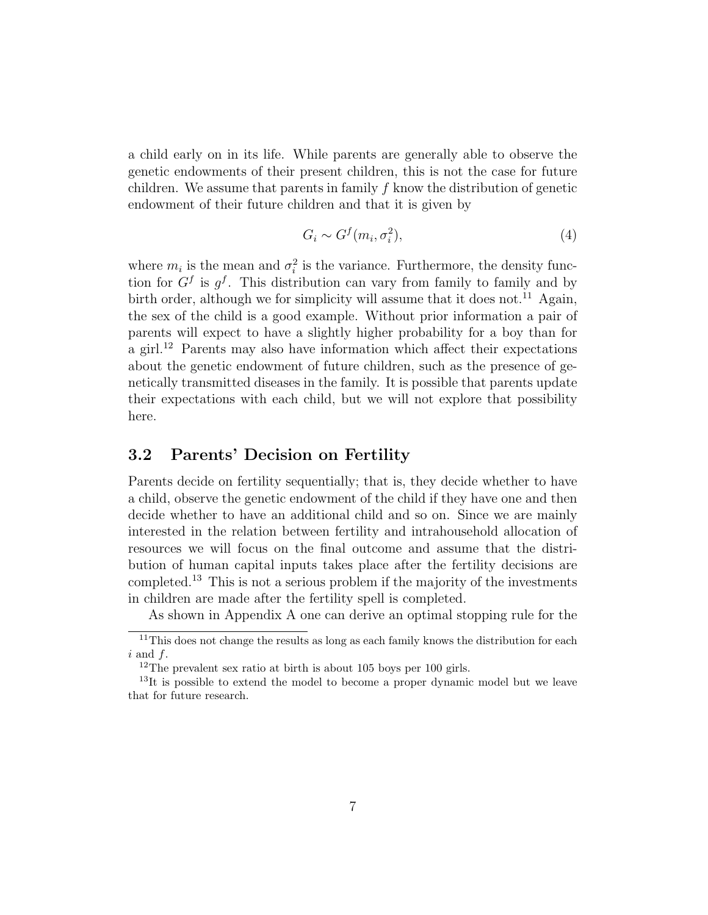a child early on in its life. While parents are generally able to observe the genetic endowments of their present children, this is not the case for future children. We assume that parents in family $f$ know the distribution of genetic endowment of their future children and that it is given by

$$G_i \sim G^f(m_i, \sigma_i^2), \tag{4}$$

where $m_i$ is the mean and $\sigma_i^2$ is the variance. Furthermore, the density function for $G^f$ is $g^f$. This distribution can vary from family to family and by birth order, although we for simplicity will assume that it does not.[11] Again, the sex of the child is a good example. Without prior information a pair of parents will expect to have a slightly higher probability for a boy than for a girl.[12] Parents may also have information which affect their expectations about the genetic endowment of future children, such as the presence of genetically transmitted diseases in the family. It is possible that parents update their expectations with each child, but we will not explore that possibility here.

### 3.2 Parents' Decision on Fertility

Parents decide on fertility sequentially; that is, they decide whether to have a child, observe the genetic endowment of the child if they have one and then decide whether to have an additional child and so on. Since we are mainly interested in the relation between fertility and intrahousehold allocation of resources we will focus on the final outcome and assume that the distribution of human capital inputs takes place after the fertility decisions are completed.[13] This is not a serious problem if the majority of the investments in children are made after the fertility spell is completed.

As shown in Appendix A one can derive an optimal stopping rule for the

[11] This does not change the results as long as each family knows the distribution for each $i$ and $f$.

[12] The prevalent sex ratio at birth is about 105 boys per 100 girls.

[13] It is possible to extend the model to become a proper dynamic model but we leave that for future research.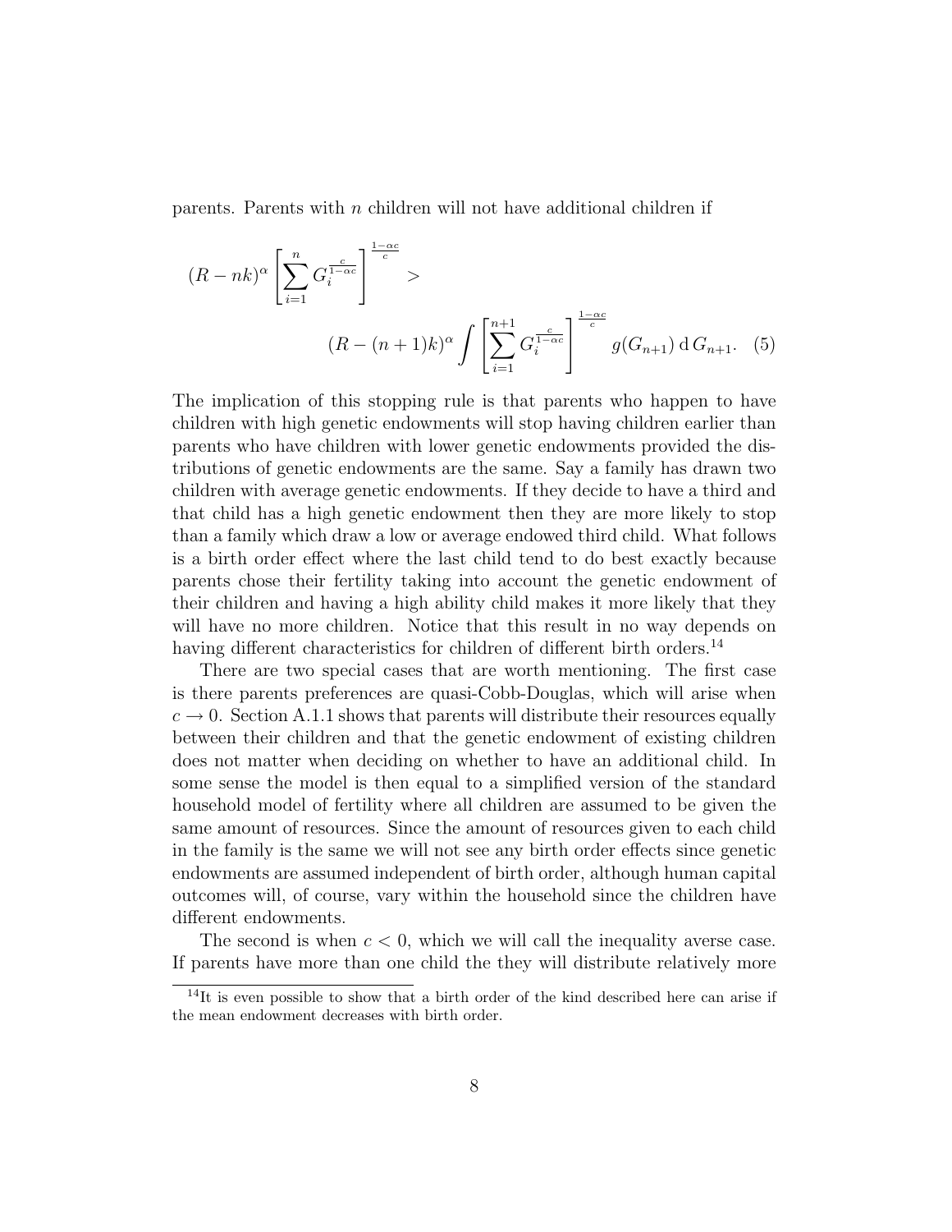parents. Parents with $n$ children will not have additional children if

$$
(R - nk)^{\alpha} \left[ \sum_{i=1}^{n} G_i^{\frac{c}{1-\alpha c}} \right]^{\frac{1-\alpha c}{c}} > (R - (n+1)k)^{\alpha} \int \left[ \sum_{i=1}^{n+1} G_i^{\frac{c}{1-\alpha c}} \right]^{\frac{1-\alpha c}{c}} g(G_{n+1}) \, \mathrm{d}\, G_{n+1}. \quad (5)
$$

The implication of this stopping rule is that parents who happen to have children with high genetic endowments will stop having children earlier than parents who have children with lower genetic endowments provided the distributions of genetic endowments are the same. Say a family has drawn two children with average genetic endowments. If they decide to have a third and that child has a high genetic endowment then they are more likely to stop than a family which draw a low or average endowed third child. What follows is a birth order effect where the last child tend to do best exactly because parents chose their fertility taking into account the genetic endowment of their children and having a high ability child makes it more likely that they will have no more children. Notice that this result in no way depends on having different characteristics for children of different birth orders.[14]

There are two special cases that are worth mentioning. The first case is there parents preferences are quasi-Cobb-Douglas, which will arise when $c \to 0$. Section A.1.1 shows that parents will distribute their resources equally between their children and that the genetic endowment of existing children does not matter when deciding on whether to have an additional child. In some sense the model is then equal to a simplified version of the standard household model of fertility where all children are assumed to be given the same amount of resources. Since the amount of resources given to each child in the family is the same we will not see any birth order effects since genetic endowments are assumed independent of birth order, although human capital outcomes will, of course, vary within the household since the children have different endowments.

The second is when $c < 0$, which we will call the inequality averse case. If parents have more than one child the they will distribute relatively more

[14] It is even possible to show that a birth order of the kind described here can arise if the mean endowment decreases with birth order.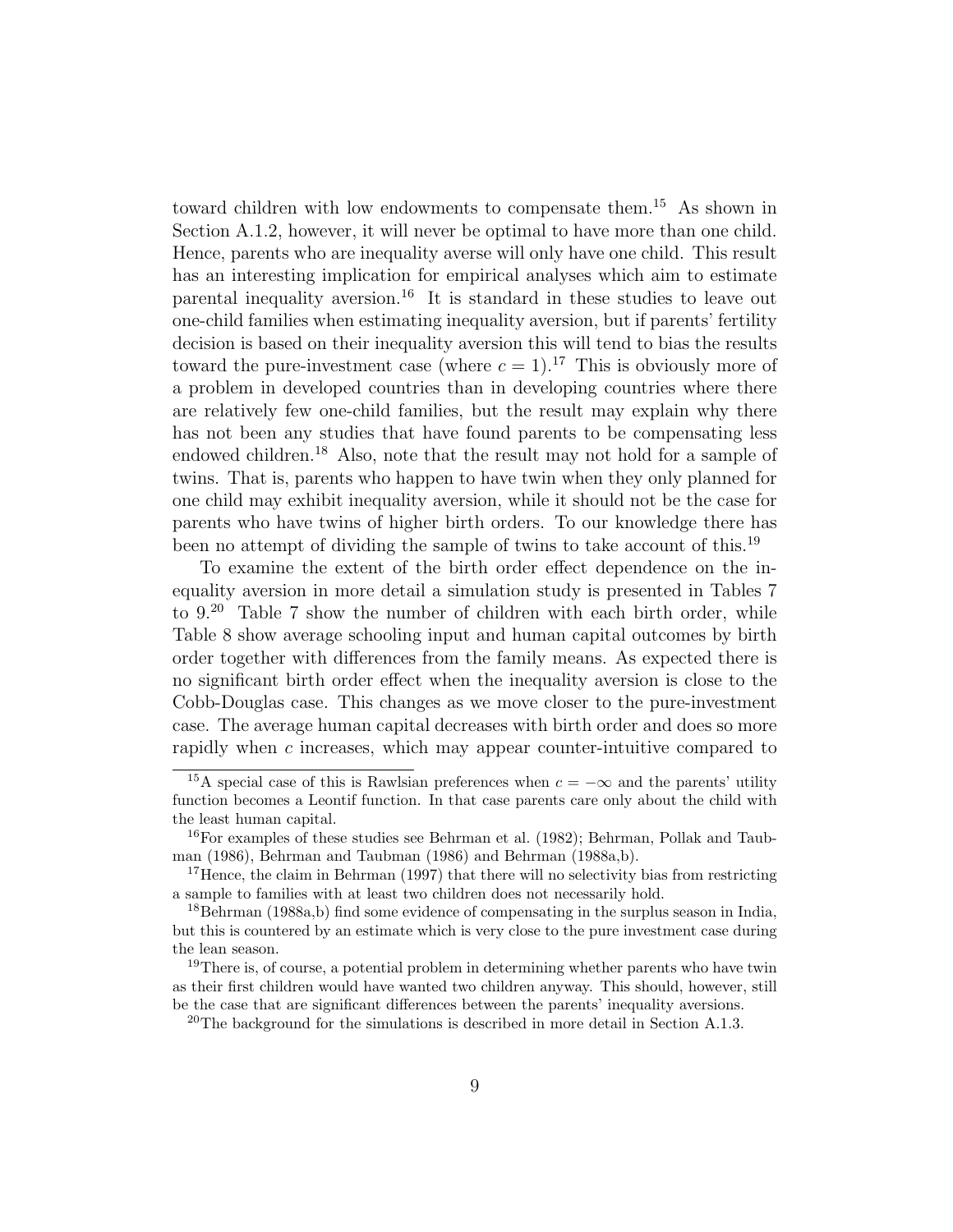toward children with low endowments to compensate them.[15] As shown in Section A.1.2, however, it will never be optimal to have more than one child. Hence, parents who are inequality averse will only have one child. This result has an interesting implication for empirical analyses which aim to estimate parental inequality aversion.[16] It is standard in these studies to leave out one-child families when estimating inequality aversion, but if parents' fertility decision is based on their inequality aversion this will tend to bias the results toward the pure-investment case (where $c = 1$).[17] This is obviously more of a problem in developed countries than in developing countries where there are relatively few one-child families, but the result may explain why there has not been any studies that have found parents to be compensating less endowed children.[18] Also, note that the result may not hold for a sample of twins. That is, parents who happen to have twin when they only planned for one child may exhibit inequality aversion, while it should not be the case for parents who have twins of higher birth orders. To our knowledge there has been no attempt of dividing the sample of twins to take account of this.[19]

To examine the extent of the birth order effect dependence on the inequality aversion in more detail a simulation study is presented in Tables 7 to 9.[20] Table 7 show the number of children with each birth order, while Table 8 show average schooling input and human capital outcomes by birth order together with differences from the family means. As expected there is no significant birth order effect when the inequality aversion is close to the Cobb-Douglas case. This changes as we move closer to the pure-investment case. The average human capital decreases with birth order and does so more rapidly when $c$ increases, which may appear counter-intuitive compared to

[15] A special case of this is Rawlsian preferences when $c = -\infty$ and the parents' utility function becomes a Leontif function. In that case parents care only about the child with the least human capital.

[16] For examples of these studies see Behrman et al. (1982); Behrman, Pollak and Taubman (1986), Behrman and Taubman (1986) and Behrman (1988a,b).

[17] Hence, the claim in Behrman (1997) that there will no selectivity bias from restricting a sample to families with at least two children does not necessarily hold.

[18] Behrman (1988a,b) find some evidence of compensating in the surplus season in India, but this is countered by an estimate which is very close to the pure investment case during the lean season.

[19] There is, of course, a potential problem in determining whether parents who have twin as their first children would have wanted two children anyway. This should, however, still be the case that are significant differences between the parents' inequality aversions.

[20] The background for the simulations is described in more detail in Section A.1.3.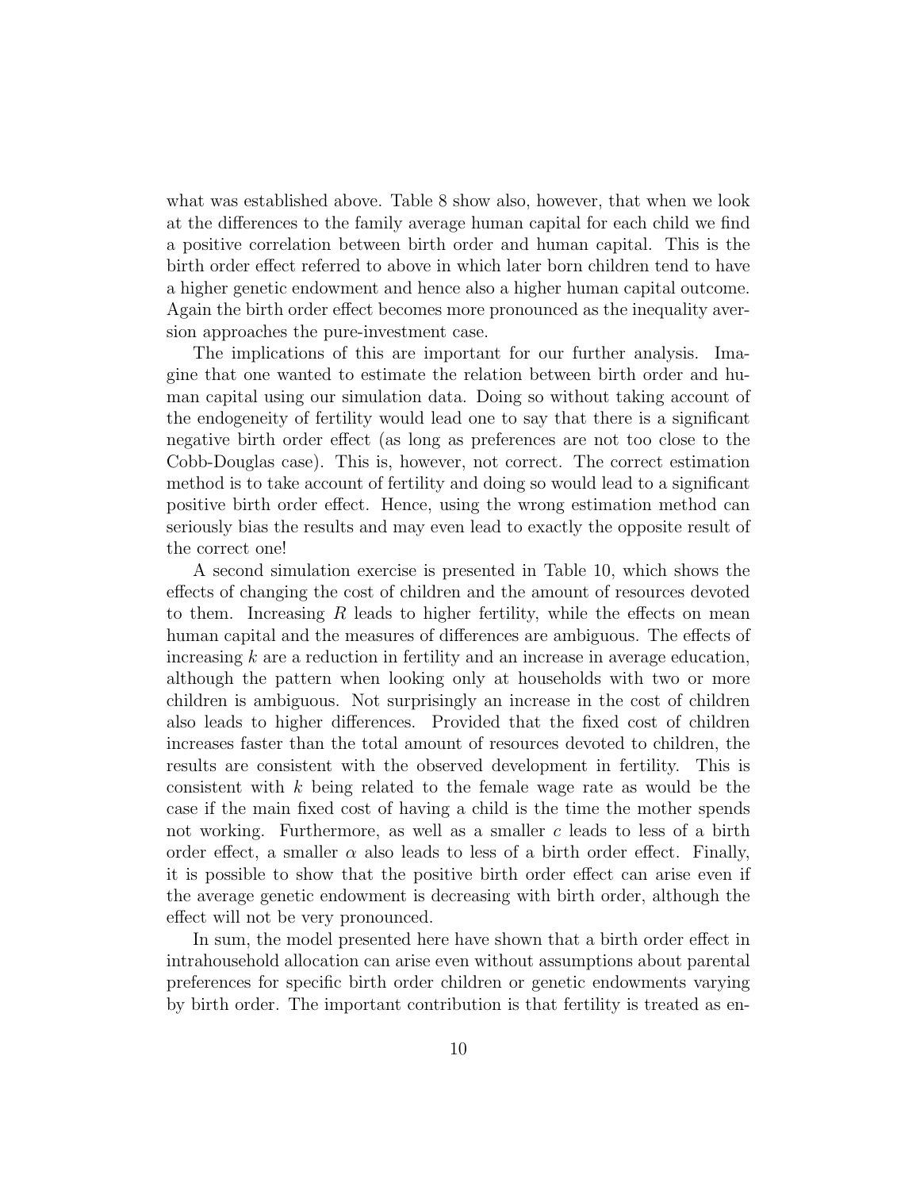what was established above. Table 8 show also, however, that when we look at the differences to the family average human capital for each child we find a positive correlation between birth order and human capital. This is the birth order effect referred to above in which later born children tend to have a higher genetic endowment and hence also a higher human capital outcome. Again the birth order effect becomes more pronounced as the inequality aversion approaches the pure-investment case.

The implications of this are important for our further analysis. Imagine that one wanted to estimate the relation between birth order and human capital using our simulation data. Doing so without taking account of the endogeneity of fertility would lead one to say that there is a significant negative birth order effect (as long as preferences are not too close to the Cobb-Douglas case). This is, however, not correct. The correct estimation method is to take account of fertility and doing so would lead to a significant positive birth order effect. Hence, using the wrong estimation method can seriously bias the results and may even lead to exactly the opposite result of the correct one!

A second simulation exercise is presented in Table 10, which shows the effects of changing the cost of children and the amount of resources devoted to them. Increasing $R$ leads to higher fertility, while the effects on mean human capital and the measures of differences are ambiguous. The effects of increasing $k$ are a reduction in fertility and an increase in average education, although the pattern when looking only at households with two or more children is ambiguous. Not surprisingly an increase in the cost of children also leads to higher differences. Provided that the fixed cost of children increases faster than the total amount of resources devoted to children, the results are consistent with the observed development in fertility. This is consistent with $k$ being related to the female wage rate as would be the case if the main fixed cost of having a child is the time the mother spends not working. Furthermore, as well as a smaller $c$ leads to less of a birth order effect, a smaller $\alpha$ also leads to less of a birth order effect. Finally, it is possible to show that the positive birth order effect can arise even if the average genetic endowment is decreasing with birth order, although the effect will not be very pronounced.

In sum, the model presented here have shown that a birth order effect in intrahousehold allocation can arise even without assumptions about parental preferences for specific birth order children or genetic endowments varying by birth order. The important contribution is that fertility is treated as en-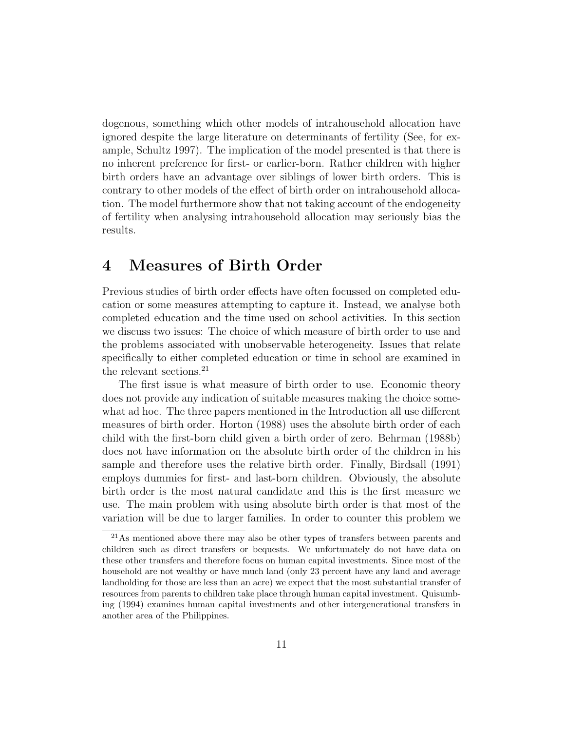dogenous, something which other models of intrahousehold allocation have ignored despite the large literature on determinants of fertility (See, for example, Schultz 1997). The implication of the model presented is that there is no inherent preference for first- or earlier-born. Rather children with higher birth orders have an advantage over siblings of lower birth orders. This is contrary to other models of the effect of birth order on intrahousehold allocation. The model furthermore show that not taking account of the endogeneity of fertility when analysing intrahousehold allocation may seriously bias the results.

# 4 Measures of Birth Order

Previous studies of birth order effects have often focussed on completed education or some measures attempting to capture it. Instead, we analyse both completed education and the time used on school activities. In this section we discuss two issues: The choice of which measure of birth order to use and the problems associated with unobservable heterogeneity. Issues that relate specifically to either completed education or time in school are examined in the relevant sections.[21]

The first issue is what measure of birth order to use. Economic theory does not provide any indication of suitable measures making the choice somewhat ad hoc. The three papers mentioned in the Introduction all use different measures of birth order. Horton (1988) uses the absolute birth order of each child with the first-born child given a birth order of zero. Behrman (1988b) does not have information on the absolute birth order of the children in his sample and therefore uses the relative birth order. Finally, Birdsall (1991) employs dummies for first- and last-born children. Obviously, the absolute birth order is the most natural candidate and this is the first measure we use. The main problem with using absolute birth order is that most of the variation will be due to larger families. In order to counter this problem we

[21] As mentioned above there may also be other types of transfers between parents and children such as direct transfers or bequests. We unfortunately do not have data on these other transfers and therefore focus on human capital investments. Since most of the household are not wealthy or have much land (only 23 percent have any land and average landholding for those are less than an acre) we expect that the most substantial transfer of resources from parents to children take place through human capital investment. Quisumbing (1994) examines human capital investments and other intergenerational transfers in another area of the Philippines.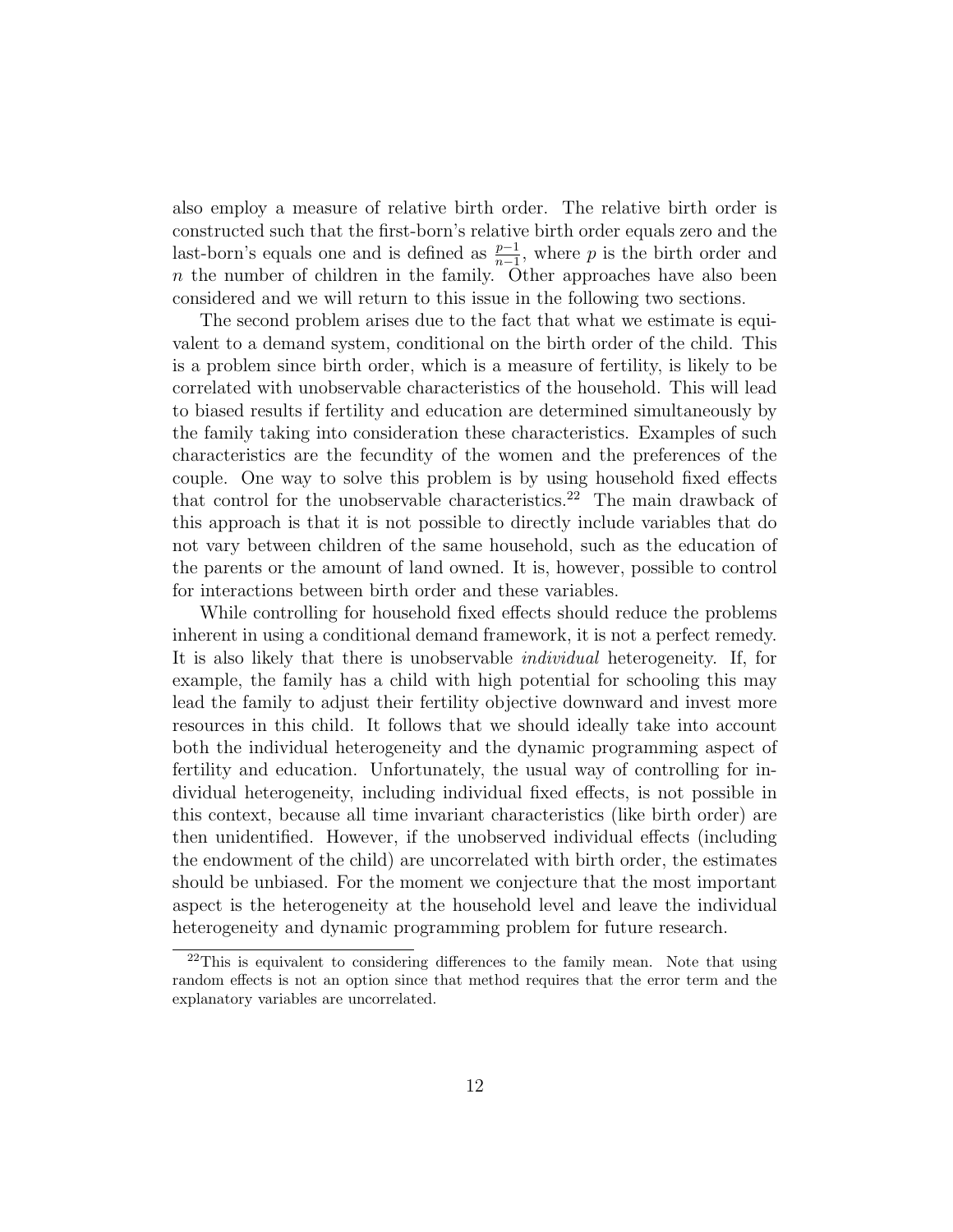also employ a measure of relative birth order. The relative birth order is constructed such that the first-born's relative birth order equals zero and the last-born's equals one and is defined as $\frac{p-1}{n-1}$, where $p$ is the birth order and $n$ the number of children in the family. Other approaches have also been considered and we will return to this issue in the following two sections.

The second problem arises due to the fact that what we estimate is equivalent to a demand system, conditional on the birth order of the child. This is a problem since birth order, which is a measure of fertility, is likely to be correlated with unobservable characteristics of the household. This will lead to biased results if fertility and education are determined simultaneously by the family taking into consideration these characteristics. Examples of such characteristics are the fecundity of the women and the preferences of the couple. One way to solve this problem is by using household fixed effects that control for the unobservable characteristics.[22] The main drawback of this approach is that it is not possible to directly include variables that do not vary between children of the same household, such as the education of the parents or the amount of land owned. It is, however, possible to control for interactions between birth order and these variables.

While controlling for household fixed effects should reduce the problems inherent in using a conditional demand framework, it is not a perfect remedy. It is also likely that there is unobservable *individual* heterogeneity. If, for example, the family has a child with high potential for schooling this may lead the family to adjust their fertility objective downward and invest more resources in this child. It follows that we should ideally take into account both the individual heterogeneity and the dynamic programming aspect of fertility and education. Unfortunately, the usual way of controlling for individual heterogeneity, including individual fixed effects, is not possible in this context, because all time invariant characteristics (like birth order) are then unidentified. However, if the unobserved individual effects (including the endowment of the child) are uncorrelated with birth order, the estimates should be unbiased. For the moment we conjecture that the most important aspect is the heterogeneity at the household level and leave the individual heterogeneity and dynamic programming problem for future research.

[22] This is equivalent to considering differences to the family mean. Note that using random effects is not an option since that method requires that the error term and the explanatory variables are uncorrelated.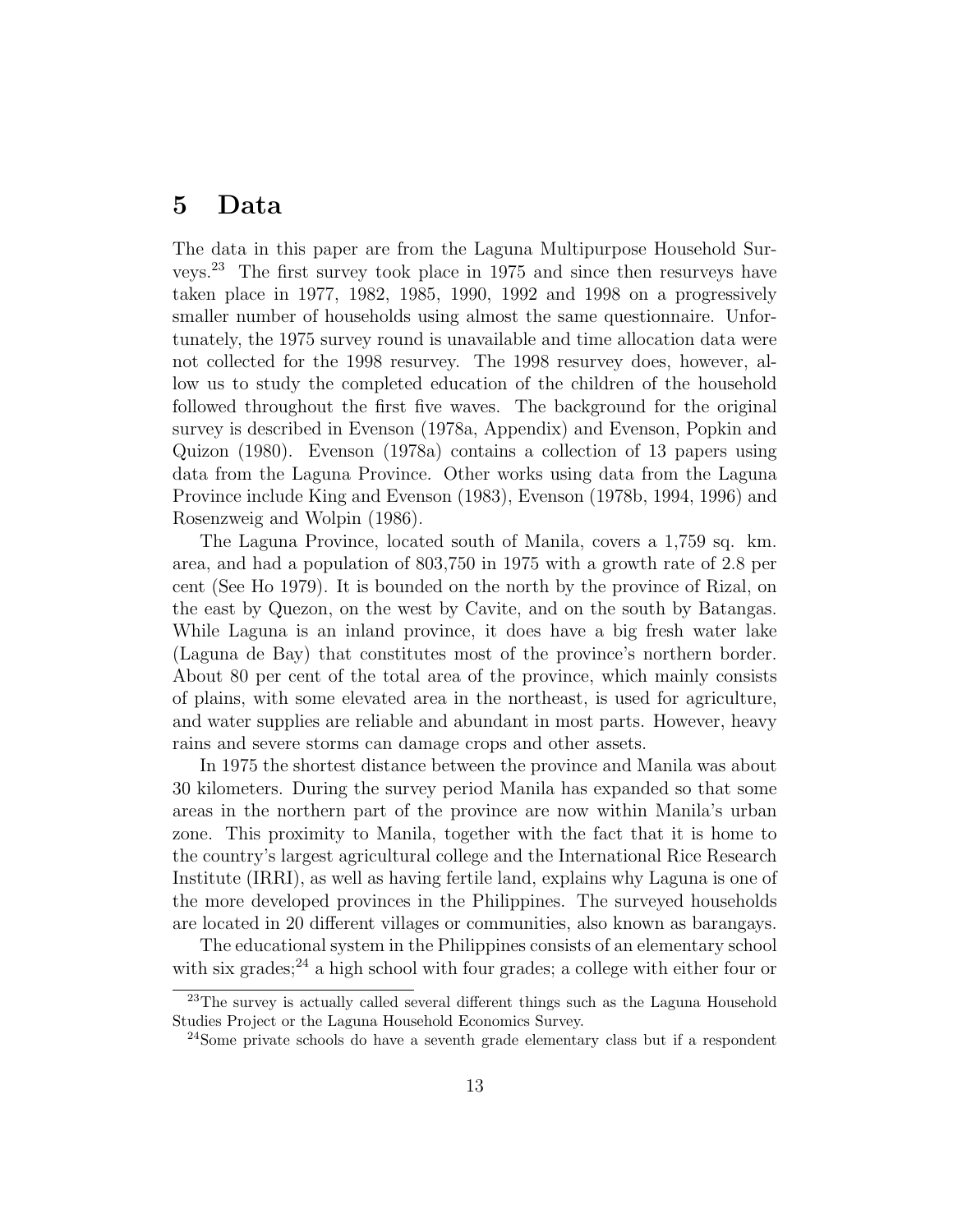# 5 Data

The data in this paper are from the Laguna Multipurpose Household Surveys.[23] The first survey took place in 1975 and since then resurveys have taken place in 1977, 1982, 1985, 1990, 1992 and 1998 on a progressively smaller number of households using almost the same questionnaire. Unfortunately, the 1975 survey round is unavailable and time allocation data were not collected for the 1998 resurvey. The 1998 resurvey does, however, allow us to study the completed education of the children of the household followed throughout the first five waves. The background for the original survey is described in Evenson (1978a, Appendix) and Evenson, Popkin and Quizon (1980). Evenson (1978a) contains a collection of 13 papers using data from the Laguna Province. Other works using data from the Laguna Province include King and Evenson (1983), Evenson (1978b, 1994, 1996) and Rosenzweig and Wolpin (1986).

The Laguna Province, located south of Manila, covers a 1,759 sq. km. area, and had a population of 803,750 in 1975 with a growth rate of 2.8 per cent (See Ho 1979). It is bounded on the north by the province of Rizal, on the east by Quezon, on the west by Cavite, and on the south by Batangas. While Laguna is an inland province, it does have a big fresh water lake (Laguna de Bay) that constitutes most of the province's northern border. About 80 per cent of the total area of the province, which mainly consists of plains, with some elevated area in the northeast, is used for agriculture, and water supplies are reliable and abundant in most parts. However, heavy rains and severe storms can damage crops and other assets.

In 1975 the shortest distance between the province and Manila was about 30 kilometers. During the survey period Manila has expanded so that some areas in the northern part of the province are now within Manila's urban zone. This proximity to Manila, together with the fact that it is home to the country's largest agricultural college and the International Rice Research Institute (IRRI), as well as having fertile land, explains why Laguna is one of the more developed provinces in the Philippines. The surveyed households are located in 20 different villages or communities, also known as barangays.

The educational system in the Philippines consists of an elementary school with six grades;[24] a high school with four grades; a college with either four or

[23] The survey is actually called several different things such as the Laguna Household Studies Project or the Laguna Household Economics Survey.

[24] Some private schools do have a seventh grade elementary class but if a respondent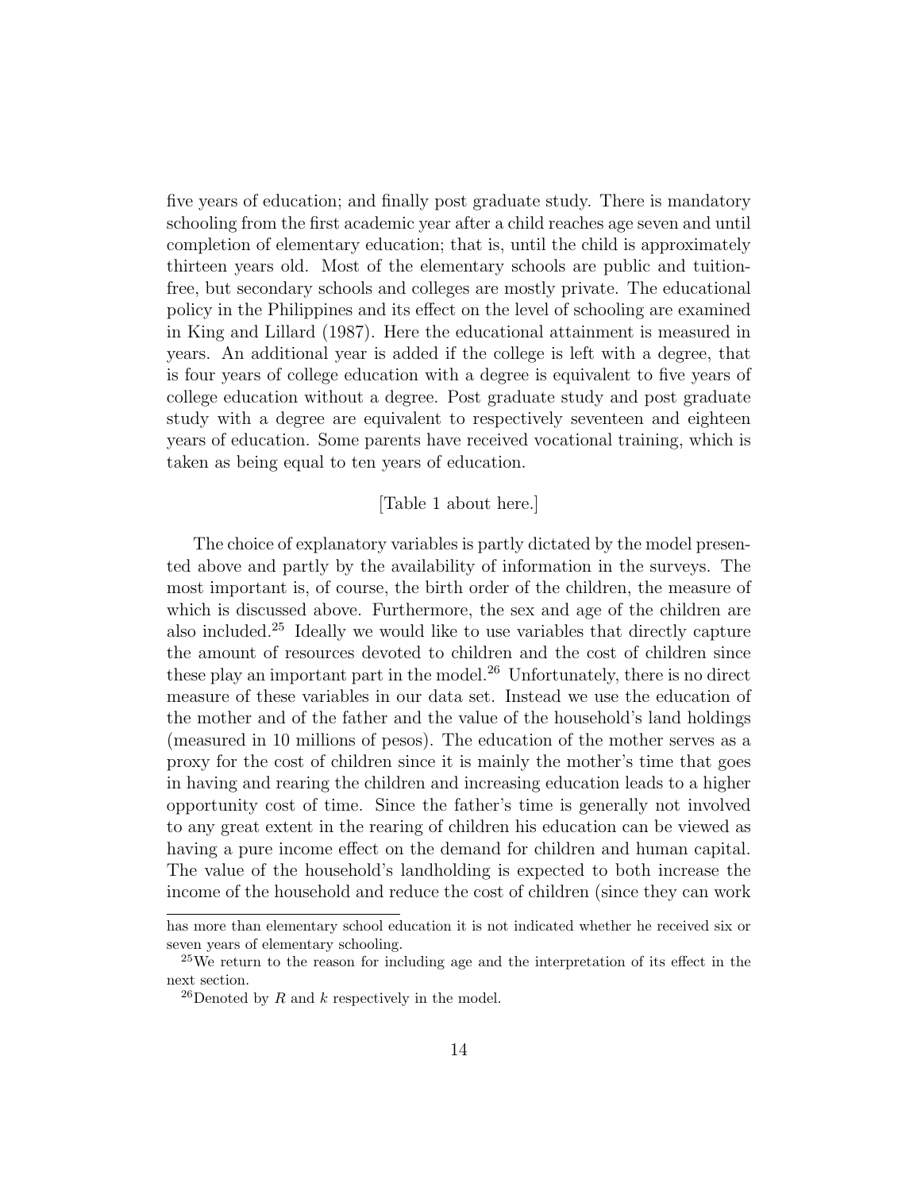five years of education; and finally post graduate study. There is mandatory schooling from the first academic year after a child reaches age seven and until completion of elementary education; that is, until the child is approximately thirteen years old. Most of the elementary schools are public and tuition-free, but secondary schools and colleges are mostly private. The educational policy in the Philippines and its effect on the level of schooling are examined in King and Lillard (1987). Here the educational attainment is measured in years. An additional year is added if the college is left with a degree, that is four years of college education with a degree is equivalent to five years of college education without a degree. Post graduate study and post graduate study with a degree are equivalent to respectively seventeen and eighteen years of education. Some parents have received vocational training, which is taken as being equal to ten years of education.

[Table 1 about here.]

The choice of explanatory variables is partly dictated by the model presented above and partly by the availability of information in the surveys. The most important is, of course, the birth order of the children, the measure of which is discussed above. Furthermore, the sex and age of the children are also included.[25] Ideally we would like to use variables that directly capture the amount of resources devoted to children and the cost of children since these play an important part in the model.[26] Unfortunately, there is no direct measure of these variables in our data set. Instead we use the education of the mother and of the father and the value of the household's land holdings (measured in 10 millions of pesos). The education of the mother serves as a proxy for the cost of children since it is mainly the mother's time that goes in having and rearing the children and increasing education leads to a higher opportunity cost of time. Since the father's time is generally not involved to any great extent in the rearing of children his education can be viewed as having a pure income effect on the demand for children and human capital. The value of the household's landholding is expected to both increase the income of the household and reduce the cost of children (since they can work

has more than elementary school education it is not indicated whether he received six or seven years of elementary schooling.

[25] We return to the reason for including age and the interpretation of its effect in the next section.

[26] Denoted by $R$ and $k$ respectively in the model.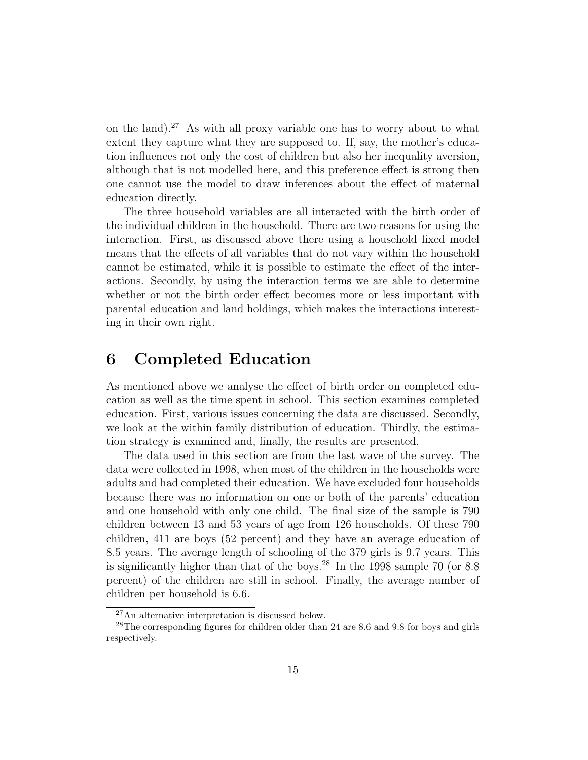on the land).[27] As with all proxy variable one has to worry about to what extent they capture what they are supposed to. If, say, the mother's education influences not only the cost of children but also her inequality aversion, although that is not modelled here, and this preference effect is strong then one cannot use the model to draw inferences about the effect of maternal education directly.

The three household variables are all interacted with the birth order of the individual children in the household. There are two reasons for using the interaction. First, as discussed above there using a household fixed model means that the effects of all variables that do not vary within the household cannot be estimated, while it is possible to estimate the effect of the interactions. Secondly, by using the interaction terms we are able to determine whether or not the birth order effect becomes more or less important with parental education and land holdings, which makes the interactions interesting in their own right.

# 6 Completed Education

As mentioned above we analyse the effect of birth order on completed education as well as the time spent in school. This section examines completed education. First, various issues concerning the data are discussed. Secondly, we look at the within family distribution of education. Thirdly, the estimation strategy is examined and, finally, the results are presented.

The data used in this section are from the last wave of the survey. The data were collected in 1998, when most of the children in the households were adults and had completed their education. We have excluded four households because there was no information on one or both of the parents' education and one household with only one child. The final size of the sample is 790 children between 13 and 53 years of age from 126 households. Of these 790 children, 411 are boys (52 percent) and they have an average education of 8.5 years. The average length of schooling of the 379 girls is 9.7 years. This is significantly higher than that of the boys.[28] In the 1998 sample 70 (or 8.8 percent) of the children are still in school. Finally, the average number of children per household is 6.6.

[27] An alternative interpretation is discussed below.

[28] The corresponding figures for children older than 24 are 8.6 and 9.8 for boys and girls respectively.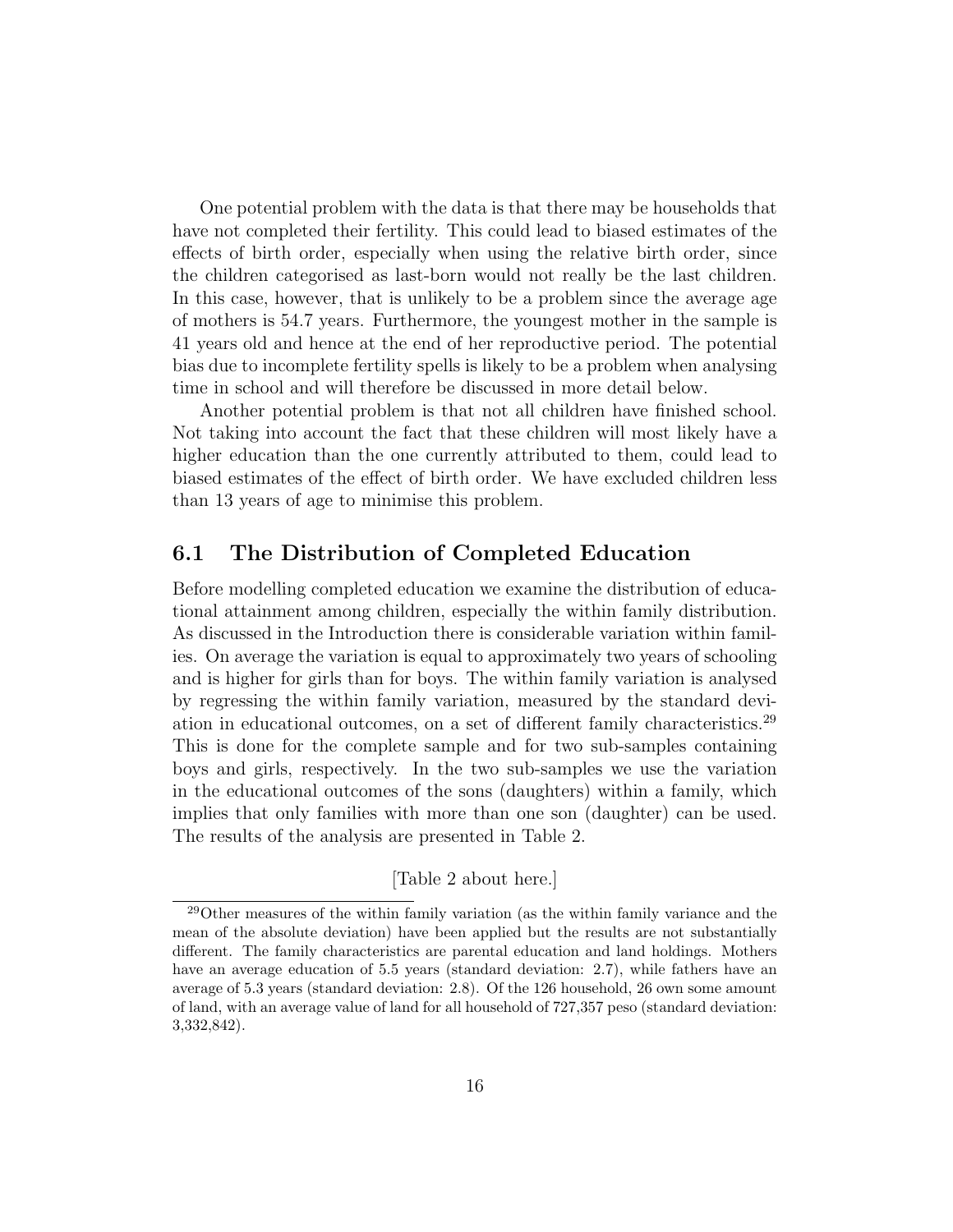One potential problem with the data is that there may be households that have not completed their fertility. This could lead to biased estimates of the effects of birth order, especially when using the relative birth order, since the children categorised as last-born would not really be the last children. In this case, however, that is unlikely to be a problem since the average age of mothers is 54.7 years. Furthermore, the youngest mother in the sample is 41 years old and hence at the end of her reproductive period. The potential bias due to incomplete fertility spells is likely to be a problem when analysing time in school and will therefore be discussed in more detail below.

Another potential problem is that not all children have finished school. Not taking into account the fact that these children will most likely have a higher education than the one currently attributed to them, could lead to biased estimates of the effect of birth order. We have excluded children less than 13 years of age to minimise this problem.

## 6.1 The Distribution of Completed Education

Before modelling completed education we examine the distribution of educational attainment among children, especially the within family distribution. As discussed in the Introduction there is considerable variation within families. On average the variation is equal to approximately two years of schooling and is higher for girls than for boys. The within family variation is analysed by regressing the within family variation, measured by the standard deviation in educational outcomes, on a set of different family characteristics.[29] This is done for the complete sample and for two sub-samples containing boys and girls, respectively. In the two sub-samples we use the variation in the educational outcomes of the sons (daughters) within a family, which implies that only families with more than one son (daughter) can be used. The results of the analysis are presented in Table 2.

[Table 2 about here.]

[29] Other measures of the within family variation (as the within family variance and the mean of the absolute deviation) have been applied but the results are not substantially different. The family characteristics are parental education and land holdings. Mothers have an average education of 5.5 years (standard deviation: 2.7), while fathers have an average of 5.3 years (standard deviation: 2.8). Of the 126 household, 26 own some amount of land, with an average value of land for all household of 727,357 peso (standard deviation: 3,332,842).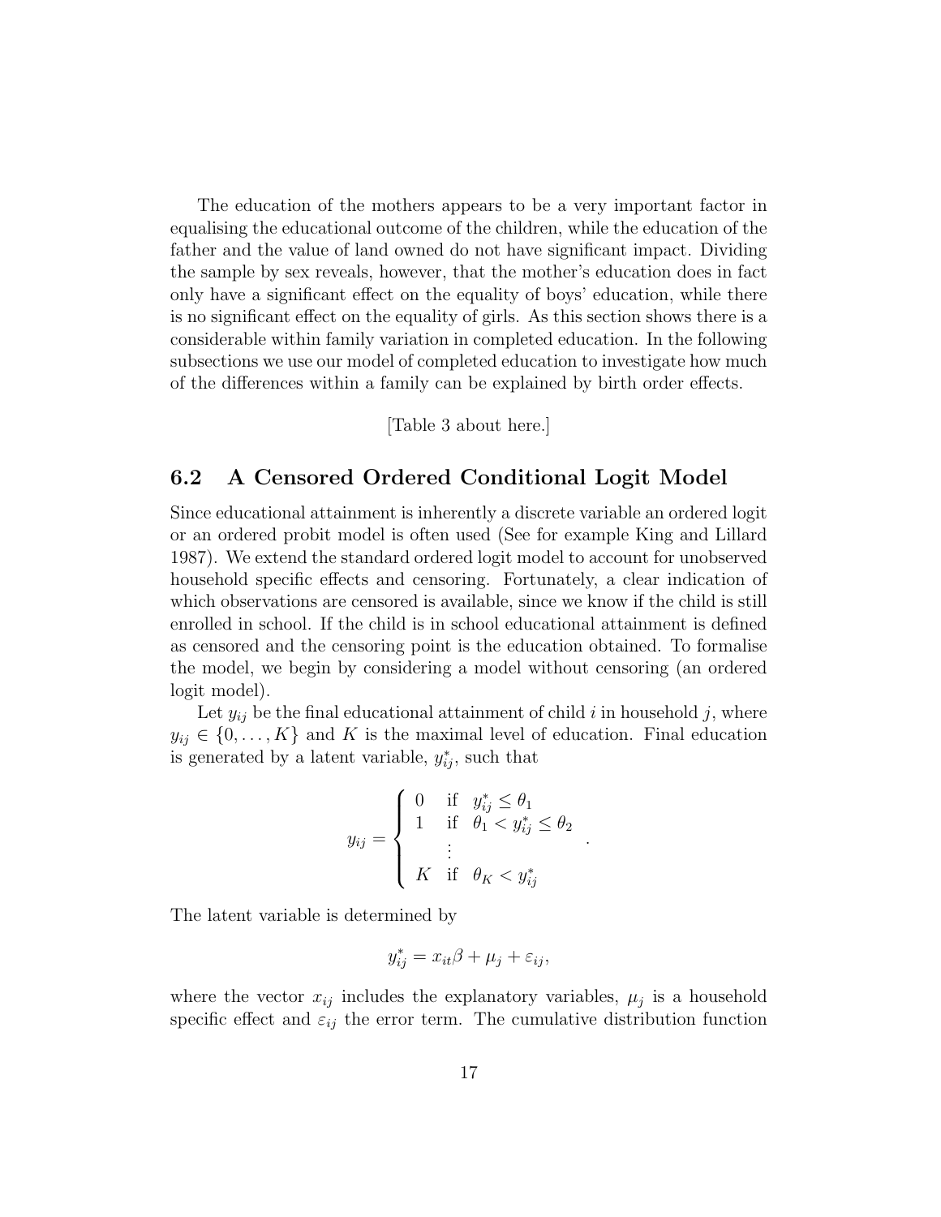The education of the mothers appears to be a very important factor in equalising the educational outcome of the children, while the education of the father and the value of land owned do not have significant impact. Dividing the sample by sex reveals, however, that the mother's education does in fact only have a significant effect on the equality of boys' education, while there is no significant effect on the equality of girls. As this section shows there is a considerable within family variation in completed education. In the following subsections we use our model of completed education to investigate how much of the differences within a family can be explained by birth order effects.

[Table 3 about here.]

## 6.2 A Censored Ordered Conditional Logit Model

Since educational attainment is inherently a discrete variable an ordered logit or an ordered probit model is often used (See for example King and Lillard 1987). We extend the standard ordered logit model to account for unobserved household specific effects and censoring. Fortunately, a clear indication of which observations are censored is available, since we know if the child is still enrolled in school. If the child is in school educational attainment is defined as censored and the censoring point is the education obtained. To formalise the model, we begin by considering a model without censoring (an ordered logit model).

Let $y_{ij}$ be the final educational attainment of child $i$ in household $j$, where $y_{ij} \in \{0, \ldots, K\}$ and $K$ is the maximal level of education. Final education is generated by a latent variable, $y_{ij}^*$, such that

$$y_{ij} = \begin{cases} 0 & \text{if} \quad y_{ij}^* \leq \theta_1 \\ 1 & \text{if} \quad \theta_1 < y_{ij}^* \leq \theta_2 \\ \quad \vdots & \\ K & \text{if} \quad \theta_K < y_{ij}^* \end{cases}.$$

The latent variable is determined by

$$y_{ij}^* = x_{it}\beta + \mu_j + \varepsilon_{ij},$$

where the vector $x_{ij}$ includes the explanatory variables, $\mu_j$ is a household specific effect and $\varepsilon_{ij}$ the error term. The cumulative distribution function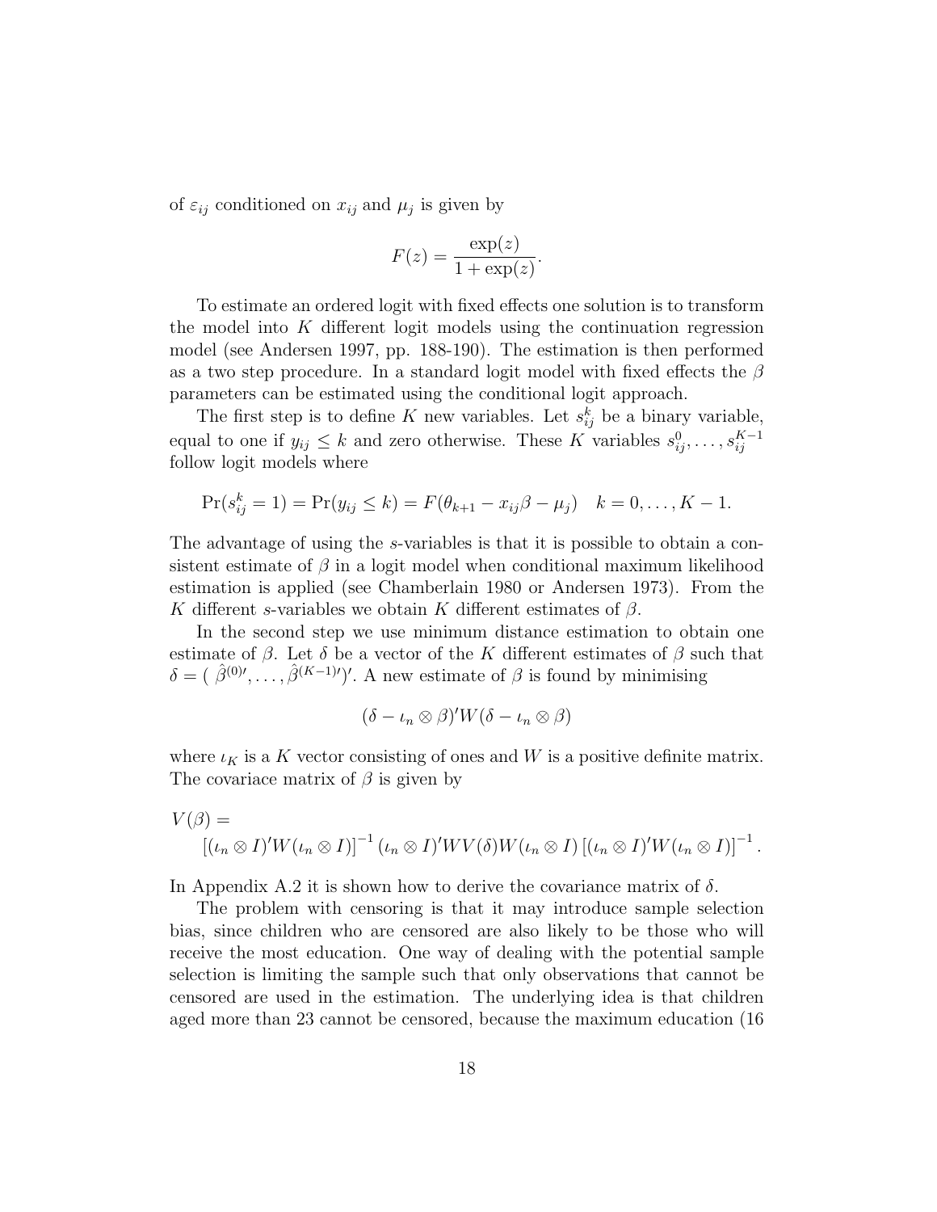of $\varepsilon_{ij}$ conditioned on $x_{ij}$ and $\mu_j$ is given by

$$F(z) = \frac{\exp(z)}{1 + \exp(z)}.$$

To estimate an ordered logit with fixed effects one solution is to transform the model into $K$ different logit models using the continuation regression model (see Andersen 1997, pp. 188-190). The estimation is then performed as a two step procedure. In a standard logit model with fixed effects the $\beta$ parameters can be estimated using the conditional logit approach.

The first step is to define $K$ new variables. Let $s_{ij}^k$ be a binary variable, equal to one if $y_{ij} \leq k$ and zero otherwise. These $K$ variables $s_{ij}^0, \ldots, s_{ij}^{K-1}$ follow logit models where

$$\Pr(s_{ij}^k = 1) = \Pr(y_{ij} \leq k) = F(\theta_{k+1} - x_{ij}\beta - \mu_j) \quad k = 0, \ldots, K-1.$$

The advantage of using the $s$-variables is that it is possible to obtain a consistent estimate of $\beta$ in a logit model when conditional maximum likelihood estimation is applied (see Chamberlain 1980 or Andersen 1973). From the $K$ different $s$-variables we obtain $K$ different estimates of $\beta$.

In the second step we use minimum distance estimation to obtain one estimate of $\beta$. Let $\delta$ be a vector of the $K$ different estimates of $\beta$ such that $\delta = (\ \hat{\beta}^{(0)\prime}, \ldots, \hat{\beta}^{(K-1)\prime})'$. A new estimate of $\beta$ is found by minimising

$$(\delta - \iota_n \otimes \beta)' W (\delta - \iota_n \otimes \beta)$$

where $\iota_K$ is a $K$ vector consisting of ones and $W$ is a positive definite matrix. The covariace matrix of $\beta$ is given by

$$V(\beta) = \\ \left[(\iota_n \otimes I)' W (\iota_n \otimes I)\right]^{-1} (\iota_n \otimes I)' W V(\delta) W (\iota_n \otimes I) \left[(\iota_n \otimes I)' W (\iota_n \otimes I)\right]^{-1}.$$

In Appendix A.2 it is shown how to derive the covariance matrix of $\delta$.

The problem with censoring is that it may introduce sample selection bias, since children who are censored are also likely to be those who will receive the most education. One way of dealing with the potential sample selection is limiting the sample such that only observations that cannot be censored are used in the estimation. The underlying idea is that children aged more than 23 cannot be censored, because the maximum education (16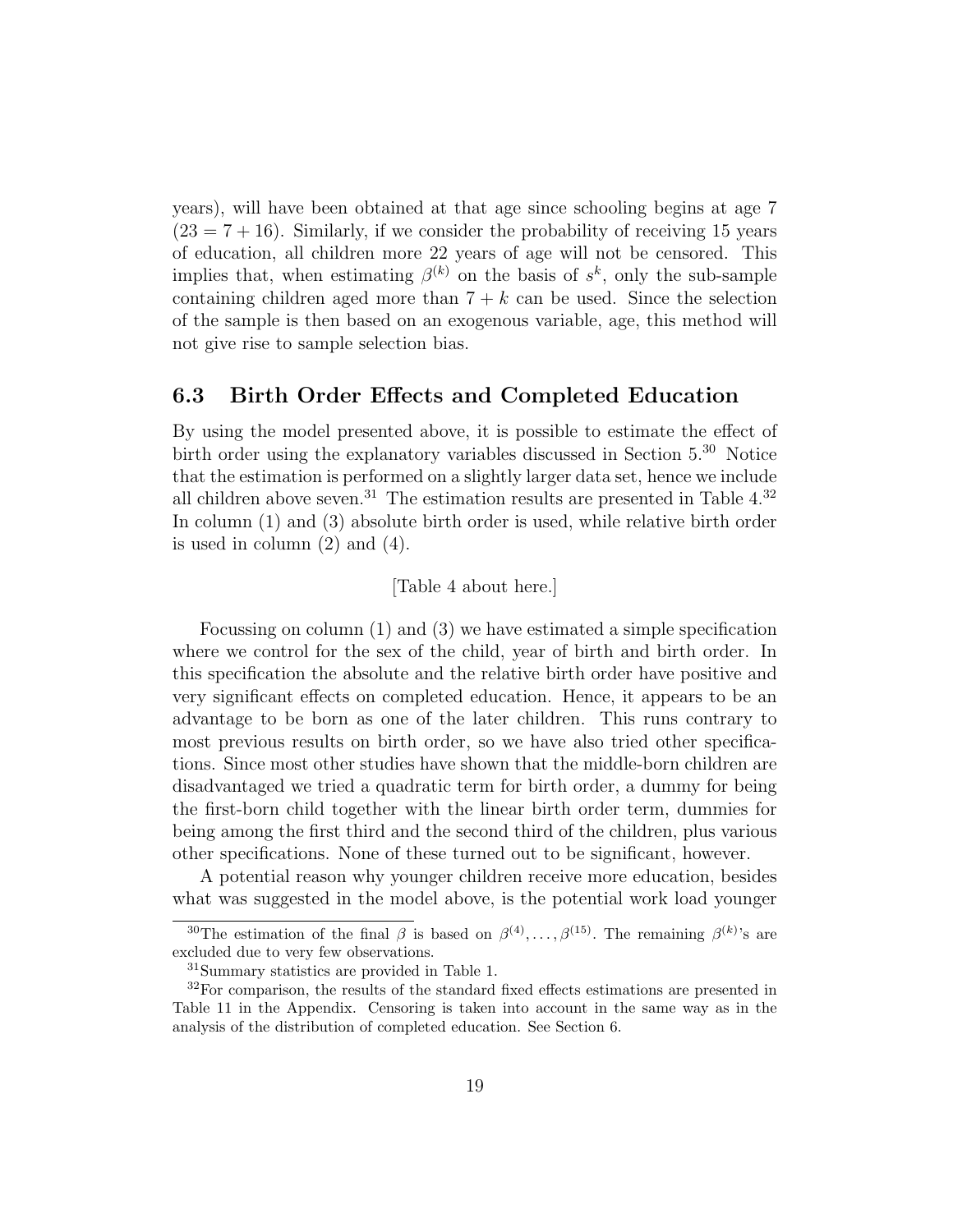years), will have been obtained at that age since schooling begins at age 7 ($23 = 7 + 16$). Similarly, if we consider the probability of receiving 15 years of education, all children more 22 years of age will not be censored. This implies that, when estimating $\beta^{(k)}$ on the basis of $s^k$, only the sub-sample containing children aged more than $7 + k$ can be used. Since the selection of the sample is then based on an exogenous variable, age, this method will not give rise to sample selection bias.

### 6.3 Birth Order Effects and Completed Education

By using the model presented above, it is possible to estimate the effect of birth order using the explanatory variables discussed in Section 5.[30] Notice that the estimation is performed on a slightly larger data set, hence we include all children above seven.[31] The estimation results are presented in Table 4.[32] In column (1) and (3) absolute birth order is used, while relative birth order is used in column (2) and (4).

[Table 4 about here.]

Focussing on column (1) and (3) we have estimated a simple specification where we control for the sex of the child, year of birth and birth order. In this specification the absolute and the relative birth order have positive and very significant effects on completed education. Hence, it appears to be an advantage to be born as one of the later children. This runs contrary to most previous results on birth order, so we have also tried other specifications. Since most other studies have shown that the middle-born children are disadvantaged we tried a quadratic term for birth order, a dummy for being the first-born child together with the linear birth order term, dummies for being among the first third and the second third of the children, plus various other specifications. None of these turned out to be significant, however.

A potential reason why younger children receive more education, besides what was suggested in the model above, is the potential work load younger

---

[30] The estimation of the final $\beta$ is based on $\beta^{(4)}, \ldots, \beta^{(15)}$. The remaining $\beta^{(k)}$'s are excluded due to very few observations.

[31] Summary statistics are provided in Table 1.

[32] For comparison, the results of the standard fixed effects estimations are presented in Table 11 in the Appendix. Censoring is taken into account in the same way as in the analysis of the distribution of completed education. See Section 6.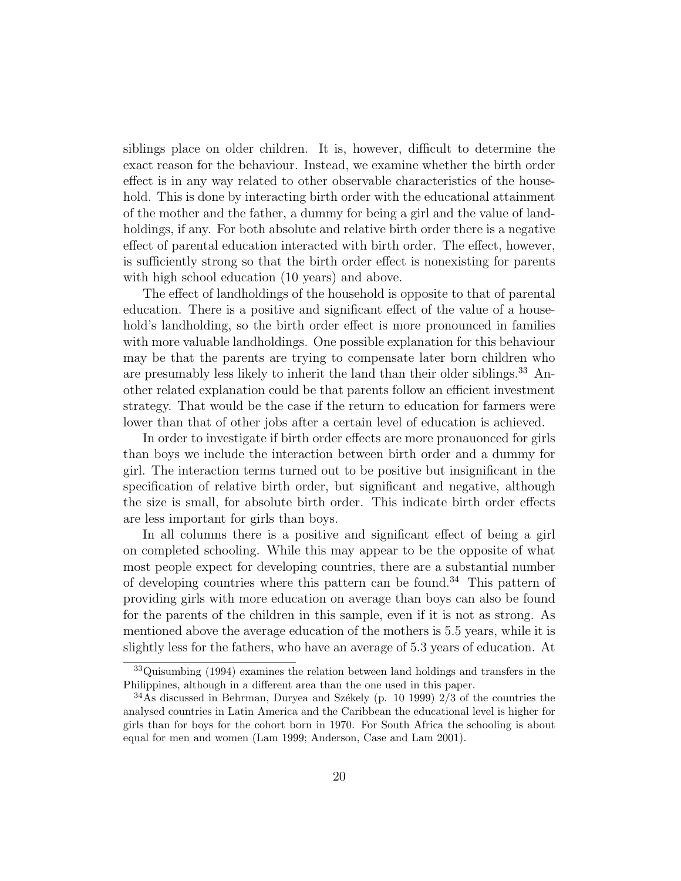siblings place on older children. It is, however, difficult to determine the exact reason for the behaviour. Instead, we examine whether the birth order effect is in any way related to other observable characteristics of the household. This is done by interacting birth order with the educational attainment of the mother and the father, a dummy for being a girl and the value of landholdings, if any. For both absolute and relative birth order there is a negative effect of parental education interacted with birth order. The effect, however, is sufficiently strong so that the birth order effect is nonexisting for parents with high school education (10 years) and above.

The effect of landholdings of the household is opposite to that of parental education. There is a positive and significant effect of the value of a household's landholding, so the birth order effect is more pronounced in families with more valuable landholdings. One possible explanation for this behaviour may be that the parents are trying to compensate later born children who are presumably less likely to inherit the land than their older siblings.[33] Another related explanation could be that parents follow an efficient investment strategy. That would be the case if the return to education for farmers were lower than that of other jobs after a certain level of education is achieved.

In order to investigate if birth order effects are more pronauonced for girls than boys we include the interaction between birth order and a dummy for girl. The interaction terms turned out to be positive but insignificant in the specification of relative birth order, but significant and negative, although the size is small, for absolute birth order. This indicate birth order effects are less important for girls than boys.

In all columns there is a positive and significant effect of being a girl on completed schooling. While this may appear to be the opposite of what most people expect for developing countries, there are a substantial number of developing countries where this pattern can be found.[34] This pattern of providing girls with more education on average than boys can also be found for the parents of the children in this sample, even if it is not as strong. As mentioned above the average education of the mothers is 5.5 years, while it is slightly less for the fathers, who have an average of 5.3 years of education. At

[33] Quisumbing (1994) examines the relation between land holdings and transfers in the Philippines, although in a different area than the one used in this paper.

[34] As discussed in Behrman, Duryea and Székely (p. 10 1999) 2/3 of the countries the analysed countries in Latin America and the Caribbean the educational level is higher for girls than for boys for the cohort born in 1970. For South Africa the schooling is about equal for men and women (Lam 1999; Anderson, Case and Lam 2001).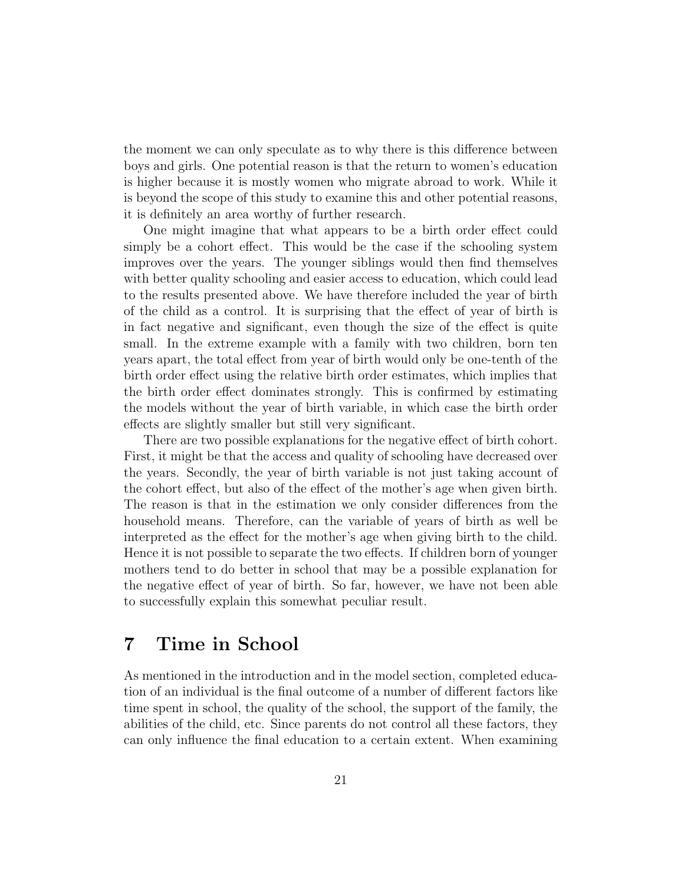the moment we can only speculate as to why there is this difference between boys and girls. One potential reason is that the return to women's education is higher because it is mostly women who migrate abroad to work. While it is beyond the scope of this study to examine this and other potential reasons, it is definitely an area worthy of further research.

One might imagine that what appears to be a birth order effect could simply be a cohort effect. This would be the case if the schooling system improves over the years. The younger siblings would then find themselves with better quality schooling and easier access to education, which could lead to the results presented above. We have therefore included the year of birth of the child as a control. It is surprising that the effect of year of birth is in fact negative and significant, even though the size of the effect is quite small. In the extreme example with a family with two children, born ten years apart, the total effect from year of birth would only be one-tenth of the birth order effect using the relative birth order estimates, which implies that the birth order effect dominates strongly. This is confirmed by estimating the models without the year of birth variable, in which case the birth order effects are slightly smaller but still very significant.

There are two possible explanations for the negative effect of birth cohort. First, it might be that the access and quality of schooling have decreased over the years. Secondly, the year of birth variable is not just taking account of the cohort effect, but also of the effect of the mother's age when given birth. The reason is that in the estimation we only consider differences from the household means. Therefore, can the variable of years of birth as well be interpreted as the effect for the mother's age when giving birth to the child. Hence it is not possible to separate the two effects. If children born of younger mothers tend to do better in school that may be a possible explanation for the negative effect of year of birth. So far, however, we have not been able to successfully explain this somewhat peculiar result.

# 7 Time in School

As mentioned in the introduction and in the model section, completed education of an individual is the final outcome of a number of different factors like time spent in school, the quality of the school, the support of the family, the abilities of the child, etc. Since parents do not control all these factors, they can only influence the final education to a certain extent. When examining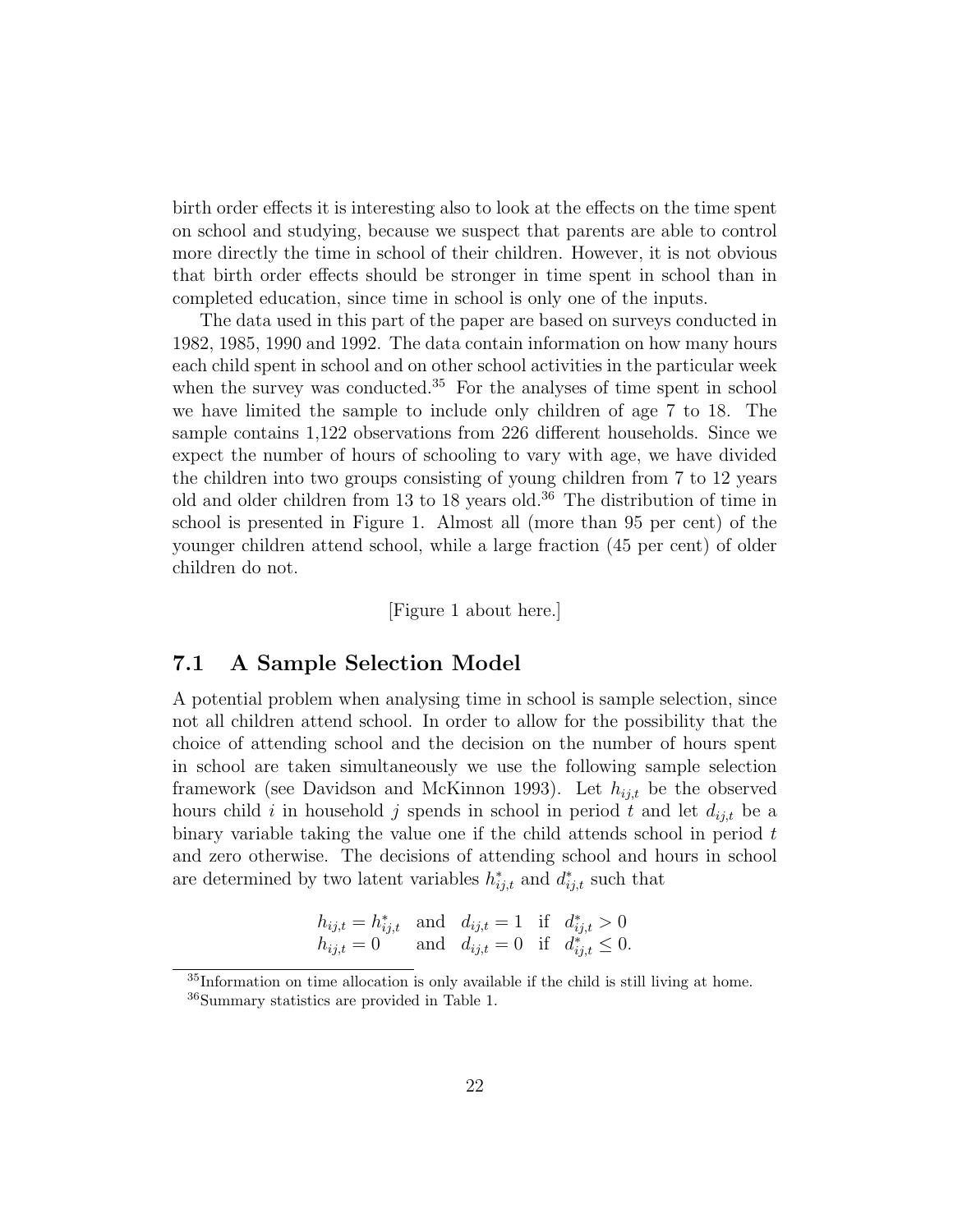birth order effects it is interesting also to look at the effects on the time spent on school and studying, because we suspect that parents are able to control more directly the time in school of their children. However, it is not obvious that birth order effects should be stronger in time spent in school than in completed education, since time in school is only one of the inputs.

The data used in this part of the paper are based on surveys conducted in 1982, 1985, 1990 and 1992. The data contain information on how many hours each child spent in school and on other school activities in the particular week when the survey was conducted.[35] For the analyses of time spent in school we have limited the sample to include only children of age 7 to 18. The sample contains 1,122 observations from 226 different households. Since we expect the number of hours of schooling to vary with age, we have divided the children into two groups consisting of young children from 7 to 12 years old and older children from 13 to 18 years old.[36] The distribution of time in school is presented in Figure 1. Almost all (more than 95 per cent) of the younger children attend school, while a large fraction (45 per cent) of older children do not.

[Figure 1 about here.]

## 7.1 A Sample Selection Model

A potential problem when analysing time in school is sample selection, since not all children attend school. In order to allow for the possibility that the choice of attending school and the decision on the number of hours spent in school are taken simultaneously we use the following sample selection framework (see Davidson and McKinnon 1993). Let $h_{ij,t}$ be the observed hours child $i$ in household $j$ spends in school in period $t$ and let $d_{ij,t}$ be a binary variable taking the value one if the child attends school in period $t$ and zero otherwise. The decisions of attending school and hours in school are determined by two latent variables $h^*_{ij,t}$ and $d^*_{ij,t}$ such that

$$
\begin{array}{lll}
h_{ij,t} = h^*_{ij,t} & \text{and} \quad d_{ij,t} = 1 & \text{if} \quad d^*_{ij,t} > 0 \\
h_{ij,t} = 0 & \text{and} \quad d_{ij,t} = 0 & \text{if} \quad d^*_{ij,t} \leq 0.
\end{array}
$$

[35] Information on time allocation is only available if the child is still living at home.

[36] Summary statistics are provided in Table 1.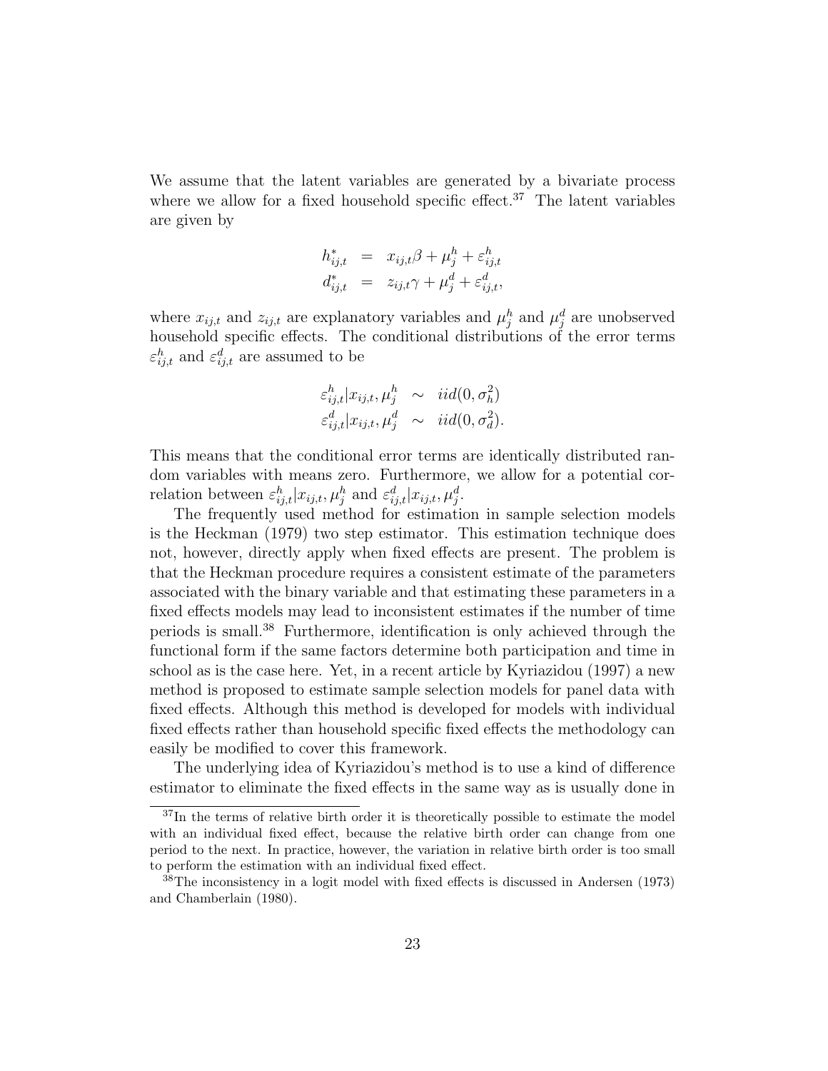We assume that the latent variables are generated by a bivariate process where we allow for a fixed household specific effect.[37] The latent variables are given by

$$
\begin{aligned}
h^*_{ij,t} &= x_{ij,t}\beta + \mu^h_j + \varepsilon^h_{ij,t} \\
d^*_{ij,t} &= z_{ij,t}\gamma + \mu^d_j + \varepsilon^d_{ij,t},
\end{aligned}
$$

where $x_{ij,t}$ and $z_{ij,t}$ are explanatory variables and $\mu^h_j$ and $\mu^d_j$ are unobserved household specific effects. The conditional distributions of the error terms $\varepsilon^h_{ij,t}$ and $\varepsilon^d_{ij,t}$ are assumed to be

$$
\begin{aligned}
\varepsilon^h_{ij,t}|x_{ij,t}, \mu^h_j &\sim iid(0, \sigma^2_h) \\
\varepsilon^d_{ij,t}|x_{ij,t}, \mu^d_j &\sim iid(0, \sigma^2_d).
\end{aligned}
$$

This means that the conditional error terms are identically distributed random variables with means zero. Furthermore, we allow for a potential correlation between $\varepsilon^h_{ij,t}|x_{ij,t}, \mu^h_j$ and $\varepsilon^d_{ij,t}|x_{ij,t}, \mu^d_j$.

The frequently used method for estimation in sample selection models is the Heckman (1979) two step estimator. This estimation technique does not, however, directly apply when fixed effects are present. The problem is that the Heckman procedure requires a consistent estimate of the parameters associated with the binary variable and that estimating these parameters in a fixed effects models may lead to inconsistent estimates if the number of time periods is small.[38] Furthermore, identification is only achieved through the functional form if the same factors determine both participation and time in school as is the case here. Yet, in a recent article by Kyriazidou (1997) a new method is proposed to estimate sample selection models for panel data with fixed effects. Although this method is developed for models with individual fixed effects rather than household specific fixed effects the methodology can easily be modified to cover this framework.

The underlying idea of Kyriazidou's method is to use a kind of difference estimator to eliminate the fixed effects in the same way as is usually done in

[37] In the terms of relative birth order it is theoretically possible to estimate the model with an individual fixed effect, because the relative birth order can change from one period to the next. In practice, however, the variation in relative birth order is too small to perform the estimation with an individual fixed effect.

[38] The inconsistency in a logit model with fixed effects is discussed in Andersen (1973) and Chamberlain (1980).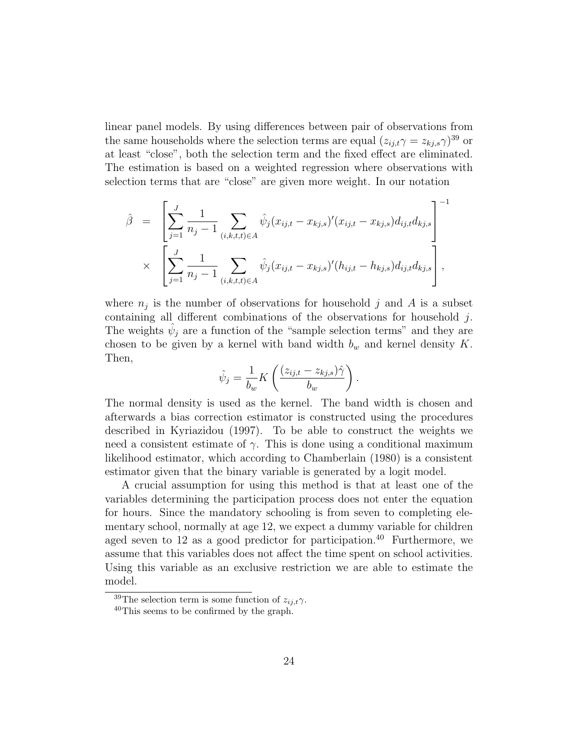linear panel models. By using differences between pair of observations from the same households where the selection terms are equal ($z_{ij,t}\gamma = z_{kj,s}\gamma$)[39] or at least "close", both the selection term and the fixed effect are eliminated. The estimation is based on a weighted regression where observations with selection terms that are "close" are given more weight. In our notation

$$
\begin{aligned}
\hat{\beta} &= \left[ \sum_{j=1}^{J} \frac{1}{n_j - 1} \sum_{(i,k,t,t) \in A} \hat{\psi}_j (x_{ij,t} - x_{kj,s})'(x_{ij,t} - x_{kj,s}) d_{ij,t} d_{kj,s} \right]^{-1} \\
&\times \left[ \sum_{j=1}^{J} \frac{1}{n_j - 1} \sum_{(i,k,t,t) \in A} \hat{\psi}_j (x_{ij,t} - x_{kj,s})'(h_{ij,t} - h_{kj,s}) d_{ij,t} d_{kj,s} \right],
\end{aligned}
$$

where $n_j$ is the number of observations for household $j$ and $A$ is a subset containing all different combinations of the observations for household $j$. The weights $\hat{\psi}_j$ are a function of the "sample selection terms" and they are chosen to be given by a kernel with band width $b_w$ and kernel density $K$. Then,

$$
\hat{\psi}_j = \frac{1}{b_w} K \left( \frac{(z_{ij,t} - z_{kj,s})\hat{\gamma}}{b_w} \right).
$$

The normal density is used as the kernel. The band width is chosen and afterwards a bias correction estimator is constructed using the procedures described in Kyriazidou (1997). To be able to construct the weights we need a consistent estimate of $\gamma$. This is done using a conditional maximum likelihood estimator, which according to Chamberlain (1980) is a consistent estimator given that the binary variable is generated by a logit model.

A crucial assumption for using this method is that at least one of the variables determining the participation process does not enter the equation for hours. Since the mandatory schooling is from seven to completing elementary school, normally at age 12, we expect a dummy variable for children aged seven to 12 as a good predictor for participation.[40] Furthermore, we assume that this variables does not affect the time spent on school activities. Using this variable as an exclusive restriction we are able to estimate the model.

[39] The selection term is some function of $z_{ij,t}\gamma$.

[40] This seems to be confirmed by the graph.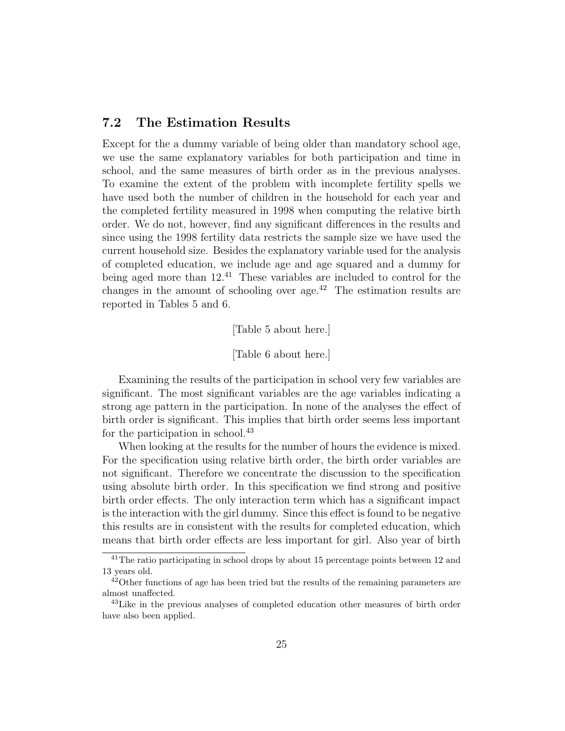## 7.2 The Estimation Results

Except for the a dummy variable of being older than mandatory school age, we use the same explanatory variables for both participation and time in school, and the same measures of birth order as in the previous analyses. To examine the extent of the problem with incomplete fertility spells we have used both the number of children in the household for each year and the completed fertility measured in 1998 when computing the relative birth order. We do not, however, find any significant differences in the results and since using the 1998 fertility data restricts the sample size we have used the current household size. Besides the explanatory variable used for the analysis of completed education, we include age and age squared and a dummy for being aged more than 12.[41] These variables are included to control for the changes in the amount of schooling over age.[42] The estimation results are reported in Tables 5 and 6.

[Table 5 about here.]

[Table 6 about here.]

Examining the results of the participation in school very few variables are significant. The most significant variables are the age variables indicating a strong age pattern in the participation. In none of the analyses the effect of birth order is significant. This implies that birth order seems less important for the participation in school.[43]

When looking at the results for the number of hours the evidence is mixed. For the specification using relative birth order, the birth order variables are not significant. Therefore we concentrate the discussion to the specification using absolute birth order. In this specification we find strong and positive birth order effects. The only interaction term which has a significant impact is the interaction with the girl dummy. Since this effect is found to be negative this results are in consistent with the results for completed education, which means that birth order effects are less important for girl. Also year of birth

[41] The ratio participating in school drops by about 15 percentage points between 12 and 13 years old.

[42] Other functions of age has been tried but the results of the remaining parameters are almost unaffected.

[43] Like in the previous analyses of completed education other measures of birth order have also been applied.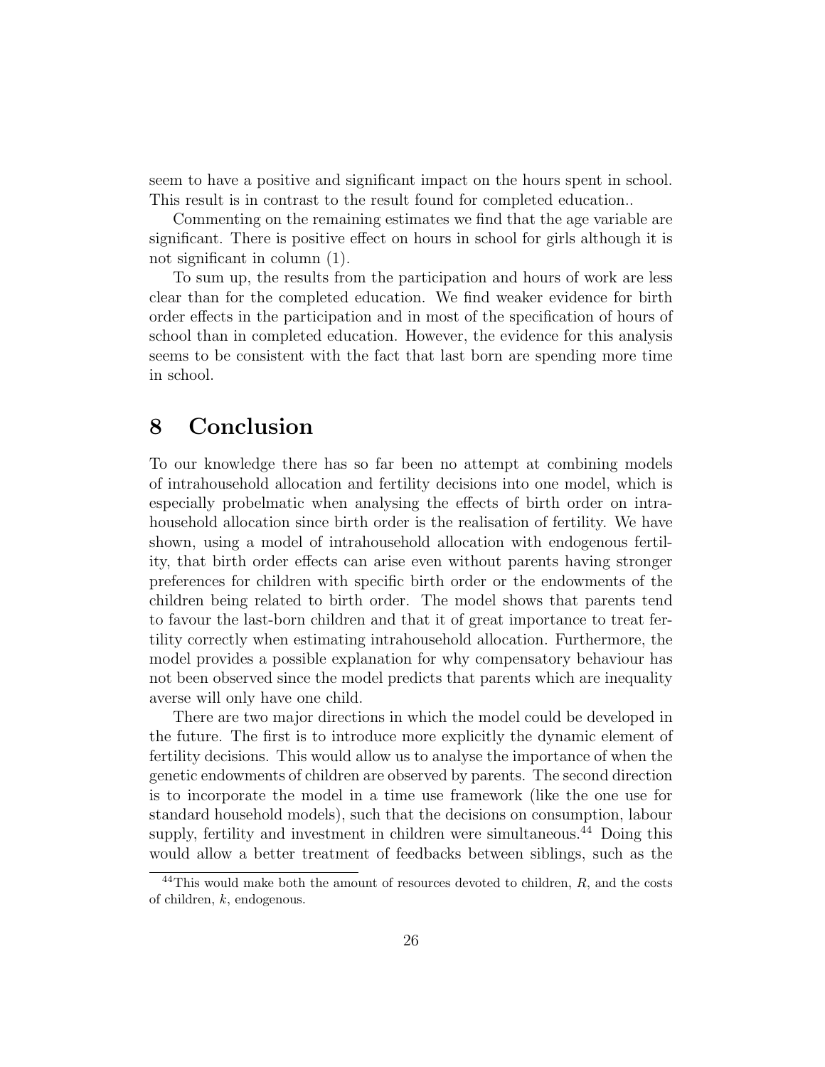seem to have a positive and significant impact on the hours spent in school. This result is in contrast to the result found for completed education..

Commenting on the remaining estimates we find that the age variable are significant. There is positive effect on hours in school for girls although it is not significant in column (1).

To sum up, the results from the participation and hours of work are less clear than for the completed education. We find weaker evidence for birth order effects in the participation and in most of the specification of hours of school than in completed education. However, the evidence for this analysis seems to be consistent with the fact that last born are spending more time in school.

# 8 Conclusion

To our knowledge there has so far been no attempt at combining models of intrahousehold allocation and fertility decisions into one model, which is especially probelmatic when analysing the effects of birth order on intrahousehold allocation since birth order is the realisation of fertility. We have shown, using a model of intrahousehold allocation with endogenous fertility, that birth order effects can arise even without parents having stronger preferences for children with specific birth order or the endowments of the children being related to birth order. The model shows that parents tend to favour the last-born children and that it of great importance to treat fertility correctly when estimating intrahousehold allocation. Furthermore, the model provides a possible explanation for why compensatory behaviour has not been observed since the model predicts that parents which are inequality averse will only have one child.

There are two major directions in which the model could be developed in the future. The first is to introduce more explicitly the dynamic element of fertility decisions. This would allow us to analyse the importance of when the genetic endowments of children are observed by parents. The second direction is to incorporate the model in a time use framework (like the one use for standard household models), such that the decisions on consumption, labour supply, fertility and investment in children were simultaneous.[44] Doing this would allow a better treatment of feedbacks between siblings, such as the

[44] This would make both the amount of resources devoted to children, $R$, and the costs of children, $k$, endogenous.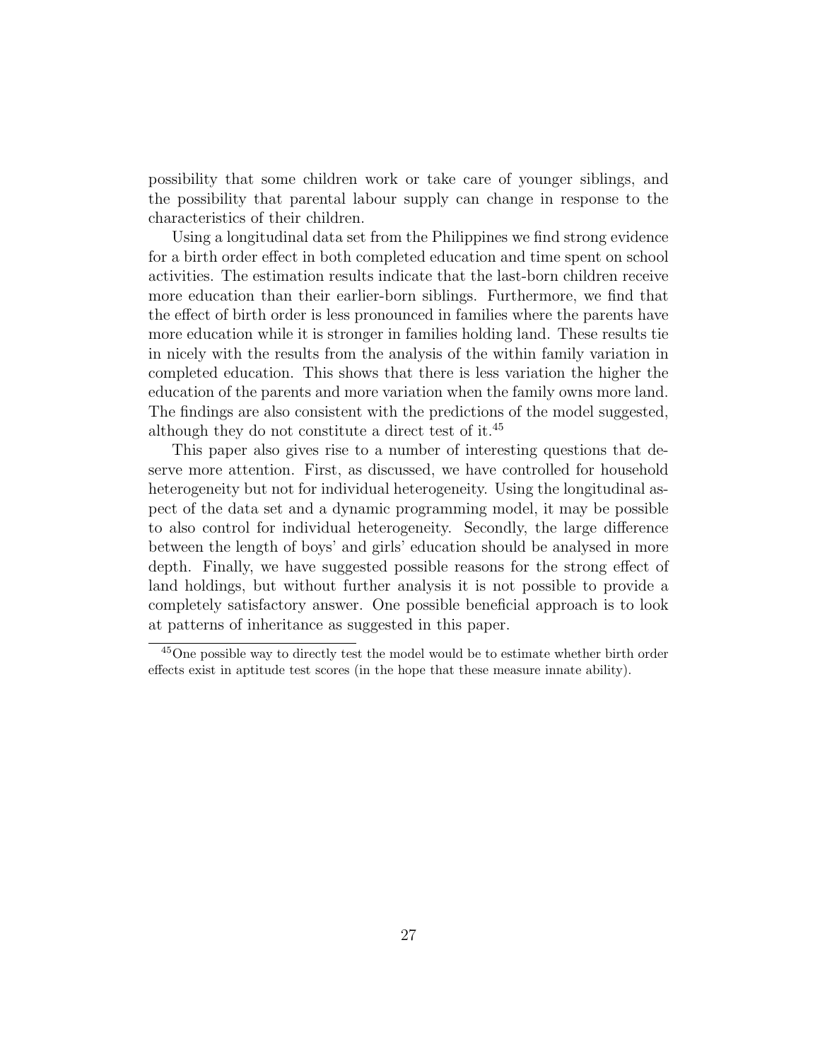possibility that some children work or take care of younger siblings, and the possibility that parental labour supply can change in response to the characteristics of their children.

Using a longitudinal data set from the Philippines we find strong evidence for a birth order effect in both completed education and time spent on school activities. The estimation results indicate that the last-born children receive more education than their earlier-born siblings. Furthermore, we find that the effect of birth order is less pronounced in families where the parents have more education while it is stronger in families holding land. These results tie in nicely with the results from the analysis of the within family variation in completed education. This shows that there is less variation the higher the education of the parents and more variation when the family owns more land. The findings are also consistent with the predictions of the model suggested, although they do not constitute a direct test of it.[45]

This paper also gives rise to a number of interesting questions that deserve more attention. First, as discussed, we have controlled for household heterogeneity but not for individual heterogeneity. Using the longitudinal aspect of the data set and a dynamic programming model, it may be possible to also control for individual heterogeneity. Secondly, the large difference between the length of boys' and girls' education should be analysed in more depth. Finally, we have suggested possible reasons for the strong effect of land holdings, but without further analysis it is not possible to provide a completely satisfactory answer. One possible beneficial approach is to look at patterns of inheritance as suggested in this paper.

[45] One possible way to directly test the model would be to estimate whether birth order effects exist in aptitude test scores (in the hope that these measure innate ability).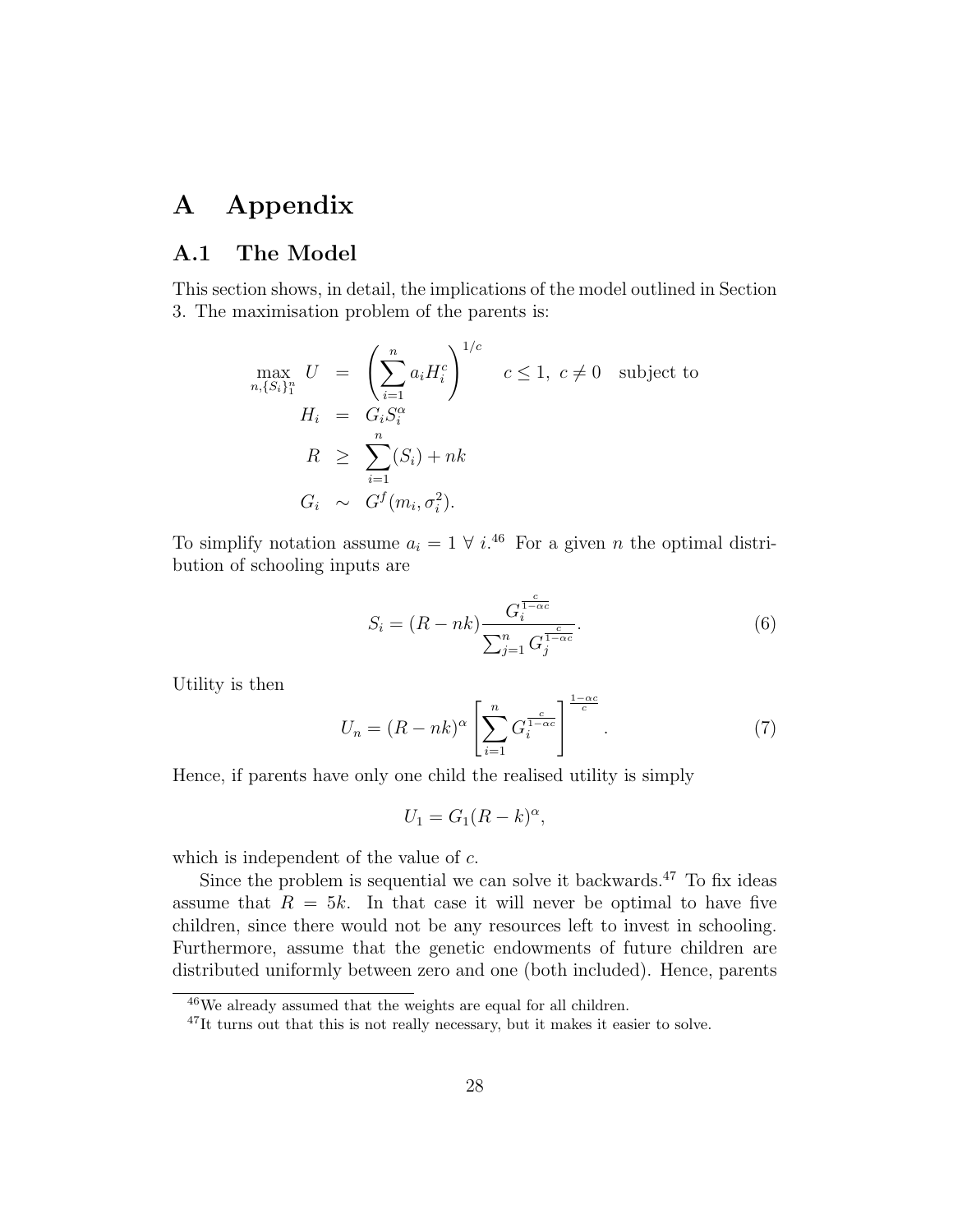# A Appendix

## A.1 The Model

This section shows, in detail, the implications of the model outlined in Section 3. The maximisation problem of the parents is:

$$
\begin{aligned}
\max_{n,\{S_i\}_1^n} U &= \left(\sum_{i=1}^{n} a_i H_i^c\right)^{1/c} \quad c \leq 1,\ c \neq 0 \quad \text{subject to} \\
H_i &= G_i S_i^\alpha \\
R &\geq \sum_{i=1}^{n}(S_i) + nk \\
G_i &\sim G^f(m_i, \sigma_i^2).
\end{aligned}
$$

To simplify notation assume $a_i = 1 \ \forall \ i$.[46] For a given $n$ the optimal distribution of schooling inputs are

$$
S_i = (R - nk)\frac{G_i^{\frac{c}{1-\alpha c}}}{\sum_{j=1}^{n} G_j^{\frac{c}{1-\alpha c}}}. \tag{6}
$$

Utility is then

$$
U_n = (R - nk)^\alpha \left[\sum_{i=1}^{n} G_i^{\frac{c}{1-\alpha c}}\right]^{\frac{1-\alpha c}{c}}. \tag{7}
$$

Hence, if parents have only one child the realised utility is simply

$$
U_1 = G_1(R - k)^\alpha,
$$

which is independent of the value of $c$.

Since the problem is sequential we can solve it backwards.[47] To fix ideas assume that $R = 5k$. In that case it will never be optimal to have five children, since there would not be any resources left to invest in schooling. Furthermore, assume that the genetic endowments of future children are distributed uniformly between zero and one (both included). Hence, parents

---

[46] We already assumed that the weights are equal for all children.

[47] It turns out that this is not really necessary, but it makes it easier to solve.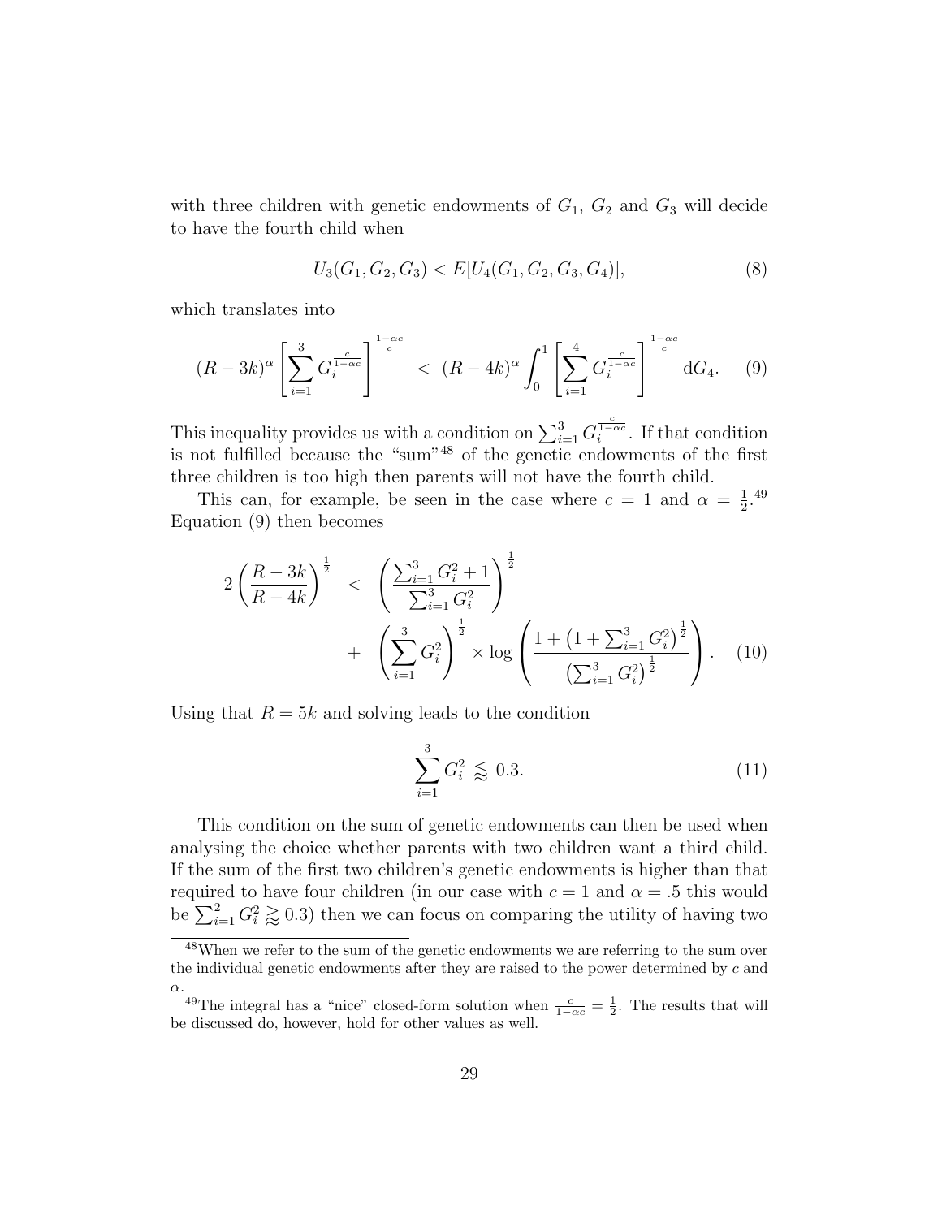with three children with genetic endowments of $G_1$, $G_2$ and $G_3$ will decide to have the fourth child when

$$U_3(G_1, G_2, G_3) < E[U_4(G_1, G_2, G_3, G_4)], \tag{8}$$

which translates into

$$(R-3k)^{\alpha} \left[ \sum_{i=1}^{3} G_i^{\frac{c}{1-\alpha c}} \right]^{\frac{1-\alpha c}{c}} \; < \; (R-4k)^{\alpha} \int_0^1 \left[ \sum_{i=1}^{4} G_i^{\frac{c}{1-\alpha c}} \right]^{\frac{1-\alpha c}{c}} \mathrm{d}G_4. \tag{9}$$

This inequality provides us with a condition on $\sum_{i=1}^{3} G_i^{\frac{c}{1-\alpha c}}$. If that condition is not fulfilled because the "sum"[48] of the genetic endowments of the first three children is too high then parents will not have the fourth child.

This can, for example, be seen in the case where $c = 1$ and $\alpha = \frac{1}{2}$.[49] Equation (9) then becomes

$$\begin{aligned} 2\left(\frac{R-3k}{R-4k}\right)^{\frac{1}{2}} \;\; &< \;\; \left(\frac{\sum_{i=1}^{3} G_i^2 + 1}{\sum_{i=1}^{3} G_i^2}\right)^{\frac{1}{2}} \\ &+ \;\; \left(\sum_{i=1}^{3} G_i^2\right)^{\frac{1}{2}} \times \log\left(\frac{1 + \left(1 + \sum_{i=1}^{3} G_i^2\right)^{\frac{1}{2}}}{\left(\sum_{i=1}^{3} G_i^2\right)^{\frac{1}{2}}}\right). \end{aligned} \tag{10}$$

Using that $R = 5k$ and solving leads to the condition

$$\sum_{i=1}^{3} G_i^2 \lessapprox 0.3. \tag{11}$$

This condition on the sum of genetic endowments can then be used when analysing the choice whether parents with two children want a third child. If the sum of the first two children's genetic endowments is higher than that required to have four children (in our case with $c = 1$ and $\alpha = .5$ this would be $\sum_{i=1}^{2} G_i^2 \gtrapprox 0.3$) then we can focus on comparing the utility of having two

[48] When we refer to the sum of the genetic endowments we are referring to the sum over the individual genetic endowments after they are raised to the power determined by $c$ and $\alpha$.

[49] The integral has a "nice" closed-form solution when $\frac{c}{1-\alpha c} = \frac{1}{2}$. The results that will be discussed do, however, hold for other values as well.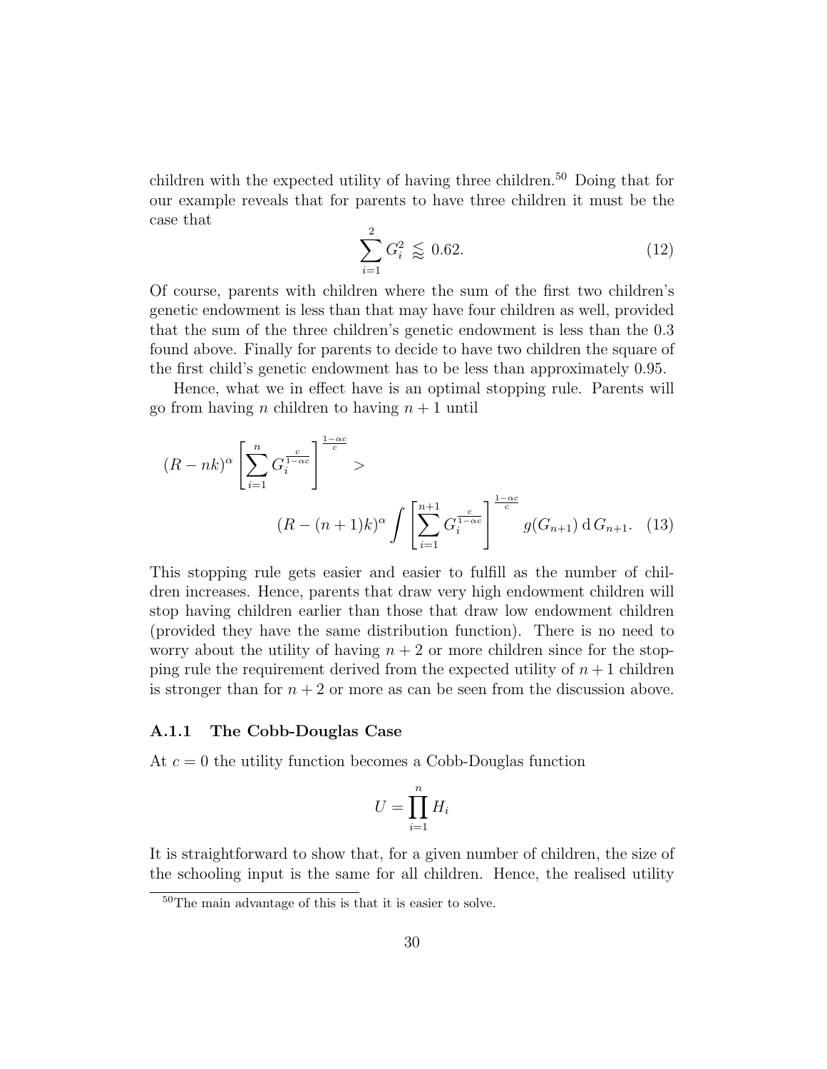children with the expected utility of having three children.[50] Doing that for our example reveals that for parents to have three children it must be the case that

$$\sum_{i=1}^{2} G_i^2 \lessapprox 0.62. \tag{12}$$

Of course, parents with children where the sum of the first two children's genetic endowment is less than that may have four children as well, provided that the sum of the three children's genetic endowment is less than the 0.3 found above. Finally for parents to decide to have two children the square of the first child's genetic endowment has to be less than approximately 0.95.

Hence, what we in effect have is an optimal stopping rule. Parents will go from having $n$ children to having $n+1$ until

$$(R - nk)^{\alpha} \left[ \sum_{i=1}^{n} G_i^{\frac{c}{1-\alpha c}} \right]^{\frac{1-\alpha c}{c}} > (R - (n+1)k)^{\alpha} \int \left[ \sum_{i=1}^{n+1} G_i^{\frac{c}{1-\alpha c}} \right]^{\frac{1-\alpha c}{c}} g(G_{n+1}) \,\mathrm{d}\, G_{n+1}. \tag{13}$$

This stopping rule gets easier and easier to fulfill as the number of children increases. Hence, parents that draw very high endowment children will stop having children earlier than those that draw low endowment children (provided they have the same distribution function). There is no need to worry about the utility of having $n+2$ or more children since for the stopping rule the requirement derived from the expected utility of $n+1$ children is stronger than for $n+2$ or more as can be seen from the discussion above.

### A.1.1 The Cobb-Douglas Case

At $c = 0$ the utility function becomes a Cobb-Douglas function

$$U = \prod_{i=1}^{n} H_i$$

It is straightforward to show that, for a given number of children, the size of the schooling input is the same for all children. Hence, the realised utility

[50] The main advantage of this is that it is easier to solve.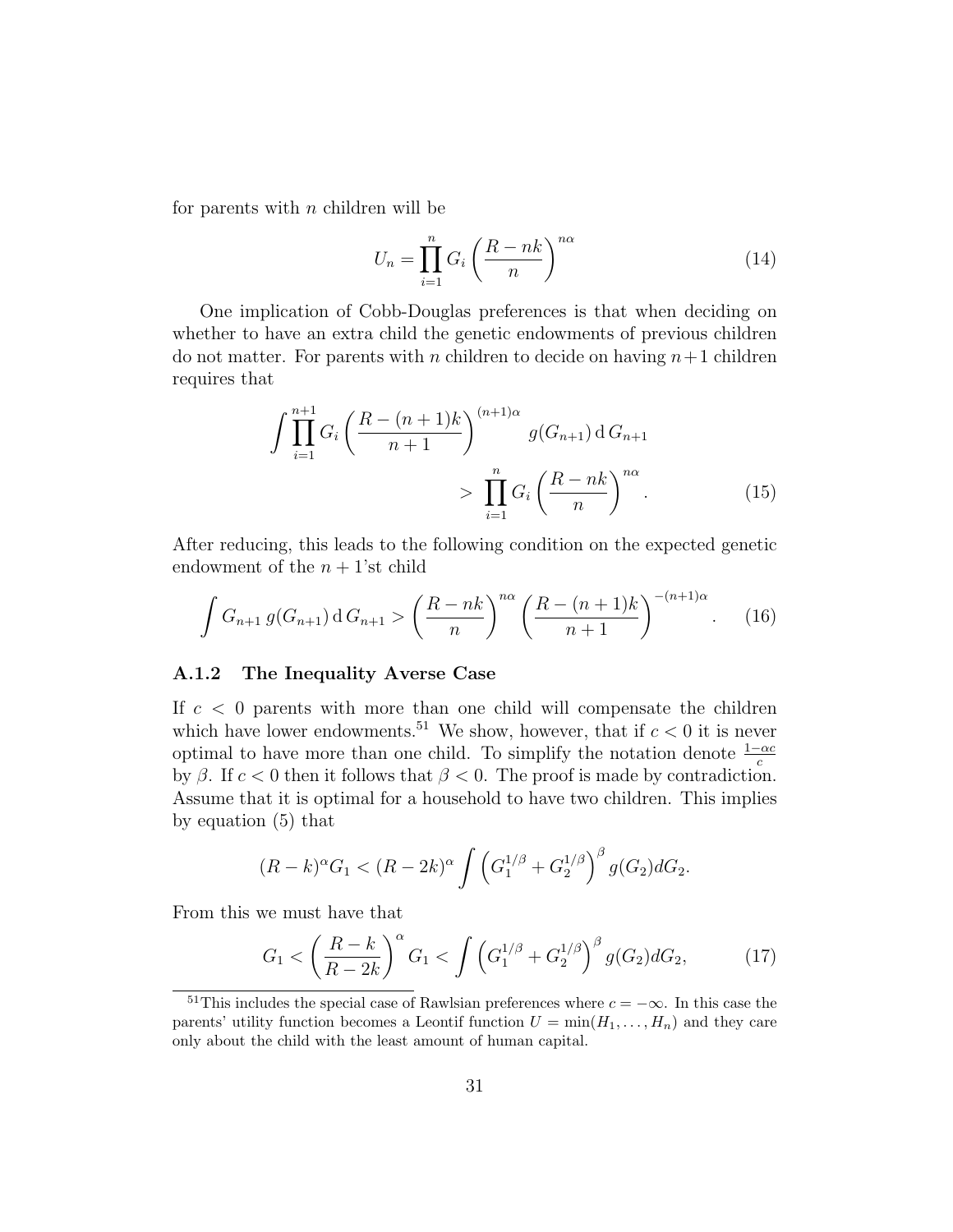for parents with $n$ children will be

$$U_n = \prod_{i=1}^{n} G_i \left( \frac{R - nk}{n} \right)^{n\alpha} \tag{14}$$

One implication of Cobb-Douglas preferences is that when deciding on whether to have an extra child the genetic endowments of previous children do not matter. For parents with $n$ children to decide on having $n+1$ children requires that

$$\int \prod_{i=1}^{n+1} G_i \left( \frac{R - (n+1)k}{n+1} \right)^{(n+1)\alpha} g(G_{n+1}) \, \mathrm{d}\, G_{n+1} > \prod_{i=1}^{n} G_i \left( \frac{R - nk}{n} \right)^{n\alpha}. \tag{15}$$

After reducing, this leads to the following condition on the expected genetic endowment of the $n+1$'st child

$$\int G_{n+1} \, g(G_{n+1}) \, \mathrm{d}\, G_{n+1} > \left( \frac{R - nk}{n} \right)^{n\alpha} \left( \frac{R - (n+1)k}{n+1} \right)^{-(n+1)\alpha}. \tag{16}$$

### A.1.2 The Inequality Averse Case

If $c < 0$ parents with more than one child will compensate the children which have lower endowments.[51] We show, however, that if $c < 0$ it is never optimal to have more than one child. To simplify the notation denote $\frac{1-\alpha c}{c}$ by $\beta$. If $c < 0$ then it follows that $\beta < 0$. The proof is made by contradiction. Assume that it is optimal for a household to have two children. This implies by equation (5) that

$$(R - k)^{\alpha} G_1 < (R - 2k)^{\alpha} \int \left( G_1^{1/\beta} + G_2^{1/\beta} \right)^{\beta} g(G_2) dG_2.$$

From this we must have that

$$G_1 < \left( \frac{R - k}{R - 2k} \right)^{\alpha} G_1 < \int \left( G_1^{1/\beta} + G_2^{1/\beta} \right)^{\beta} g(G_2) dG_2, \tag{17}$$

[51] This includes the special case of Rawlsian preferences where $c = -\infty$. In this case the parents' utility function becomes a Leontif function $U = \min(H_1, \ldots, H_n)$ and they care only about the child with the least amount of human capital.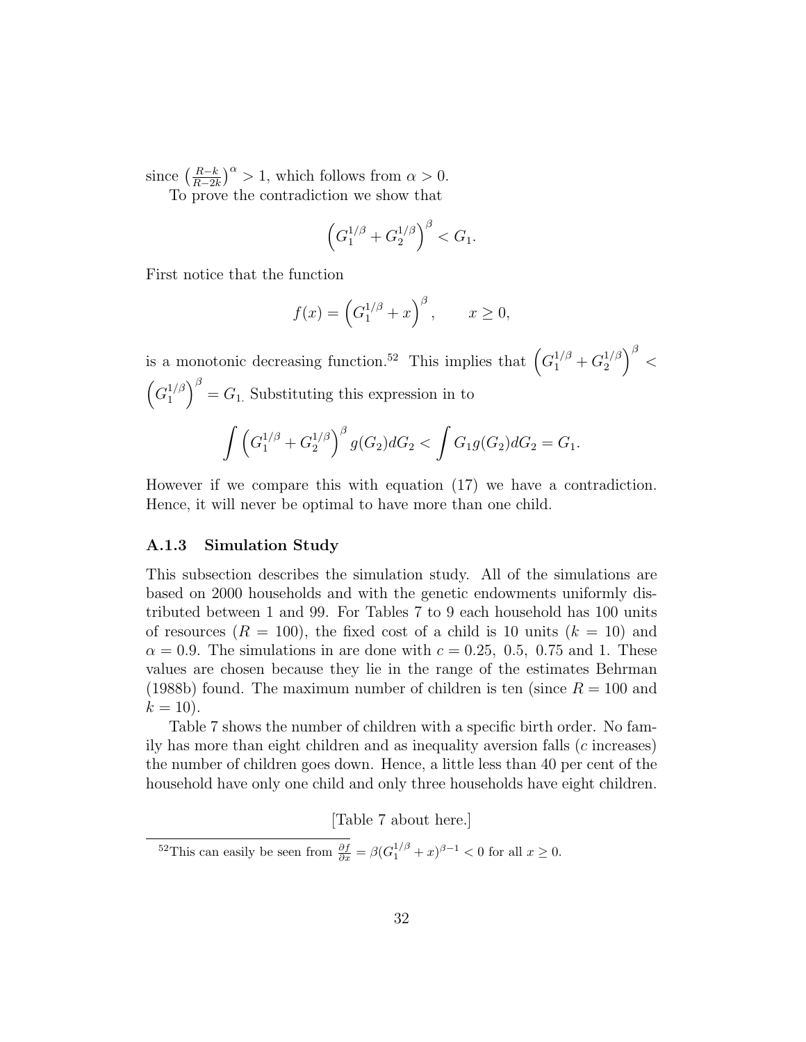since $\left(\frac{R-k}{R-2k}\right)^{\alpha} > 1$, which follows from $\alpha > 0$.

To prove the contradiction we show that

$$\left(G_1^{1/\beta} + G_2^{1/\beta}\right)^{\beta} < G_1.$$

First notice that the function

$$f(x) = \left(G_1^{1/\beta} + x\right)^{\beta}, \qquad x \geq 0,$$

is a monotonic decreasing function.[52] This implies that $\left(G_1^{1/\beta} + G_2^{1/\beta}\right)^{\beta} < \left(G_1^{1/\beta}\right)^{\beta} = G_1$. Substituting this expression in to

$$\int \left(G_1^{1/\beta} + G_2^{1/\beta}\right)^{\beta} g(G_2)dG_2 < \int G_1 g(G_2)dG_2 = G_1.$$

However if we compare this with equation (17) we have a contradiction. Hence, it will never be optimal to have more than one child.

### A.1.3 Simulation Study

This subsection describes the simulation study. All of the simulations are based on 2000 households and with the genetic endowments uniformly distributed between 1 and 99. For Tables 7 to 9 each household has 100 units of resources ($R = 100$), the fixed cost of a child is 10 units ($k = 10$) and $\alpha = 0.9$. The simulations in are done with $c = 0.25,\ 0.5,\ 0.75$ and 1. These values are chosen because they lie in the range of the estimates Behrman (1988b) found. The maximum number of children is ten (since $R = 100$ and $k = 10$).

Table 7 shows the number of children with a specific birth order. No family has more than eight children and as inequality aversion falls ($c$ increases) the number of children goes down. Hence, a little less than 40 per cent of the household have only one child and only three households have eight children.

[Table 7 about here.]

[52] This can easily be seen from $\frac{\partial f}{\partial x} = \beta(G_1^{1/\beta} + x)^{\beta - 1} < 0$ for all $x \geq 0$.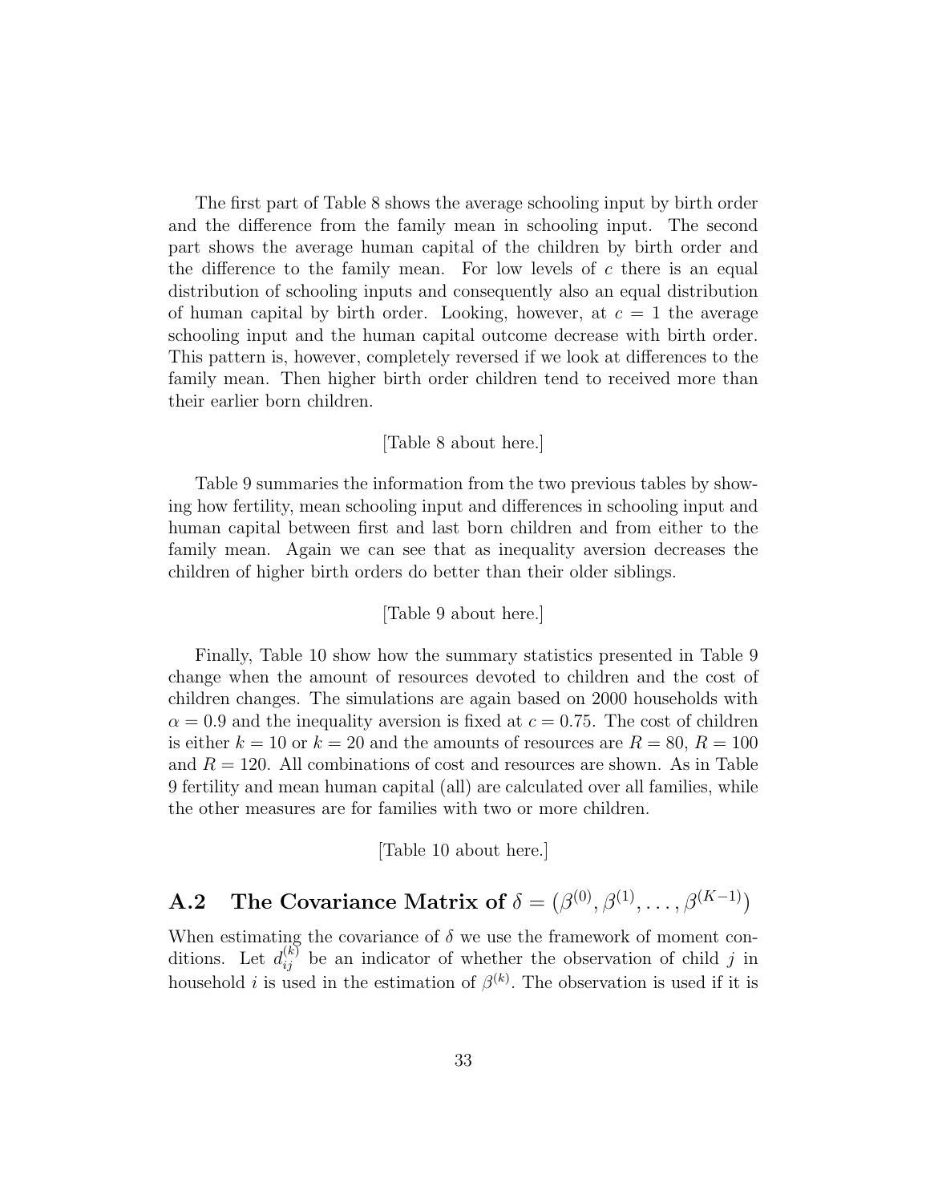The first part of Table 8 shows the average schooling input by birth order and the difference from the family mean in schooling input. The second part shows the average human capital of the children by birth order and the difference to the family mean. For low levels of $c$ there is an equal distribution of schooling inputs and consequently also an equal distribution of human capital by birth order. Looking, however, at $c = 1$ the average schooling input and the human capital outcome decrease with birth order. This pattern is, however, completely reversed if we look at differences to the family mean. Then higher birth order children tend to received more than their earlier born children.

[Table 8 about here.]

Table 9 summaries the information from the two previous tables by showing how fertility, mean schooling input and differences in schooling input and human capital between first and last born children and from either to the family mean. Again we can see that as inequality aversion decreases the children of higher birth orders do better than their older siblings.

[Table 9 about here.]

Finally, Table 10 show how the summary statistics presented in Table 9 change when the amount of resources devoted to children and the cost of children changes. The simulations are again based on 2000 households with $\alpha = 0.9$ and the inequality aversion is fixed at $c = 0.75$. The cost of children is either $k = 10$ or $k = 20$ and the amounts of resources are $R = 80$, $R = 100$ and $R = 120$. All combinations of cost and resources are shown. As in Table 9 fertility and mean human capital (all) are calculated over all families, while the other measures are for families with two or more children.

[Table 10 about here.]

## A.2 The Covariance Matrix of $\delta = (\beta^{(0)}, \beta^{(1)}, \ldots, \beta^{(K-1)})$

When estimating the covariance of $\delta$ we use the framework of moment conditions. Let $d_{ij}^{(k)}$ be an indicator of whether the observation of child $j$ in household $i$ is used in the estimation of $\beta^{(k)}$. The observation is used if it is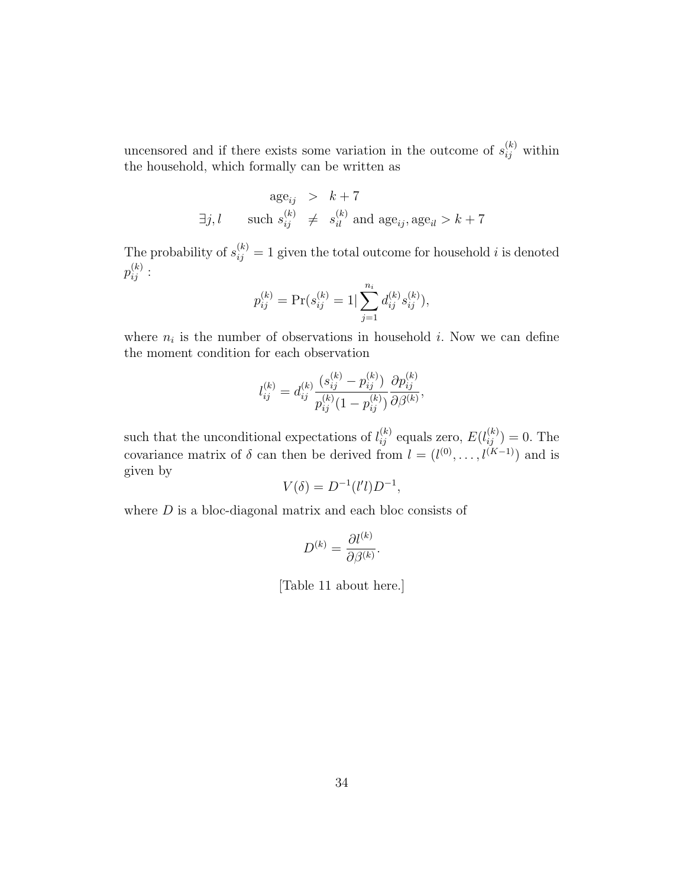uncensored and if there exists some variation in the outcome of $s_{ij}^{(k)}$ within the household, which formally can be written as

$$\begin{aligned} \text{age}_{ij} &> k+7 \\ \exists j,l \qquad \text{such } s_{ij}^{(k)} &\neq s_{il}^{(k)} \text{ and } \text{age}_{ij}, \text{age}_{il} > k+7 \end{aligned}$$

The probability of $s_{ij}^{(k)} = 1$ given the total outcome for household $i$ is denoted $p_{ij}^{(k)}$ :

$$p_{ij}^{(k)} = \Pr(s_{ij}^{(k)} = 1 | \sum_{j=1}^{n_i} d_{ij}^{(k)} s_{ij}^{(k)}),$$

where $n_i$ is the number of observations in household $i$. Now we can define the moment condition for each observation

$$l_{ij}^{(k)} = d_{ij}^{(k)} \frac{(s_{ij}^{(k)} - p_{ij}^{(k)})}{p_{ij}^{(k)}(1 - p_{ij}^{(k)})} \frac{\partial p_{ij}^{(k)}}{\partial \beta^{(k)}},$$

such that the unconditional expectations of $l_{ij}^{(k)}$ equals zero, $E(l_{ij}^{(k)}) = 0$. The covariance matrix of $\delta$ can then be derived from $l = (l^{(0)}, \ldots, l^{(K-1)})$ and is given by

$$V(\delta) = D^{-1}(l'l)D^{-1},$$

where $D$ is a bloc-diagonal matrix and each bloc consists of

$$D^{(k)} = \frac{\partial l^{(k)}}{\partial \beta^{(k)}}.$$

[Table 11 about here.]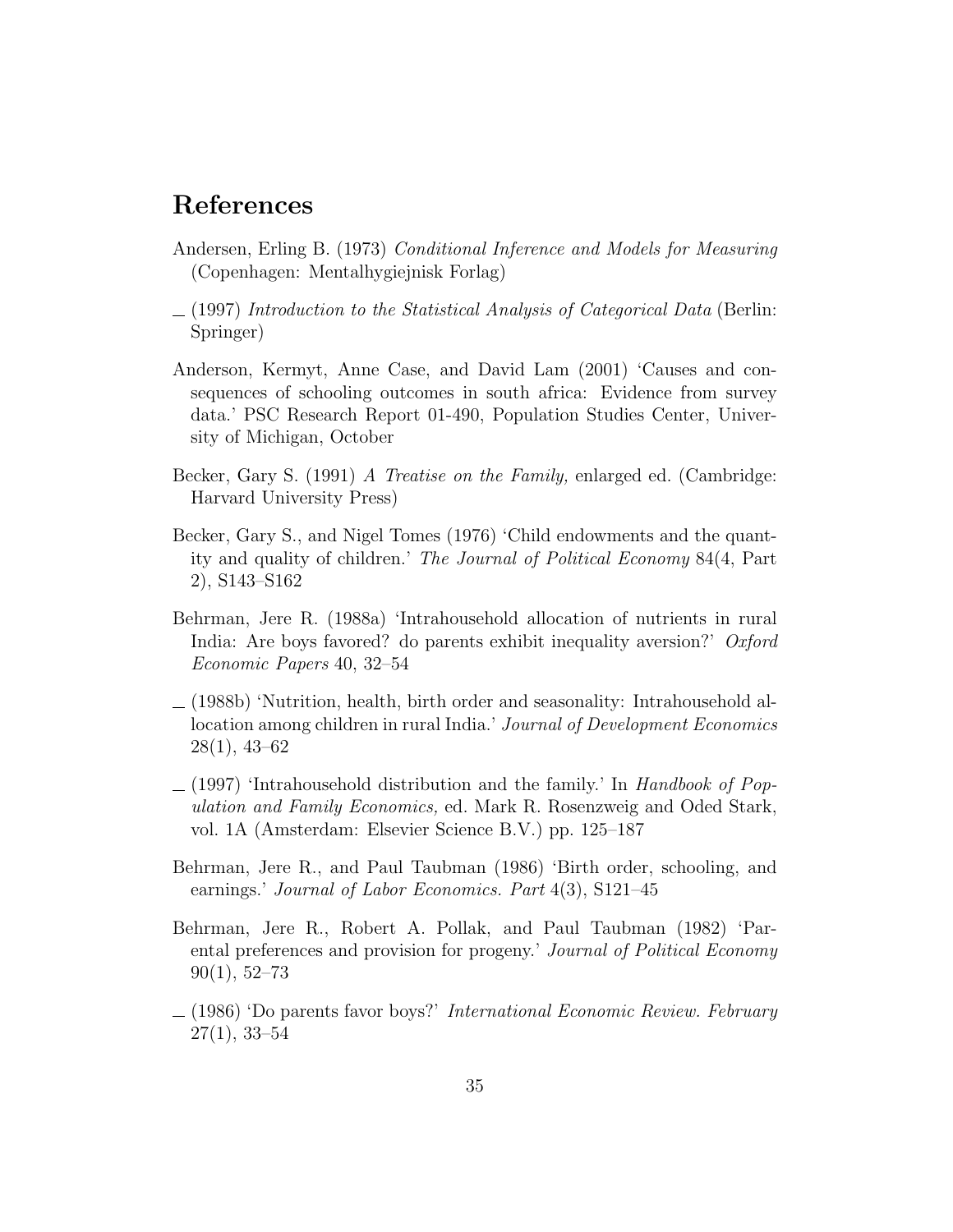# References

Andersen, Erling B. (1973) *Conditional Inference and Models for Measuring* (Copenhagen: Mentalhygiejnisk Forlag)

_ (1997) *Introduction to the Statistical Analysis of Categorical Data* (Berlin: Springer)

Anderson, Kermyt, Anne Case, and David Lam (2001) 'Causes and consequences of schooling outcomes in south africa: Evidence from survey data.' PSC Research Report 01-490, Population Studies Center, University of Michigan, October

Becker, Gary S. (1991) *A Treatise on the Family,* enlarged ed. (Cambridge: Harvard University Press)

Becker, Gary S., and Nigel Tomes (1976) 'Child endowments and the quantity and quality of children.' *The Journal of Political Economy* 84(4, Part 2), S143–S162

Behrman, Jere R. (1988a) 'Intrahousehold allocation of nutrients in rural India: Are boys favored? do parents exhibit inequality aversion?' *Oxford Economic Papers* 40, 32–54

_ (1988b) 'Nutrition, health, birth order and seasonality: Intrahousehold allocation among children in rural India.' *Journal of Development Economics* 28(1), 43–62

_ (1997) 'Intrahousehold distribution and the family.' In *Handbook of Population and Family Economics,* ed. Mark R. Rosenzweig and Oded Stark, vol. 1A (Amsterdam: Elsevier Science B.V.) pp. 125–187

Behrman, Jere R., and Paul Taubman (1986) 'Birth order, schooling, and earnings.' *Journal of Labor Economics. Part* 4(3), S121–45

Behrman, Jere R., Robert A. Pollak, and Paul Taubman (1982) 'Parental preferences and provision for progeny.' *Journal of Political Economy* 90(1), 52–73

_ (1986) 'Do parents favor boys?' *International Economic Review. February* 27(1), 33–54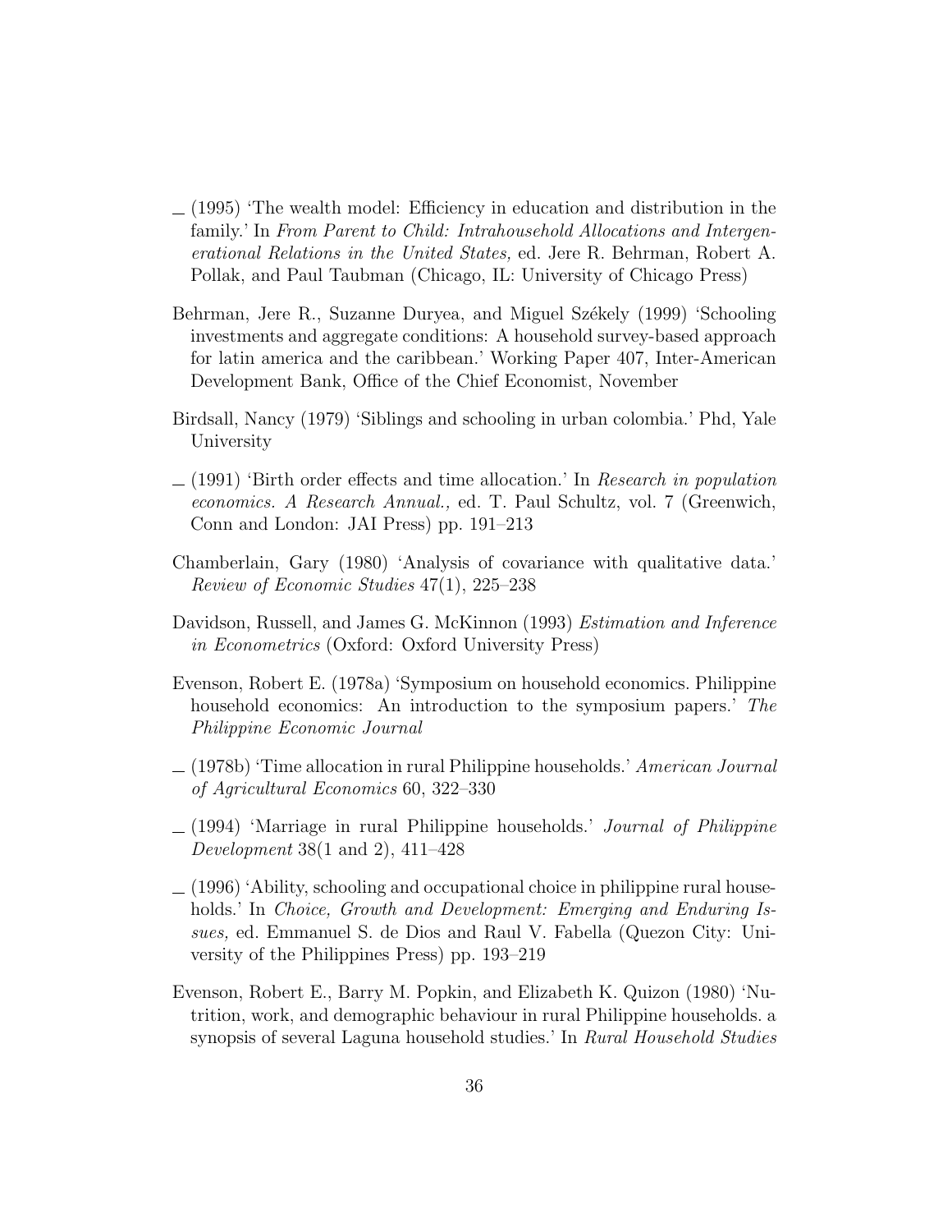— (1995) 'The wealth model: Efficiency in education and distribution in the family.' In *From Parent to Child: Intrahousehold Allocations and Intergenerational Relations in the United States,* ed. Jere R. Behrman, Robert A. Pollak, and Paul Taubman (Chicago, IL: University of Chicago Press)

Behrman, Jere R., Suzanne Duryea, and Miguel Székely (1999) 'Schooling investments and aggregate conditions: A household survey-based approach for latin america and the caribbean.' Working Paper 407, Inter-American Development Bank, Office of the Chief Economist, November

Birdsall, Nancy (1979) 'Siblings and schooling in urban colombia.' Phd, Yale University

— (1991) 'Birth order effects and time allocation.' In *Research in population economics. A Research Annual.,* ed. T. Paul Schultz, vol. 7 (Greenwich, Conn and London: JAI Press) pp. 191–213

Chamberlain, Gary (1980) 'Analysis of covariance with qualitative data.' *Review of Economic Studies* 47(1), 225–238

Davidson, Russell, and James G. McKinnon (1993) *Estimation and Inference in Econometrics* (Oxford: Oxford University Press)

Evenson, Robert E. (1978a) 'Symposium on household economics. Philippine household economics: An introduction to the symposium papers.' *The Philippine Economic Journal*

— (1978b) 'Time allocation in rural Philippine households.' *American Journal of Agricultural Economics* 60, 322–330

— (1994) 'Marriage in rural Philippine households.' *Journal of Philippine Development* 38(1 and 2), 411–428

— (1996) 'Ability, schooling and occupational choice in philippine rural households.' In *Choice, Growth and Development: Emerging and Enduring Issues,* ed. Emmanuel S. de Dios and Raul V. Fabella (Quezon City: University of the Philippines Press) pp. 193–219

Evenson, Robert E., Barry M. Popkin, and Elizabeth K. Quizon (1980) 'Nutrition, work, and demographic behaviour in rural Philippine households. a synopsis of several Laguna household studies.' In *Rural Household Studies*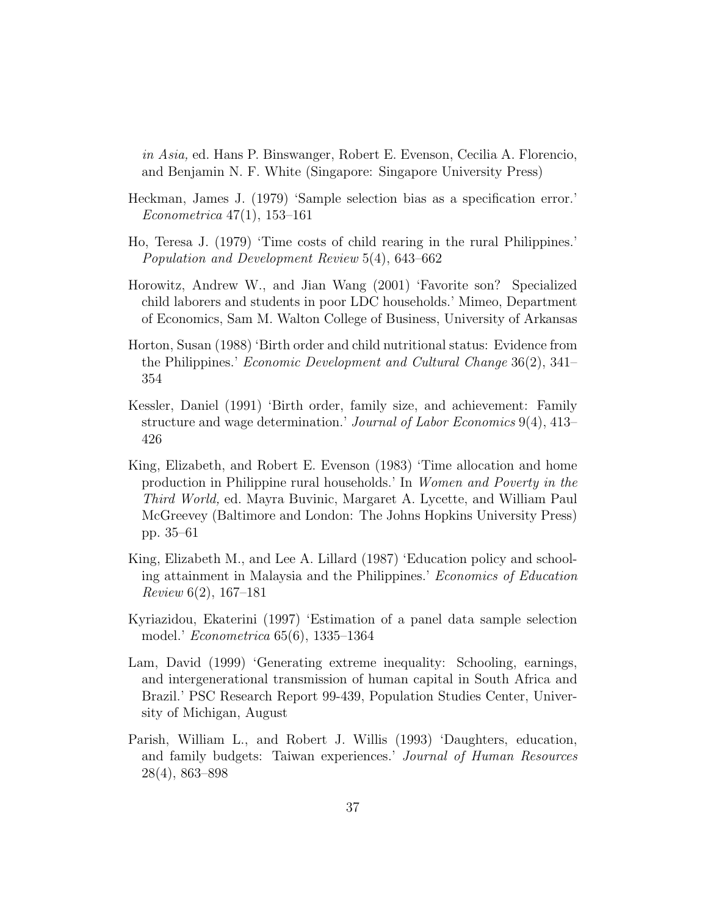*in Asia,* ed. Hans P. Binswanger, Robert E. Evenson, Cecilia A. Florencio, and Benjamin N. F. White (Singapore: Singapore University Press)

Heckman, James J. (1979) 'Sample selection bias as a specification error.' *Econometrica* 47(1), 153–161

Ho, Teresa J. (1979) 'Time costs of child rearing in the rural Philippines.' *Population and Development Review* 5(4), 643–662

Horowitz, Andrew W., and Jian Wang (2001) 'Favorite son? Specialized child laborers and students in poor LDC households.' Mimeo, Department of Economics, Sam M. Walton College of Business, University of Arkansas

Horton, Susan (1988) 'Birth order and child nutritional status: Evidence from the Philippines.' *Economic Development and Cultural Change* 36(2), 341–354

Kessler, Daniel (1991) 'Birth order, family size, and achievement: Family structure and wage determination.' *Journal of Labor Economics* 9(4), 413–426

King, Elizabeth, and Robert E. Evenson (1983) 'Time allocation and home production in Philippine rural households.' In *Women and Poverty in the Third World,* ed. Mayra Buvinic, Margaret A. Lycette, and William Paul McGreevey (Baltimore and London: The Johns Hopkins University Press) pp. 35–61

King, Elizabeth M., and Lee A. Lillard (1987) 'Education policy and schooling attainment in Malaysia and the Philippines.' *Economics of Education Review* 6(2), 167–181

Kyriazidou, Ekaterini (1997) 'Estimation of a panel data sample selection model.' *Econometrica* 65(6), 1335–1364

Lam, David (1999) 'Generating extreme inequality: Schooling, earnings, and intergenerational transmission of human capital in South Africa and Brazil.' PSC Research Report 99-439, Population Studies Center, University of Michigan, August

Parish, William L., and Robert J. Willis (1993) 'Daughters, education, and family budgets: Taiwan experiences.' *Journal of Human Resources* 28(4), 863–898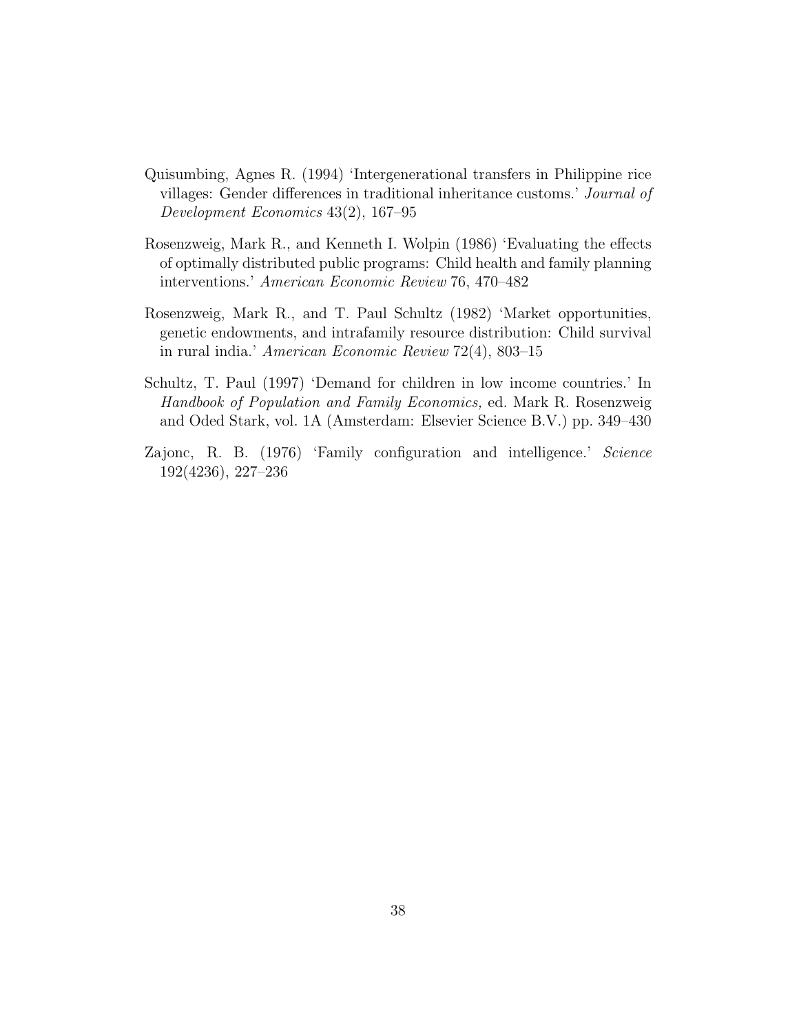Quisumbing, Agnes R. (1994) 'Intergenerational transfers in Philippine rice villages: Gender differences in traditional inheritance customs.' *Journal of Development Economics* 43(2), 167–95

Rosenzweig, Mark R., and Kenneth I. Wolpin (1986) 'Evaluating the effects of optimally distributed public programs: Child health and family planning interventions.' *American Economic Review* 76, 470–482

Rosenzweig, Mark R., and T. Paul Schultz (1982) 'Market opportunities, genetic endowments, and intrafamily resource distribution: Child survival in rural india.' *American Economic Review* 72(4), 803–15

Schultz, T. Paul (1997) 'Demand for children in low income countries.' In *Handbook of Population and Family Economics,* ed. Mark R. Rosenzweig and Oded Stark, vol. 1A (Amsterdam: Elsevier Science B.V.) pp. 349–430

Zajonc, R. B. (1976) 'Family configuration and intelligence.' *Science* 192(4236), 227–236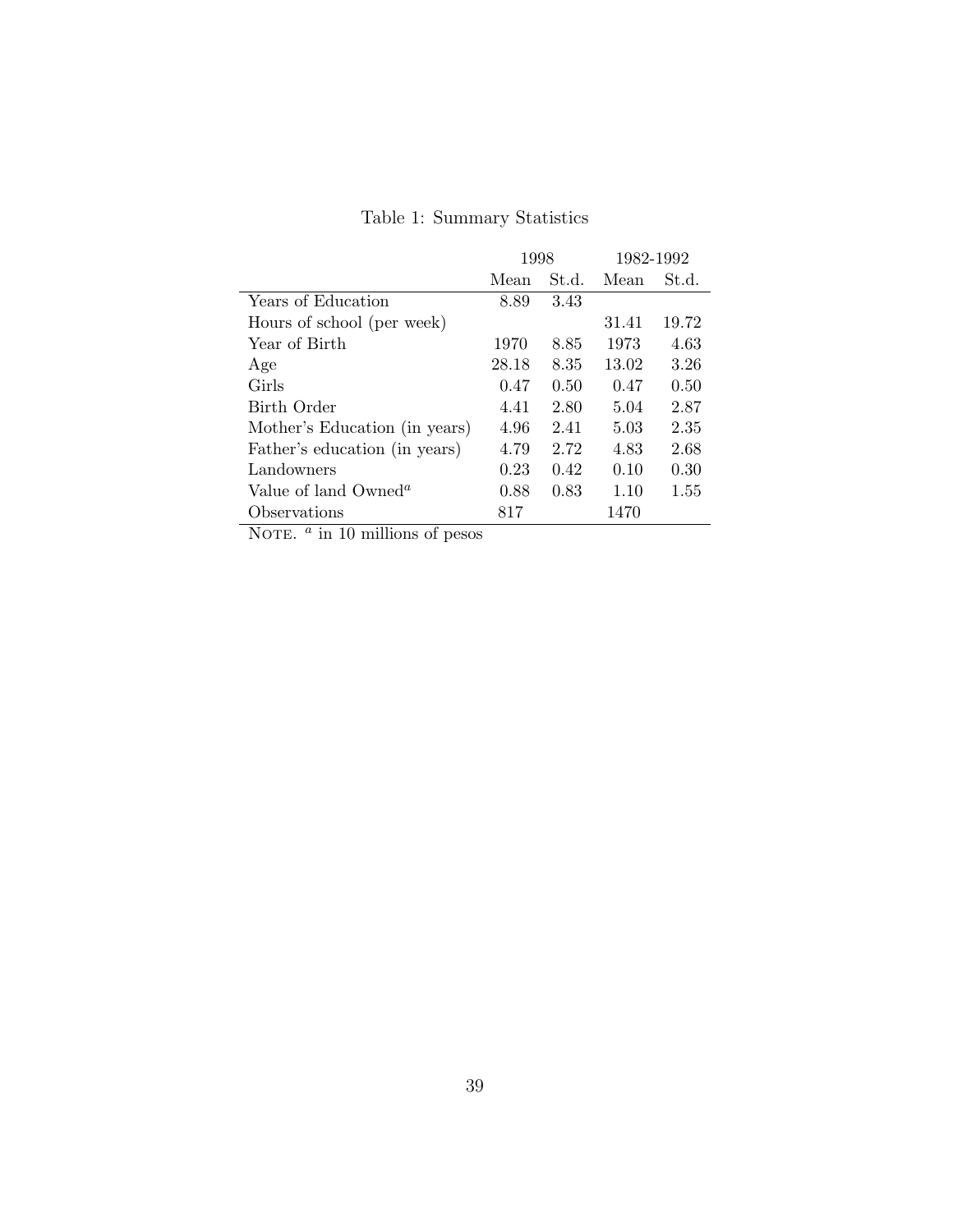Table 1: Summary Statistics

| | 1998 | | 1982-1992 | |
|---|---|---|---|---|
| | Mean | St.d. | Mean | St.d. |
| Years of Education | 8.89 | 3.43 | | |
| Hours of school (per week) | | | 31.41 | 19.72 |
| Year of Birth | 1970 | 8.85 | 1973 | 4.63 |
| Age | 28.18 | 8.35 | 13.02 | 3.26 |
| Girls | 0.47 | 0.50 | 0.47 | 0.50 |
| Birth Order | 4.41 | 2.80 | 5.04 | 2.87 |
| Mother's Education (in years) | 4.96 | 2.41 | 5.03 | 2.35 |
| Father's education (in years) | 4.79 | 2.72 | 4.83 | 2.68 |
| Landowners | 0.23 | 0.42 | 0.10 | 0.30 |
| Value of land Owned[a] | 0.88 | 0.83 | 1.10 | 1.55 |
| Observations | 817 | | 1470 | |

NOTE. [a] in 10 millions of pesos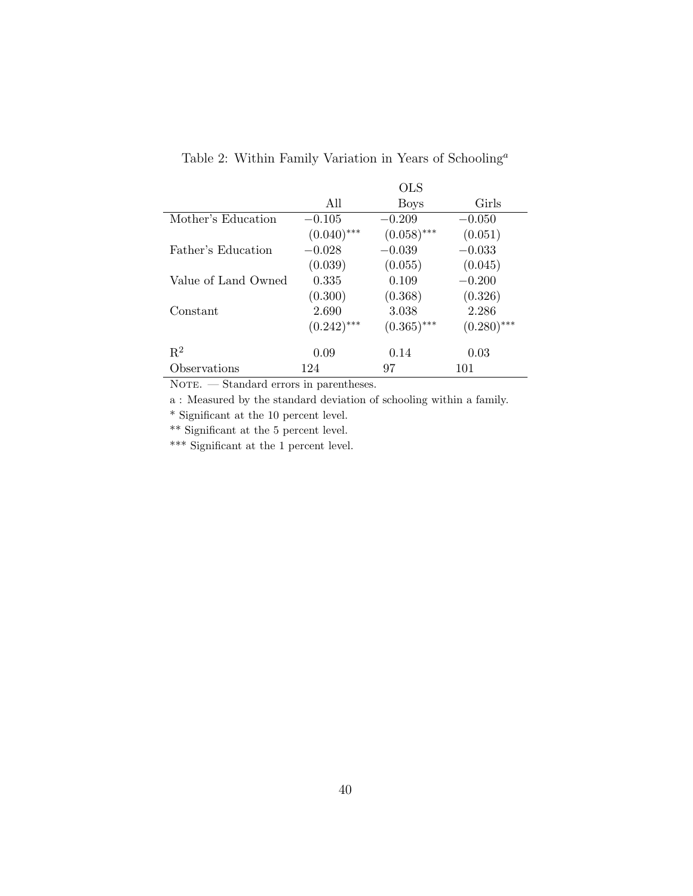Table 2: Within Family Variation in Years of Schooling[a]

| | OLS | | |
|---|---|---|---|
| | All | Boys | Girls |
| Mother's Education | −0.105 | −0.209 | −0.050 |
| | (0.040)*** | (0.058)*** | (0.051) |
| Father's Education | −0.028 | −0.039 | −0.033 |
| | (0.039) | (0.055) | (0.045) |
| Value of Land Owned | 0.335 | 0.109 | −0.200 |
| | (0.300) | (0.368) | (0.326) |
| Constant | 2.690 | 3.038 | 2.286 |
| | (0.242)*** | (0.365)*** | (0.280)*** |
| $R^2$ | 0.09 | 0.14 | 0.03 |
| Observations | 124 | 97 | 101 |

NOTE. — Standard errors in parentheses.

a : Measured by the standard deviation of schooling within a family.

* Significant at the 10 percent level.

** Significant at the 5 percent level.

*** Significant at the 1 percent level.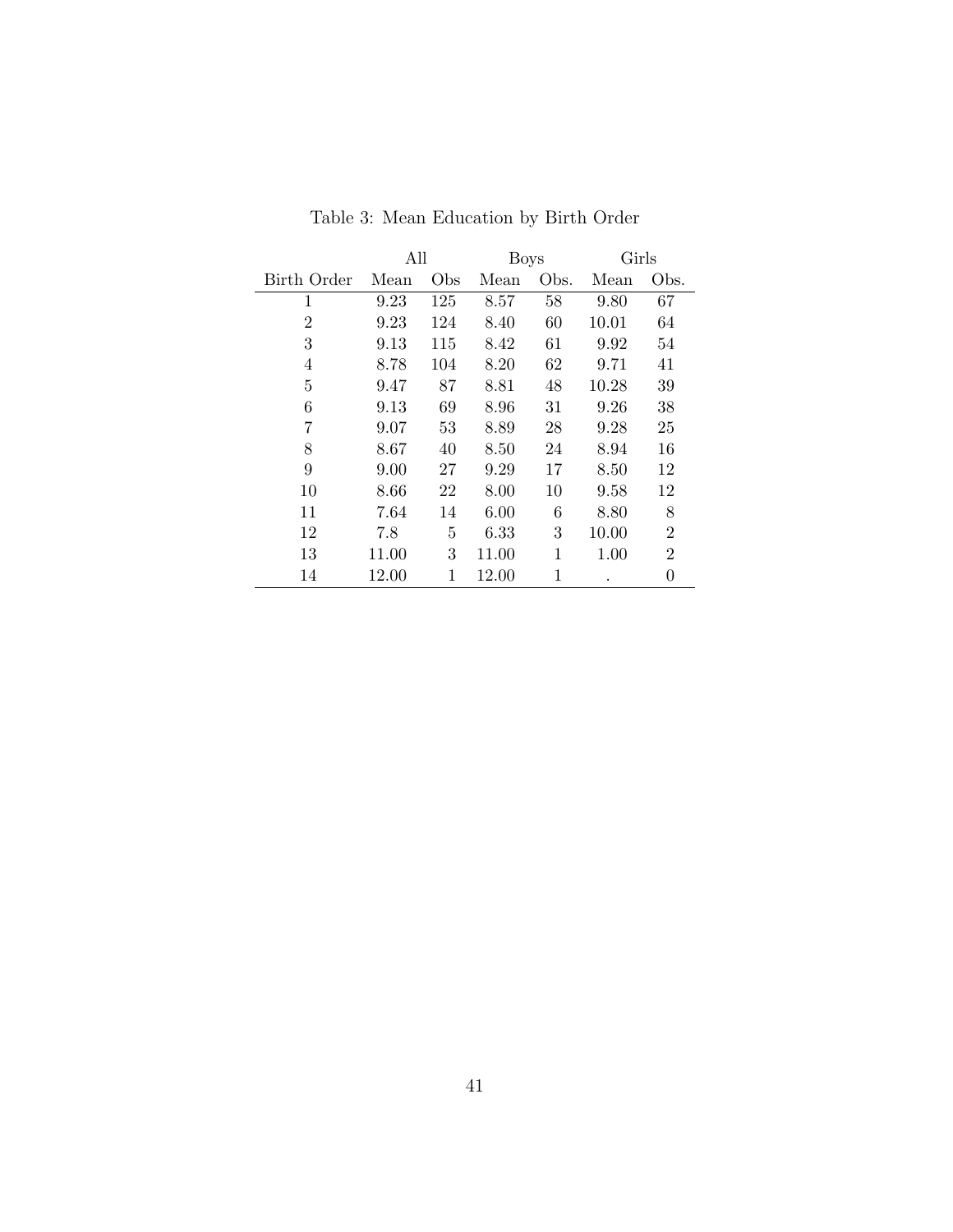Table 3: Mean Education by Birth Order

| | All | | Boys | | Girls | |
|---|---|---|---|---|---|---|
| Birth Order | Mean | Obs | Mean | Obs. | Mean | Obs. |
| 1 | 9.23 | 125 | 8.57 | 58 | 9.80 | 67 |
| 2 | 9.23 | 124 | 8.40 | 60 | 10.01 | 64 |
| 3 | 9.13 | 115 | 8.42 | 61 | 9.92 | 54 |
| 4 | 8.78 | 104 | 8.20 | 62 | 9.71 | 41 |
| 5 | 9.47 | 87 | 8.81 | 48 | 10.28 | 39 |
| 6 | 9.13 | 69 | 8.96 | 31 | 9.26 | 38 |
| 7 | 9.07 | 53 | 8.89 | 28 | 9.28 | 25 |
| 8 | 8.67 | 40 | 8.50 | 24 | 8.94 | 16 |
| 9 | 9.00 | 27 | 9.29 | 17 | 8.50 | 12 |
| 10 | 8.66 | 22 | 8.00 | 10 | 9.58 | 12 |
| 11 | 7.64 | 14 | 6.00 | 6 | 8.80 | 8 |
| 12 | 7.8 | 5 | 6.33 | 3 | 10.00 | 2 |
| 13 | 11.00 | 3 | 11.00 | 1 | 1.00 | 2 |
| 14 | 12.00 | 1 | 12.00 | 1 | . | 0 |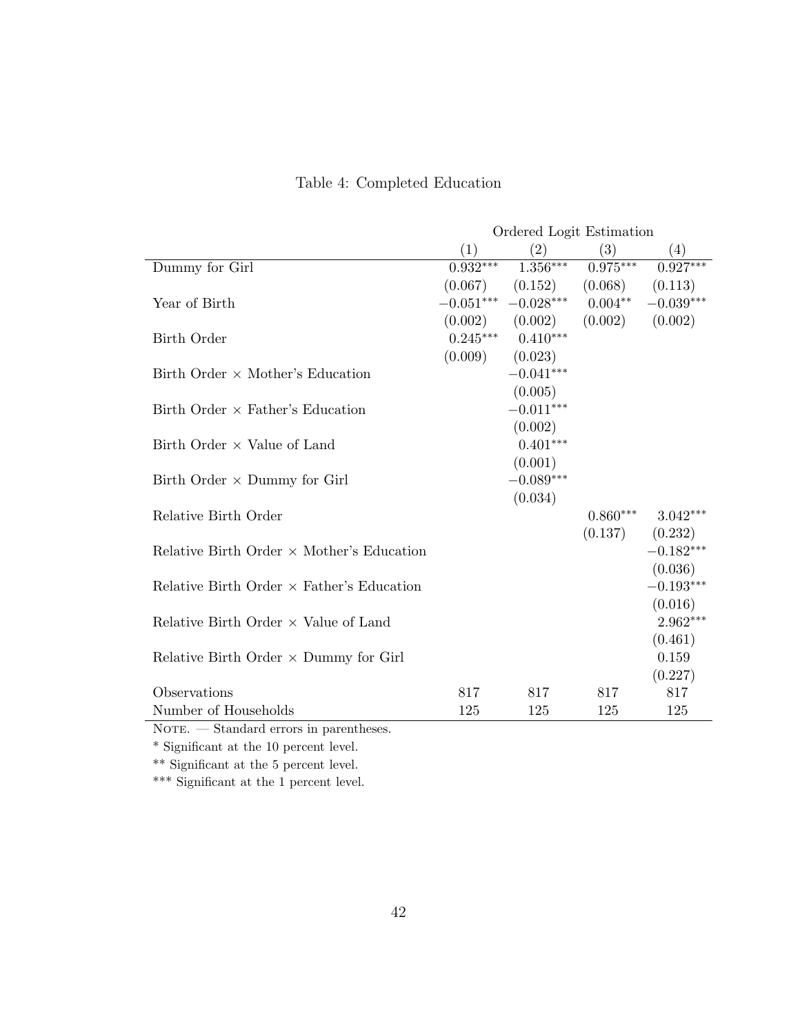Table 4: Completed Education

| | Ordered Logit Estimation | | | |
|---|---|---|---|---|
| | (1) | (2) | (3) | (4) |
| Dummy for Girl | 0.932*** | 1.356*** | 0.975*** | 0.927*** |
| | (0.067) | (0.152) | (0.068) | (0.113) |
| Year of Birth | −0.051*** | −0.028*** | 0.004** | −0.039*** |
| | (0.002) | (0.002) | (0.002) | (0.002) |
| Birth Order | 0.245*** | 0.410*** | | |
| | (0.009) | (0.023) | | |
| Birth Order × Mother's Education | | −0.041*** | | |
| | | (0.005) | | |
| Birth Order × Father's Education | | −0.011*** | | |
| | | (0.002) | | |
| Birth Order × Value of Land | | 0.401*** | | |
| | | (0.001) | | |
| Birth Order × Dummy for Girl | | −0.089*** | | |
| | | (0.034) | | |
| Relative Birth Order | | | 0.860*** | 3.042*** |
| | | | (0.137) | (0.232) |
| Relative Birth Order × Mother's Education | | | | −0.182*** |
| | | | | (0.036) |
| Relative Birth Order × Father's Education | | | | −0.193*** |
| | | | | (0.016) |
| Relative Birth Order × Value of Land | | | | 2.962*** |
| | | | | (0.461) |
| Relative Birth Order × Dummy for Girl | | | | 0.159 |
| | | | | (0.227) |
| Observations | 817 | 817 | 817 | 817 |
| Number of Households | 125 | 125 | 125 | 125 |

NOTE. — Standard errors in parentheses.

* Significant at the 10 percent level.

** Significant at the 5 percent level.

*** Significant at the 1 percent level.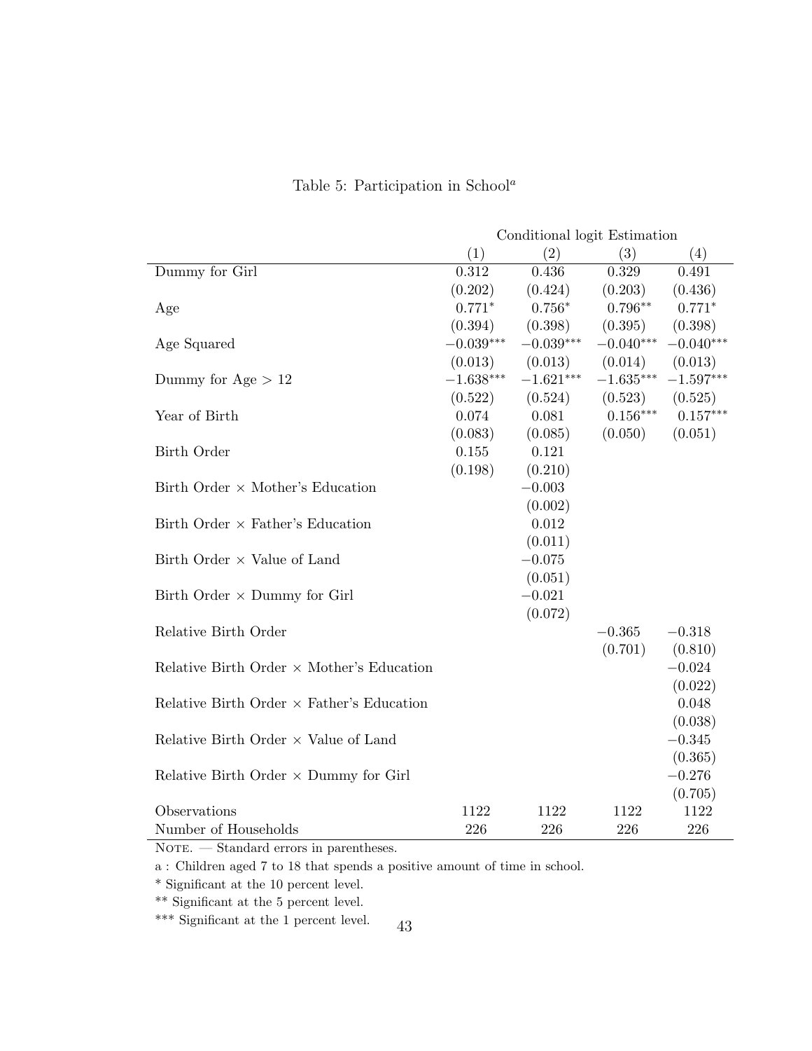Table 5: Participation in School[a]

| | Conditional logit Estimation | | | |
|---|---|---|---|---|
| | (1) | (2) | (3) | (4) |
| Dummy for Girl | 0.312 | 0.436 | 0.329 | 0.491 |
| | (0.202) | (0.424) | (0.203) | (0.436) |
| Age | $0.771^{*}$ | $0.756^{*}$ | $0.796^{**}$ | $0.771^{*}$ |
| | (0.394) | (0.398) | (0.395) | (0.398) |
| Age Squared | $-0.039^{***}$ | $-0.039^{***}$ | $-0.040^{***}$ | $-0.040^{***}$ |
| | (0.013) | (0.013) | (0.014) | (0.013) |
| Dummy for Age > 12 | $-1.638^{***}$ | $-1.621^{***}$ | $-1.635^{***}$ | $-1.597^{***}$ |
| | (0.522) | (0.524) | (0.523) | (0.525) |
| Year of Birth | 0.074 | 0.081 | $0.156^{***}$ | $0.157^{***}$ |
| | (0.083) | (0.085) | (0.050) | (0.051) |
| Birth Order | 0.155 | 0.121 | | |
| | (0.198) | (0.210) | | |
| Birth Order × Mother's Education | | −0.003 | | |
| | | (0.002) | | |
| Birth Order × Father's Education | | 0.012 | | |
| | | (0.011) | | |
| Birth Order × Value of Land | | −0.075 | | |
| | | (0.051) | | |
| Birth Order × Dummy for Girl | | −0.021 | | |
| | | (0.072) | | |
| Relative Birth Order | | | −0.365 | −0.318 |
| | | | (0.701) | (0.810) |
| Relative Birth Order × Mother's Education | | | | −0.024 |
| | | | | (0.022) |
| Relative Birth Order × Father's Education | | | | 0.048 |
| | | | | (0.038) |
| Relative Birth Order × Value of Land | | | | −0.345 |
| | | | | (0.365) |
| Relative Birth Order × Dummy for Girl | | | | −0.276 |
| | | | | (0.705) |
| Observations | 1122 | 1122 | 1122 | 1122 |
| Number of Households | 226 | 226 | 226 | 226 |

NOTE. — Standard errors in parentheses.

a : Children aged 7 to 18 that spends a positive amount of time in school.

* Significant at the 10 percent level.

** Significant at the 5 percent level.

*** Significant at the 1 percent level.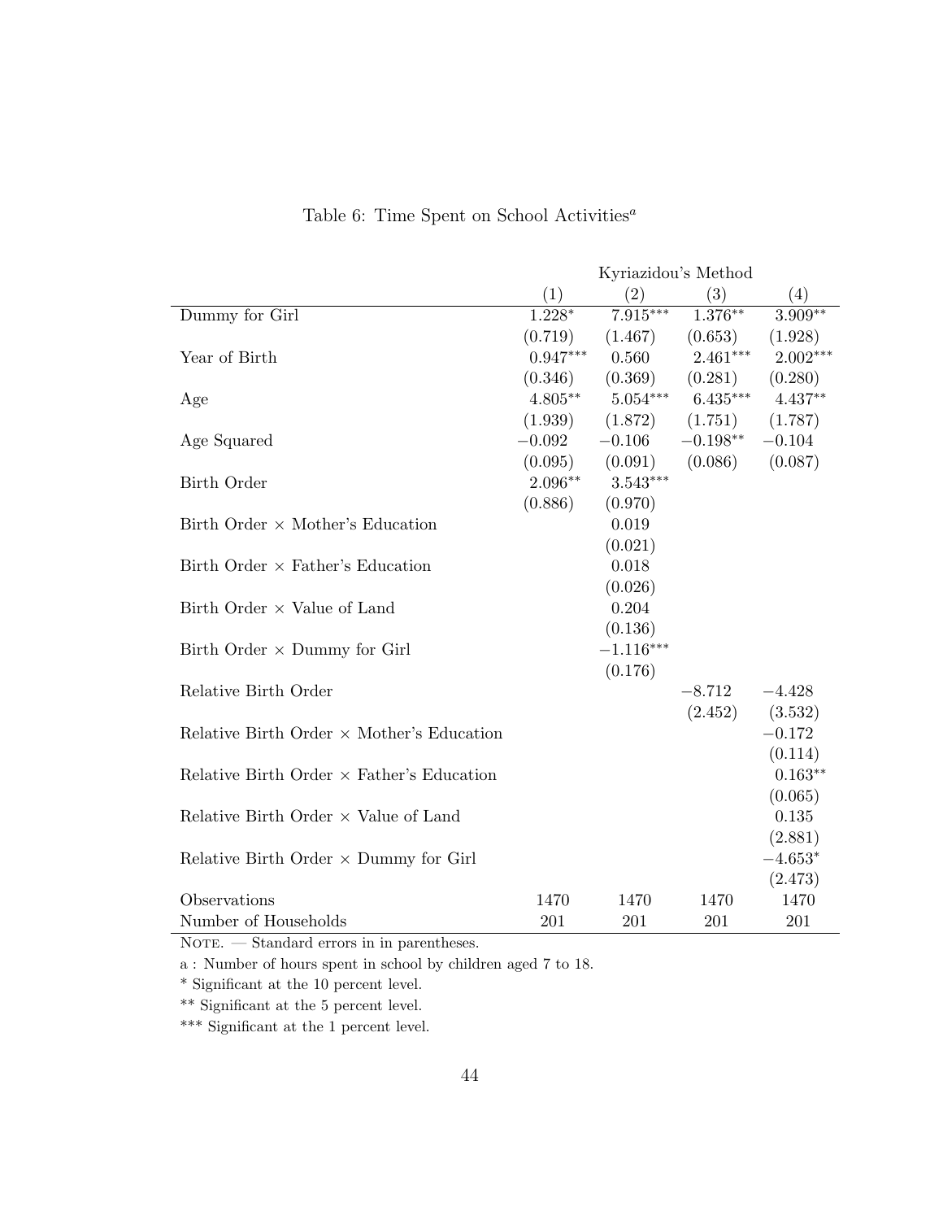Table 6: Time Spent on School Activities[a]

| | Kyriazidou's Method | | | |
|---|---|---|---|---|
| | (1) | (2) | (3) | (4) |
| Dummy for Girl | 1.228* | 7.915*** | 1.376** | 3.909** |
| | (0.719) | (1.467) | (0.653) | (1.928) |
| Year of Birth | 0.947*** | 0.560 | 2.461*** | 2.002*** |
| | (0.346) | (0.369) | (0.281) | (0.280) |
| Age | 4.805** | 5.054*** | 6.435*** | 4.437** |
| | (1.939) | (1.872) | (1.751) | (1.787) |
| Age Squared | −0.092 | −0.106 | −0.198** | −0.104 |
| | (0.095) | (0.091) | (0.086) | (0.087) |
| Birth Order | 2.096** | 3.543*** | | |
| | (0.886) | (0.970) | | |
| Birth Order × Mother's Education | | 0.019 | | |
| | | (0.021) | | |
| Birth Order × Father's Education | | 0.018 | | |
| | | (0.026) | | |
| Birth Order × Value of Land | | 0.204 | | |
| | | (0.136) | | |
| Birth Order × Dummy for Girl | | −1.116*** | | |
| | | (0.176) | | |
| Relative Birth Order | | | −8.712 | −4.428 |
| | | | (2.452) | (3.532) |
| Relative Birth Order × Mother's Education | | | | −0.172 |
| | | | | (0.114) |
| Relative Birth Order × Father's Education | | | | 0.163** |
| | | | | (0.065) |
| Relative Birth Order × Value of Land | | | | 0.135 |
| | | | | (2.881) |
| Relative Birth Order × Dummy for Girl | | | | −4.653* |
| | | | | (2.473) |
| Observations | 1470 | 1470 | 1470 | 1470 |
| Number of Households | 201 | 201 | 201 | 201 |

NOTE. — Standard errors in in parentheses.

a : Number of hours spent in school by children aged 7 to 18.

* Significant at the 10 percent level.

** Significant at the 5 percent level.

*** Significant at the 1 percent level.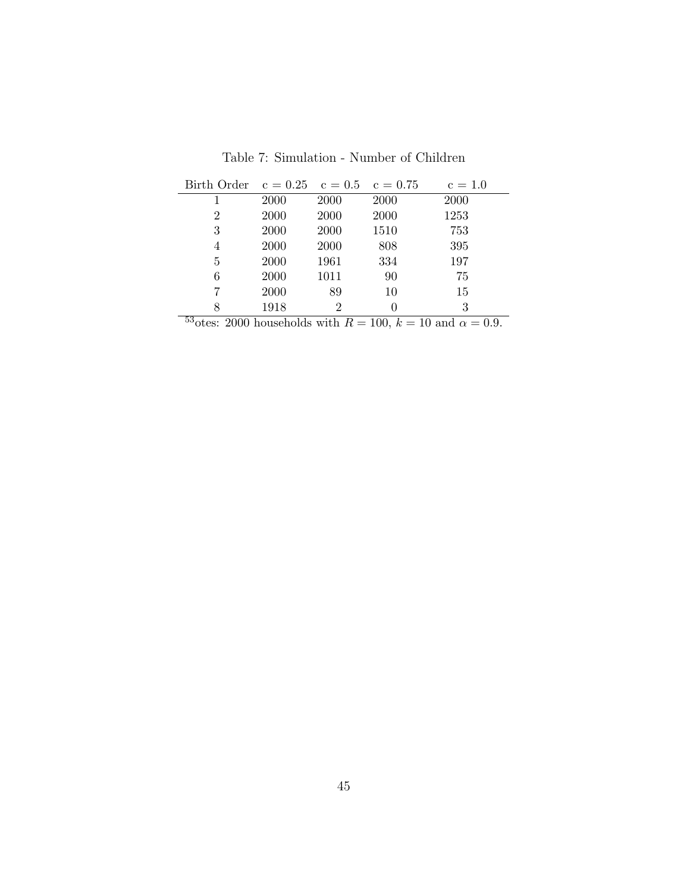Table 7: Simulation - Number of Children

| Birth Order | c = 0.25 | c = 0.5 | c = 0.75 | c = 1.0 |
|---|---|---|---|---|
| 1 | 2000 | 2000 | 2000 | 2000 |
| 2 | 2000 | 2000 | 2000 | 1253 |
| 3 | 2000 | 2000 | 1510 | 753 |
| 4 | 2000 | 2000 | 808 | 395 |
| 5 | 2000 | 1961 | 334 | 197 |
| 6 | 2000 | 1011 | 90 | 75 |
| 7 | 2000 | 89 | 10 | 15 |
| 8 | 1918 | 2 | 0 | 3 |

[53]otes: 2000 households with $R = 100$, $k = 10$ and $\alpha = 0.9$.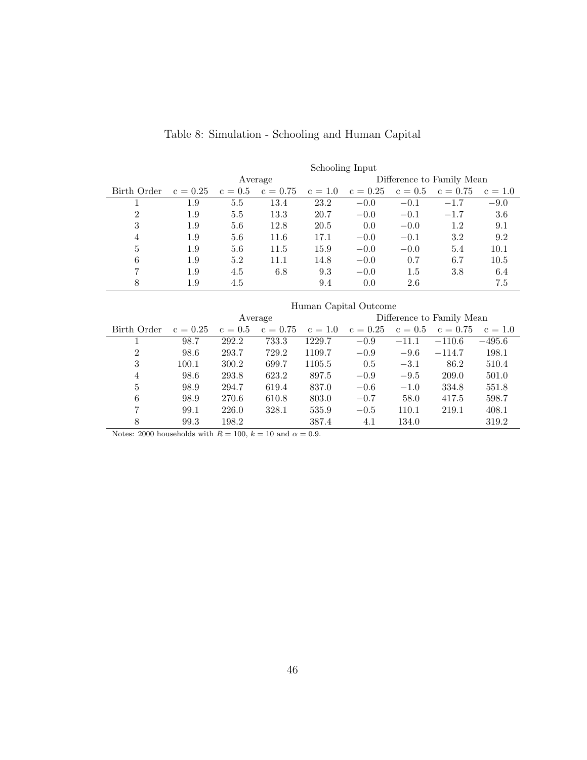# Table 8: Simulation - Schooling and Human Capital

| | Schooling Input | | | | | | | |
|---|---|---|---|---|---|---|---|---|
| | Average | | | | Difference to Family Mean | | | |
| Birth Order | c = 0.25 | c = 0.5 | c = 0.75 | c = 1.0 | c = 0.25 | c = 0.5 | c = 0.75 | c = 1.0 |
| 1 | 1.9 | 5.5 | 13.4 | 23.2 | −0.0 | −0.1 | −1.7 | −9.0 |
| 2 | 1.9 | 5.5 | 13.3 | 20.7 | −0.0 | −0.1 | −1.7 | 3.6 |
| 3 | 1.9 | 5.6 | 12.8 | 20.5 | 0.0 | −0.0 | 1.2 | 9.1 |
| 4 | 1.9 | 5.6 | 11.6 | 17.1 | −0.0 | −0.1 | 3.2 | 9.2 |
| 5 | 1.9 | 5.6 | 11.5 | 15.9 | −0.0 | −0.0 | 5.4 | 10.1 |
| 6 | 1.9 | 5.2 | 11.1 | 14.8 | −0.0 | 0.7 | 6.7 | 10.5 |
| 7 | 1.9 | 4.5 | 6.8 | 9.3 | −0.0 | 1.5 | 3.8 | 6.4 |
| 8 | 1.9 | 4.5 | | 9.4 | 0.0 | 2.6 | | 7.5 |

| | Human Capital Outcome | | | | | | | |
|---|---|---|---|---|---|---|---|---|
| | Average | | | | Difference to Family Mean | | | |
| Birth Order | c = 0.25 | c = 0.5 | c = 0.75 | c = 1.0 | c = 0.25 | c = 0.5 | c = 0.75 | c = 1.0 |
| 1 | 98.7 | 292.2 | 733.3 | 1229.7 | −0.9 | −11.1 | −110.6 | −495.6 |
| 2 | 98.6 | 293.7 | 729.2 | 1109.7 | −0.9 | −9.6 | −114.7 | 198.1 |
| 3 | 100.1 | 300.2 | 699.7 | 1105.5 | 0.5 | −3.1 | 86.2 | 510.4 |
| 4 | 98.6 | 293.8 | 623.2 | 897.5 | −0.9 | −9.5 | 209.0 | 501.0 |
| 5 | 98.9 | 294.7 | 619.4 | 837.0 | −0.6 | −1.0 | 334.8 | 551.8 |
| 6 | 98.9 | 270.6 | 610.8 | 803.0 | −0.7 | 58.0 | 417.5 | 598.7 |
| 7 | 99.1 | 226.0 | 328.1 | 535.9 | −0.5 | 110.1 | 219.1 | 408.1 |
| 8 | 99.3 | 198.2 | | 387.4 | 4.1 | 134.0 | | 319.2 |

Notes: 2000 households with $R = 100$, $k = 10$ and $\alpha = 0.9$.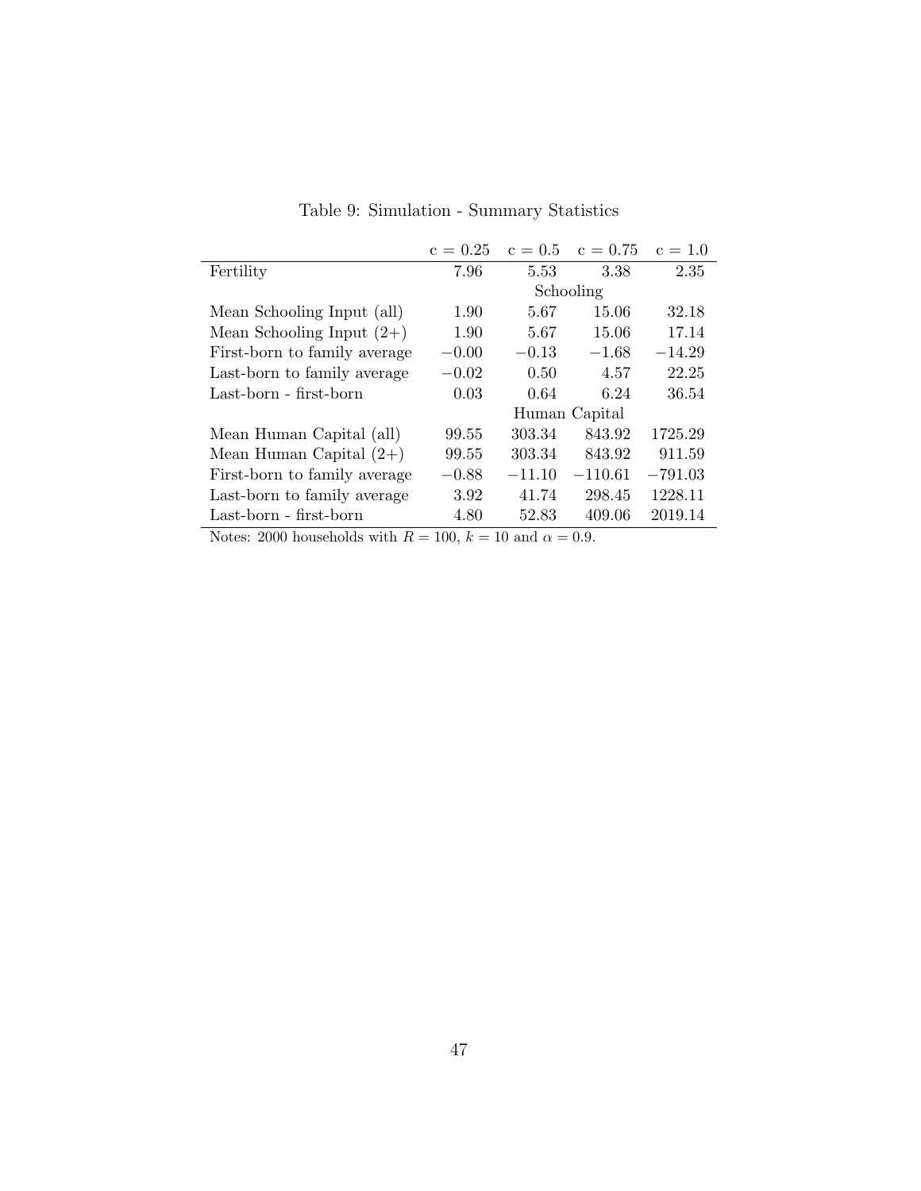Table 9: Simulation - Summary Statistics

| | c = 0.25 | c = 0.5 | c = 0.75 | c = 1.0 |
|---|---|---|---|---|
| Fertility | 7.96 | 5.53 | 3.38 | 2.35 |
| | | Schooling | | |
| Mean Schooling Input (all) | 1.90 | 5.67 | 15.06 | 32.18 |
| Mean Schooling Input (2+) | 1.90 | 5.67 | 15.06 | 17.14 |
| First-born to family average | −0.00 | −0.13 | −1.68 | −14.29 |
| Last-born to family average | −0.02 | 0.50 | 4.57 | 22.25 |
| Last-born - first-born | 0.03 | 0.64 | 6.24 | 36.54 |
| | | Human Capital | | |
| Mean Human Capital (all) | 99.55 | 303.34 | 843.92 | 1725.29 |
| Mean Human Capital (2+) | 99.55 | 303.34 | 843.92 | 911.59 |
| First-born to family average | −0.88 | −11.10 | −110.61 | −791.03 |
| Last-born to family average | 3.92 | 41.74 | 298.45 | 1228.11 |
| Last-born - first-born | 4.80 | 52.83 | 409.06 | 2019.14 |

Notes: 2000 households with $R = 100$, $k = 10$ and $\alpha = 0.9$.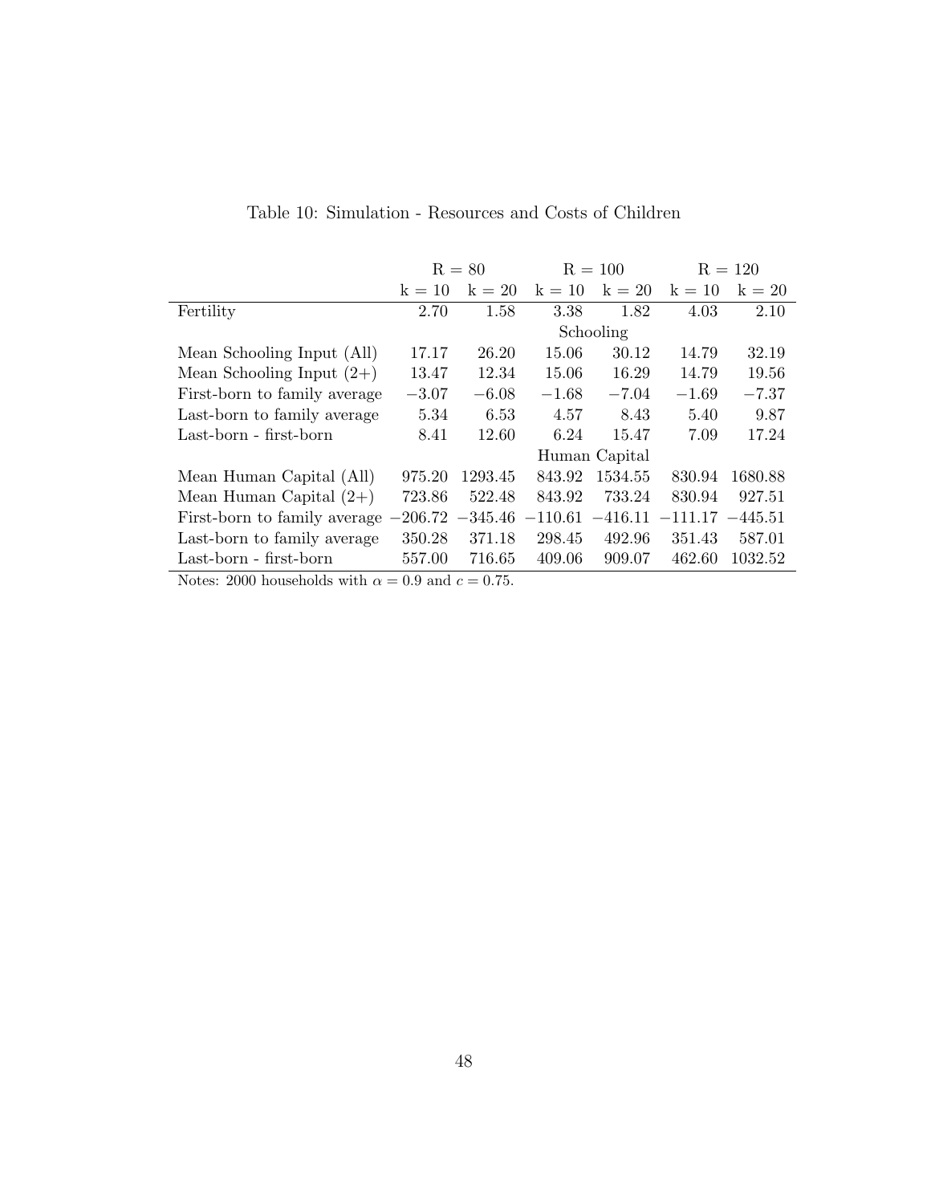Table 10: Simulation - Resources and Costs of Children

| | R = 80 | | R = 100 | | R = 120 | |
|---|---|---|---|---|---|---|
| | k = 10 | k = 20 | k = 10 | k = 20 | k = 10 | k = 20 |
| Fertility | 2.70 | 1.58 | 3.38 | 1.82 | 4.03 | 2.10 |
| | | | Schooling | | | |
| Mean Schooling Input (All) | 17.17 | 26.20 | 15.06 | 30.12 | 14.79 | 32.19 |
| Mean Schooling Input (2+) | 13.47 | 12.34 | 15.06 | 16.29 | 14.79 | 19.56 |
| First-born to family average | −3.07 | −6.08 | −1.68 | −7.04 | −1.69 | −7.37 |
| Last-born to family average | 5.34 | 6.53 | 4.57 | 8.43 | 5.40 | 9.87 |
| Last-born - first-born | 8.41 | 12.60 | 6.24 | 15.47 | 7.09 | 17.24 |
| | | | Human Capital | | | |
| Mean Human Capital (All) | 975.20 | 1293.45 | 843.92 | 1534.55 | 830.94 | 1680.88 |
| Mean Human Capital (2+) | 723.86 | 522.48 | 843.92 | 733.24 | 830.94 | 927.51 |
| First-born to family average | −206.72 | −345.46 | −110.61 | −416.11 | −111.17 | −445.51 |
| Last-born to family average | 350.28 | 371.18 | 298.45 | 492.96 | 351.43 | 587.01 |
| Last-born - first-born | 557.00 | 716.65 | 409.06 | 909.07 | 462.60 | 1032.52 |

Notes: 2000 households with $\alpha = 0.9$ and $c = 0.75$.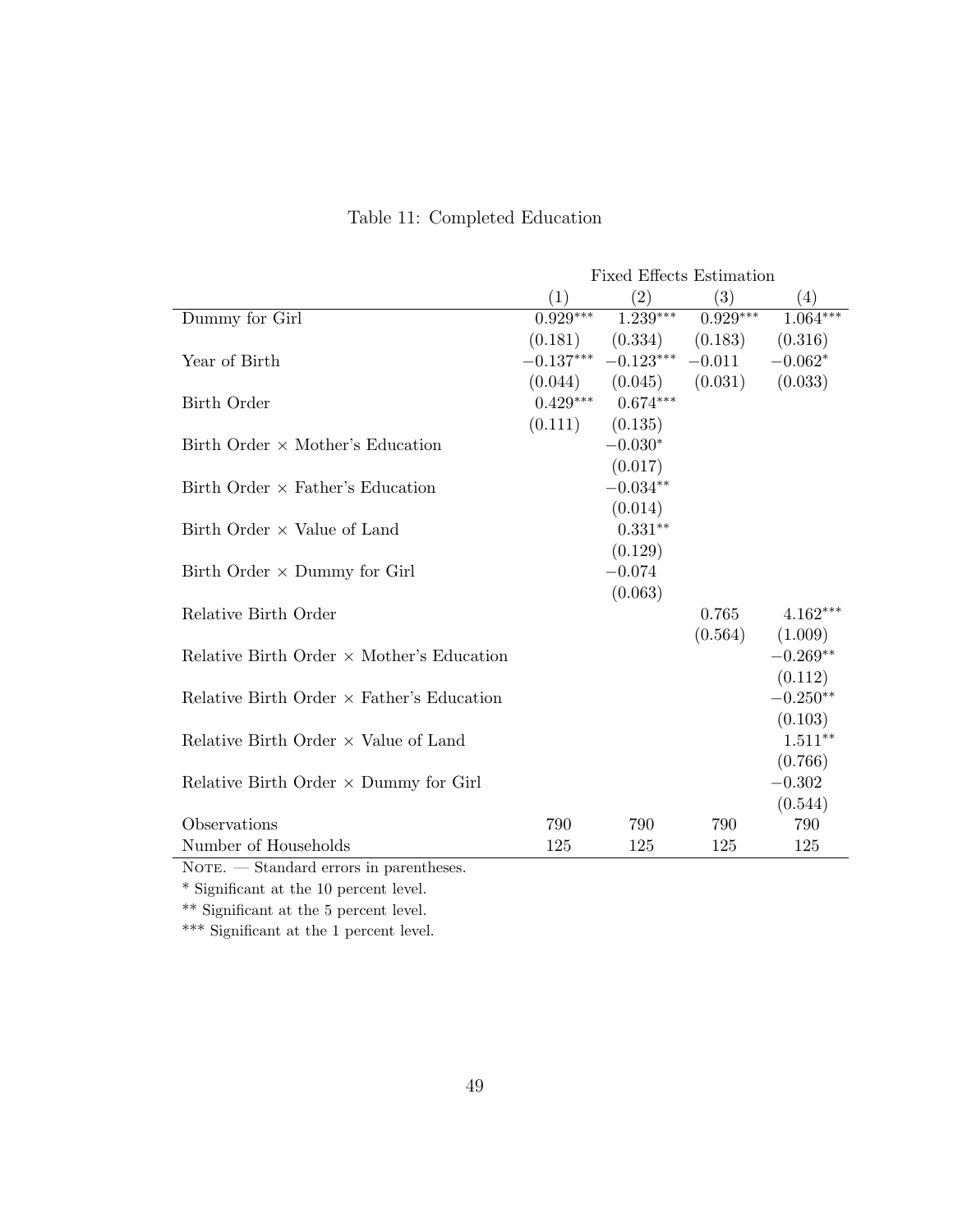Table 11: Completed Education

| | Fixed Effects Estimation | | | |
|---|---|---|---|---|
| | (1) | (2) | (3) | (4) |
| Dummy for Girl | 0.929*** | 1.239*** | 0.929*** | 1.064*** |
| | (0.181) | (0.334) | (0.183) | (0.316) |
| Year of Birth | −0.137*** | −0.123*** | −0.011 | −0.062* |
| | (0.044) | (0.045) | (0.031) | (0.033) |
| Birth Order | 0.429*** | 0.674*** | | |
| | (0.111) | (0.135) | | |
| Birth Order × Mother's Education | | −0.030* | | |
| | | (0.017) | | |
| Birth Order × Father's Education | | −0.034** | | |
| | | (0.014) | | |
| Birth Order × Value of Land | | 0.331** | | |
| | | (0.129) | | |
| Birth Order × Dummy for Girl | | −0.074 | | |
| | | (0.063) | | |
| Relative Birth Order | | | 0.765 | 4.162*** |
| | | | (0.564) | (1.009) |
| Relative Birth Order × Mother's Education | | | | −0.269** |
| | | | | (0.112) |
| Relative Birth Order × Father's Education | | | | −0.250** |
| | | | | (0.103) |
| Relative Birth Order × Value of Land | | | | 1.511** |
| | | | | (0.766) |
| Relative Birth Order × Dummy for Girl | | | | −0.302 |
| | | | | (0.544) |
| Observations | 790 | 790 | 790 | 790 |
| Number of Households | 125 | 125 | 125 | 125 |

NOTE. — Standard errors in parentheses.

* Significant at the 10 percent level.

** Significant at the 5 percent level.

*** Significant at the 1 percent level.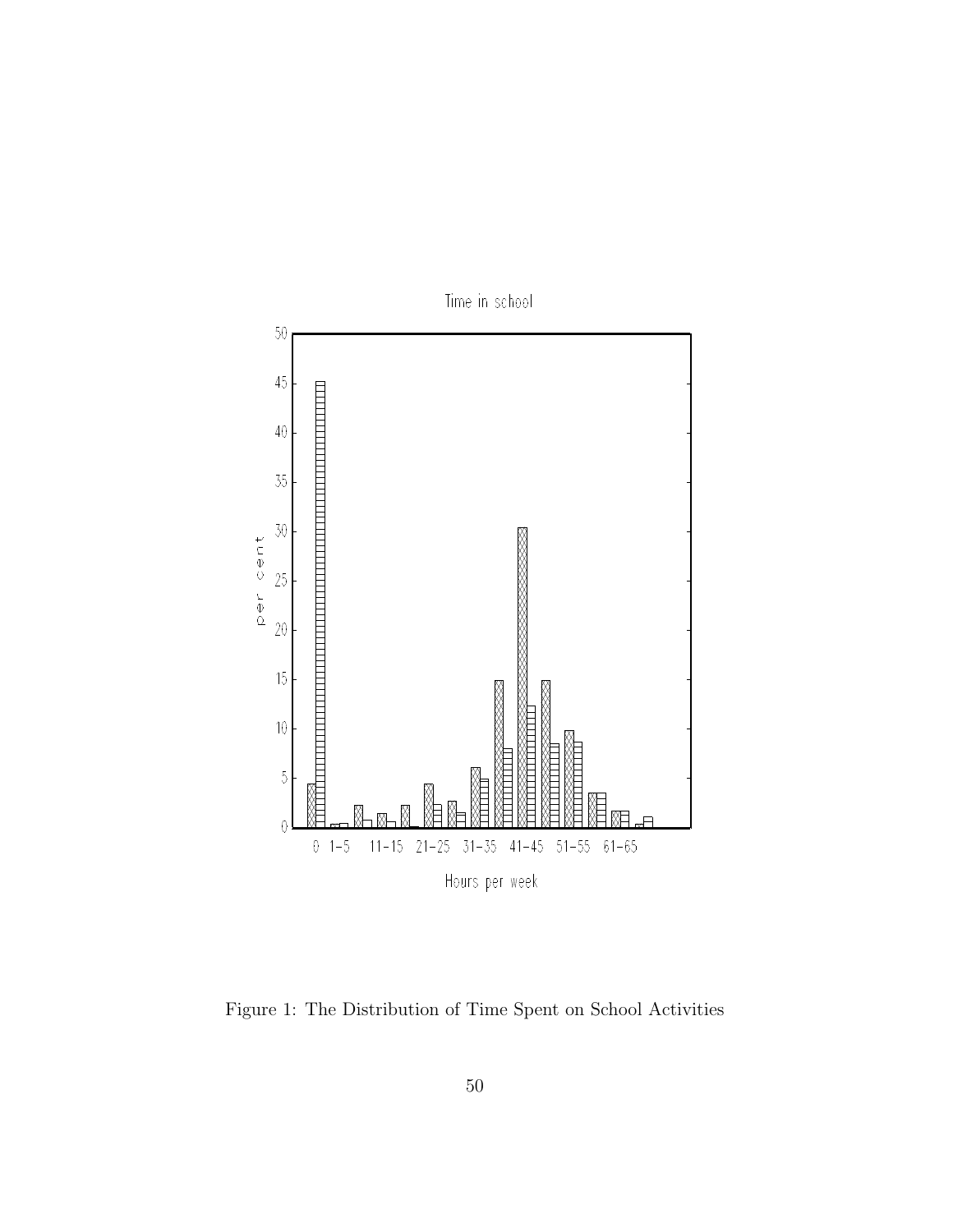Time in school

50
45
40
35
30
25
20
15
10
5
0

per cent

0 1-5 11-15 21-25 31-35 41-45 51-55 61-65

Hours per week

Figure 1: The Distribution of Time Spent on School Activities